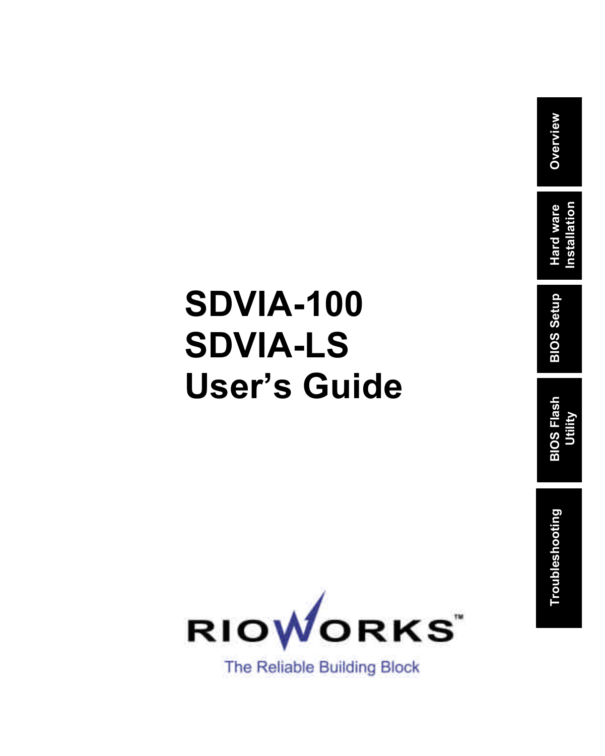# SDVIA-100
# SDVIA-LS
# User's Guide

RIOWORKS™

The Reliable Building Block

Overview

Hard ware Installation

BIOS Setup

BIOS Flash Utility

Troubleshooting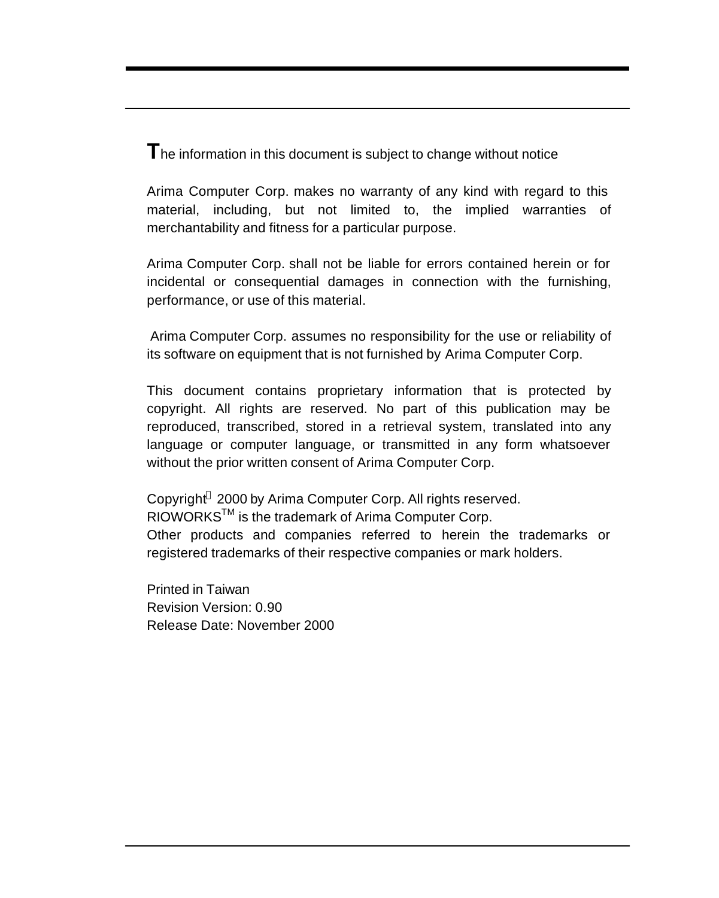The information in this document is subject to change without notice

Arima Computer Corp. makes no warranty of any kind with regard to this material, including, but not limited to, the implied warranties of merchantability and fitness for a particular purpose.

Arima Computer Corp. shall not be liable for errors contained herein or for incidental or consequential damages in connection with the furnishing, performance, or use of this material.

Arima Computer Corp. assumes no responsibility for the use or reliability of its software on equipment that is not furnished by Arima Computer Corp.

This document contains proprietary information that is protected by copyright. All rights are reserved. No part of this publication may be reproduced, transcribed, stored in a retrieval system, translated into any language or computer language, or transmitted in any form whatsoever without the prior written consent of Arima Computer Corp.

Copyright© 2000 by Arima Computer Corp. All rights reserved.
RIOWORKS™ is the trademark of Arima Computer Corp.
Other products and companies referred to herein the trademarks or registered trademarks of their respective companies or mark holders.

Printed in Taiwan
Revision Version: 0.90
Release Date: November 2000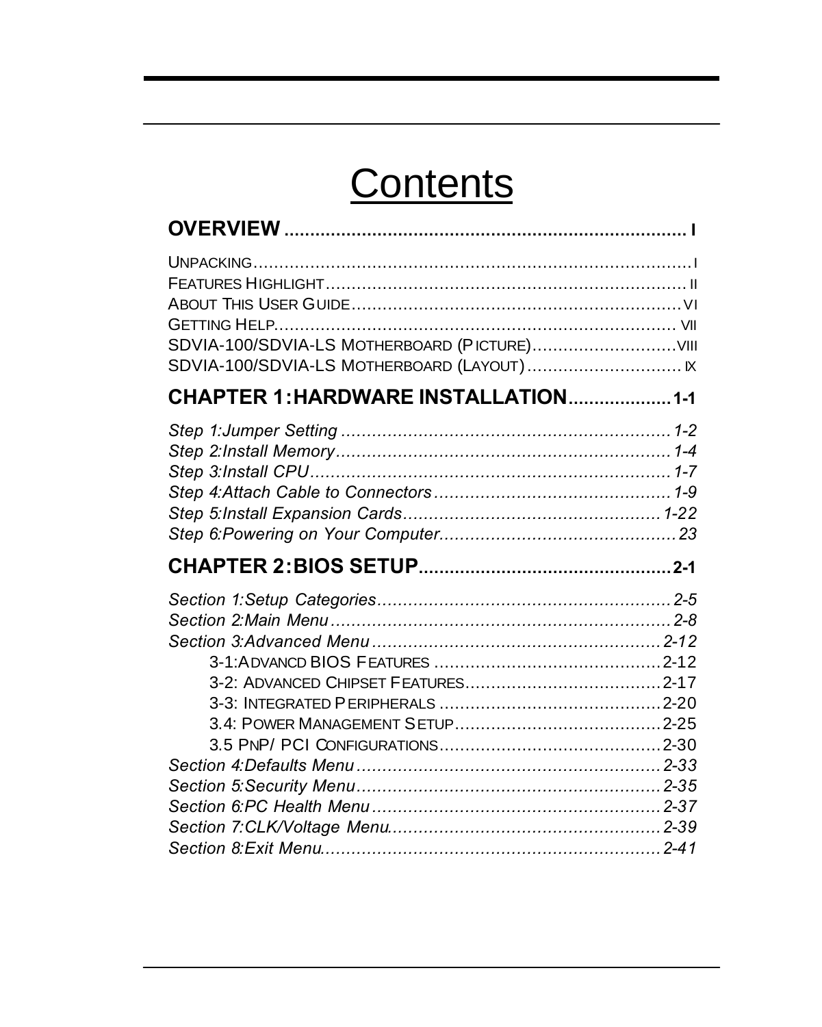# Contents

**OVERVIEW** .............................................................................. I

UNPACKING....................................................................................I
FEATURES HIGHLIGHT.....................................................................II
ABOUT THIS USER GUIDE................................................................VI
GETTING HELP.............................................................................VII
SDVIA-100/SDVIA-LS MOTHERBOARD (PICTURE)............................VIII
SDVIA-100/SDVIA-LS MOTHERBOARD (LAYOUT).............................IX

**CHAPTER 1:HARDWARE INSTALLATION**....................1-1

*Step 1:Jumper Setting ................................................................1-2*
*Step 2:Install Memory.................................................................1-4*
*Step 3:Install CPU......................................................................1-7*
*Step 4:Attach Cable to Connectors..............................................1-9*
*Step 5:Install Expansion Cards..................................................1-22*
*Step 6:Powering on Your Computer..............................................23*

**CHAPTER 2:BIOS SETUP**................................................2-1

*Section 1:Setup Categories.........................................................2-5*
*Section 2:Main Menu..................................................................2-8*
*Section 3:Advanced Menu........................................................2-12*
- 3-1:ADVANCD BIOS FEATURES ............................................2-12
- 3-2: ADVANCED CHIPSET FEATURES.......................................2-17
- 3-3: INTEGRATED PERIPHERALS ...........................................2-20
- 3.4: POWER MANAGEMENT SETUP........................................2-25
- 3.5 PNP/ PCI CONFIGURATIONS...........................................2-30

*Section 4:Defaults Menu...........................................................2-33*
*Section 5:Security Menu...........................................................2-35*
*Section 6:PC Health Menu........................................................2-37*
*Section 7:CLK/Voltage Menu.....................................................2-39*
*Section 8:Exit Menu.................................................................2-41*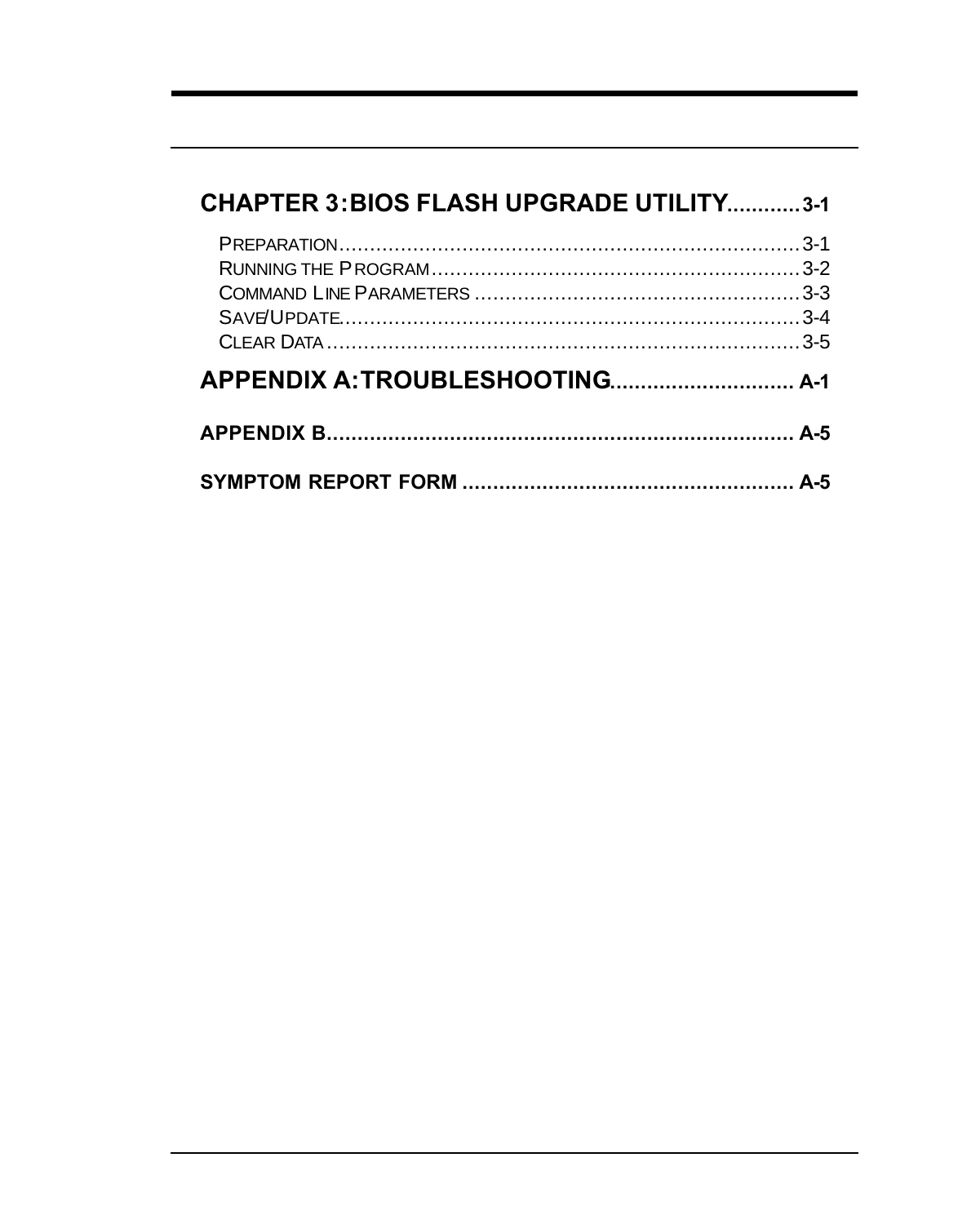**CHAPTER 3: BIOS FLASH UPGRADE UTILITY............3-1**

PREPARATION.........................................................................3-1
RUNNING THE PROGRAM.........................................................3-2
COMMAND LINE PARAMETERS ..................................................3-3
SAVE/UPDATE.........................................................................3-4
CLEAR DATA...........................................................................3-5

**APPENDIX A: TROUBLESHOOTING............................ A-1**

**APPENDIX B......................................................................... A-5**

**SYMPTOM REPORT FORM .................................................... A-5**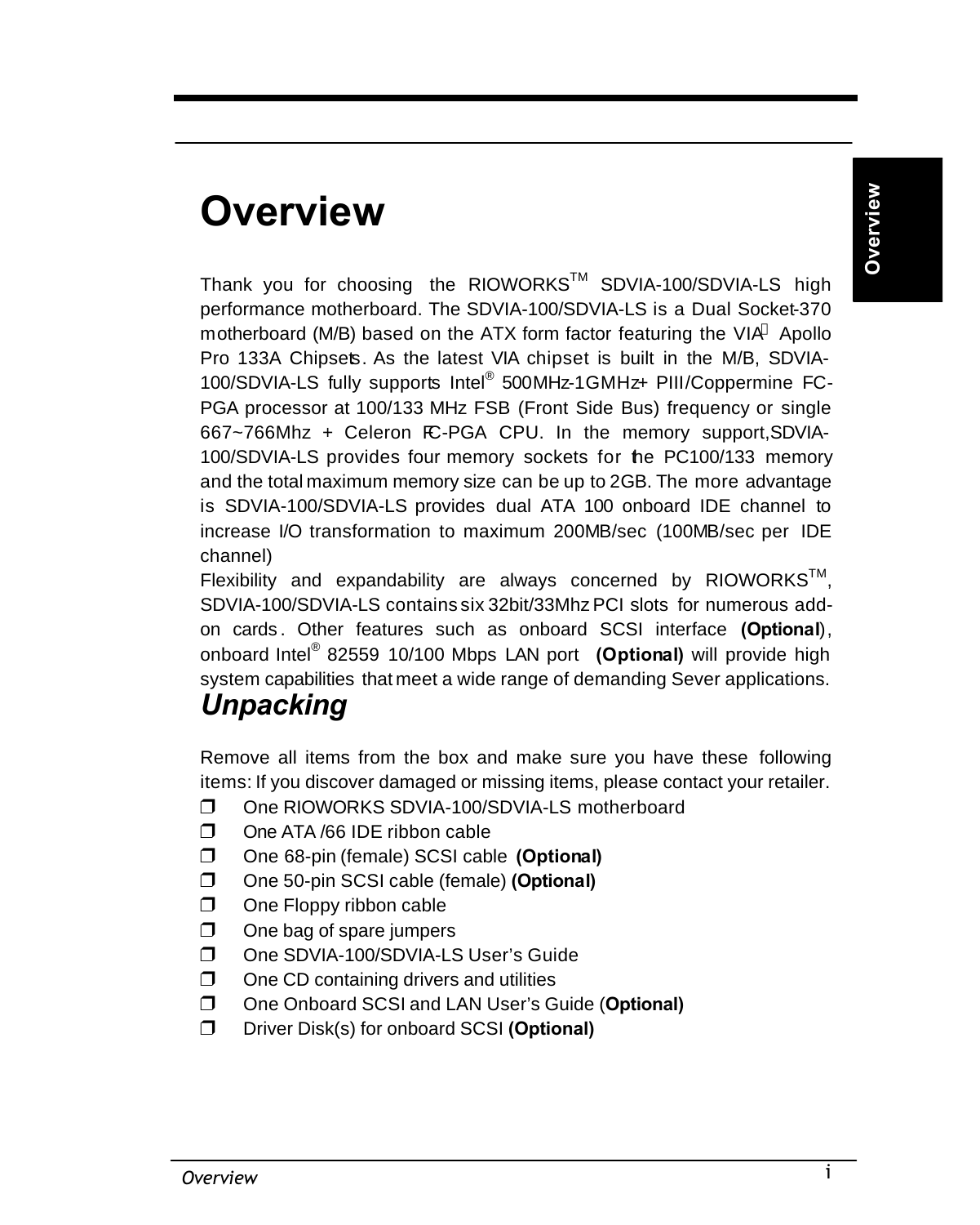# Overview

Thank you for choosing the RIOWORKS™ SDVIA-100/SDVIA-LS high performance motherboard. The SDVIA-100/SDVIA-LS is a Dual Socket-370 motherboard (M/B) based on the ATX form factor featuring the VIA Apollo Pro 133A Chipsets. As the latest VIA chipset is built in the M/B, SDVIA-100/SDVIA-LS fully supports Intel® 500MHz-1GMHz+ PIII/Coppermine FC-PGA processor at 100/133 MHz FSB (Front Side Bus) frequency or single 667~766Mhz + Celeron FC-PGA CPU. In the memory support,SDVIA-100/SDVIA-LS provides four memory sockets for the PC100/133 memory and the total maximum memory size can be up to 2GB. The more advantage is SDVIA-100/SDVIA-LS provides dual ATA 100 onboard IDE channel to increase I/O transformation to maximum 200MB/sec (100MB/sec per IDE channel)

Flexibility and expandability are always concerned by RIOWORKS™, SDVIA-100/SDVIA-LS contains six 32bit/33Mhz PCI slots for numerous add-on cards. Other features such as onboard SCSI interface **(Optional)**, onboard Intel® 82559 10/100 Mbps LAN port **(Optional)** will provide high system capabilities that meet a wide range of demanding Sever applications.

## *Unpacking*

Remove all items from the box and make sure you have these following items: If you discover damaged or missing items, please contact your retailer.

- One RIOWORKS SDVIA-100/SDVIA-LS motherboard
- One ATA /66 IDE ribbon cable
- One 68-pin (female) SCSI cable **(Optional)**
- One 50-pin SCSI cable (female) **(Optional)**
- One Floppy ribbon cable
- One bag of spare jumpers
- One SDVIA-100/SDVIA-LS User's Guide
- One CD containing drivers and utilities
- One Onboard SCSI and LAN User's Guide (**Optional)**
- Driver Disk(s) for onboard SCSI **(Optional)**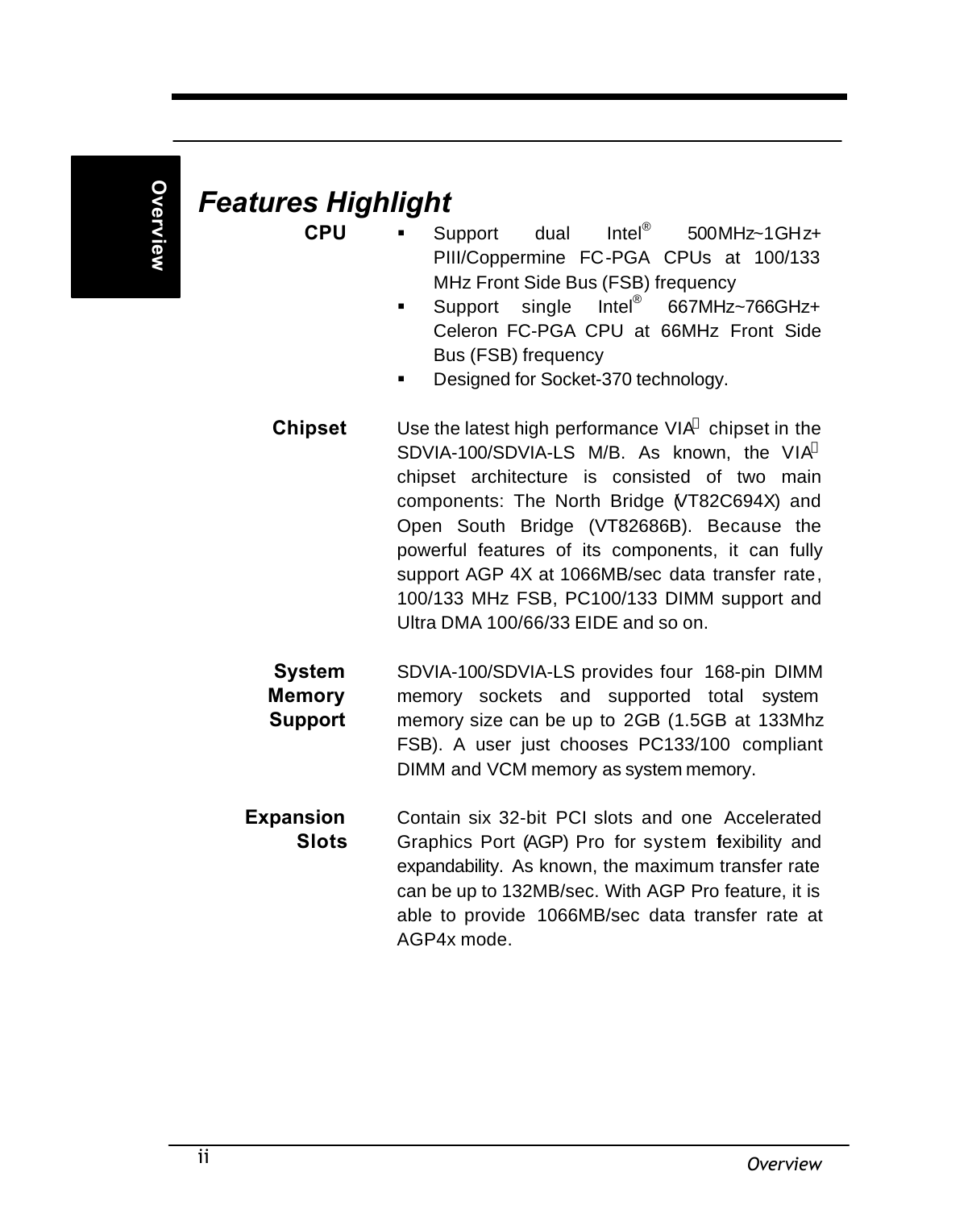## Features Highlight

**CPU**

- Support dual Intel® 500MHz~1GHz+ PIII/Coppermine FC-PGA CPUs at 100/133 MHz Front Side Bus (FSB) frequency
- Support single Intel® 667MHz~766GHz+ Celeron FC-PGA CPU at 66MHz Front Side Bus (FSB) frequency
- Designed for Socket-370 technology.

**Chipset**

Use the latest high performance VIA chipset in the SDVIA-100/SDVIA-LS M/B. As known, the VIA chipset architecture is consisted of two main components: The North Bridge (VT82C694X) and Open South Bridge (VT82686B). Because the powerful features of its components, it can fully support AGP 4X at 1066MB/sec data transfer rate, 100/133 MHz FSB, PC100/133 DIMM support and Ultra DMA 100/66/33 EIDE and so on.

**System Memory Support**

SDVIA-100/SDVIA-LS provides four 168-pin DIMM memory sockets and supported total system memory size can be up to 2GB (1.5GB at 133Mhz FSB). A user just chooses PC133/100 compliant DIMM and VCM memory as system memory.

**Expansion Slots**

Contain six 32-bit PCI slots and one Accelerated Graphics Port (AGP) Pro for system flexibility and expandability. As known, the maximum transfer rate can be up to 132MB/sec. With AGP Pro feature, it is able to provide 1066MB/sec data transfer rate at AGP4x mode.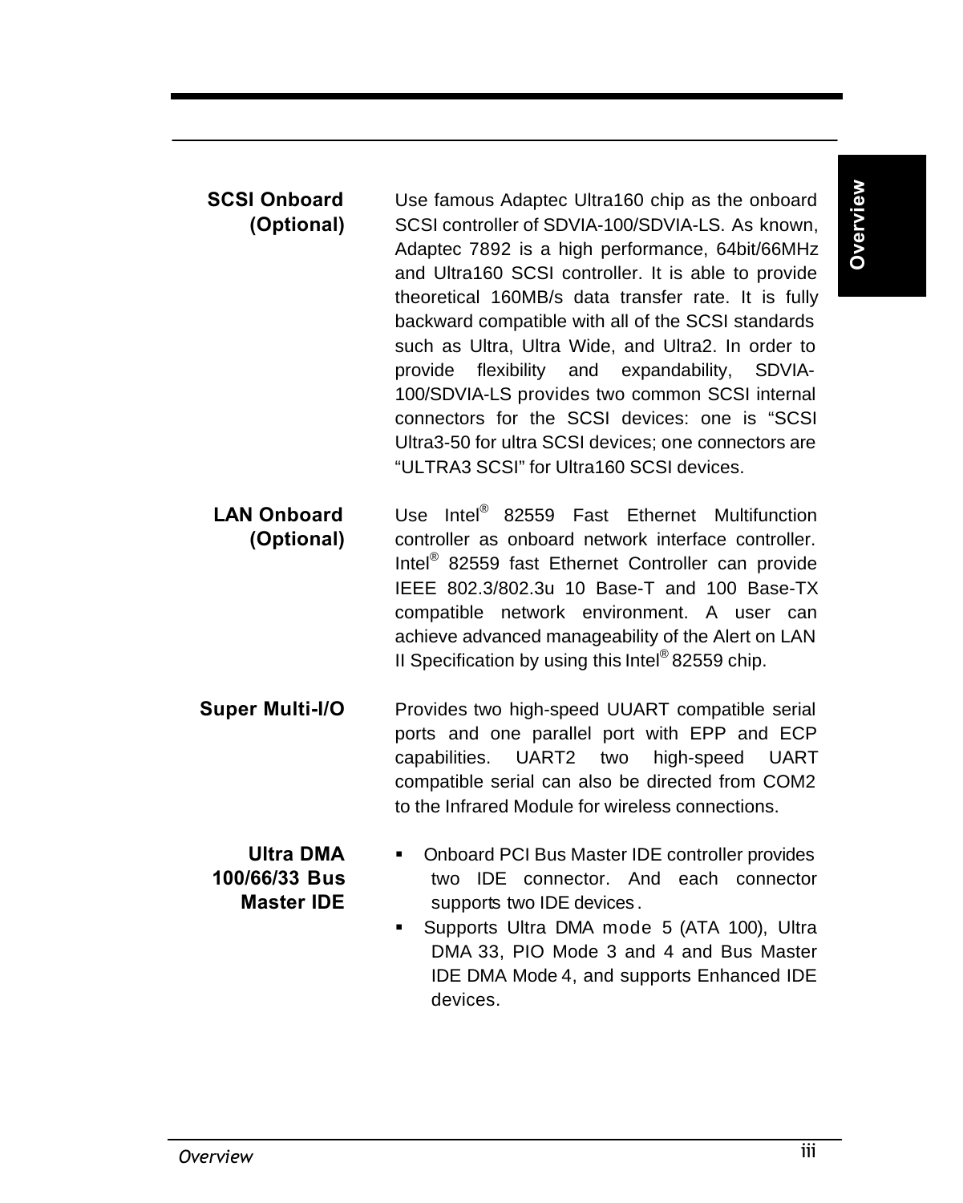**SCSI Onboard (Optional)**

Use famous Adaptec Ultra160 chip as the onboard SCSI controller of SDVIA-100/SDVIA-LS. As known, Adaptec 7892 is a high performance, 64bit/66MHz and Ultra160 SCSI controller. It is able to provide theoretical 160MB/s data transfer rate. It is fully backward compatible with all of the SCSI standards such as Ultra, Ultra Wide, and Ultra2. In order to provide flexibility and expandability, SDVIA-100/SDVIA-LS provides two common SCSI internal connectors for the SCSI devices: one is "SCSI Ultra3-50 for ultra SCSI devices; one connectors are "ULTRA3 SCSI" for Ultra160 SCSI devices.

**LAN Onboard (Optional)**

Use Intel® 82559 Fast Ethernet Multifunction controller as onboard network interface controller. Intel® 82559 fast Ethernet Controller can provide IEEE 802.3/802.3u 10 Base-T and 100 Base-TX compatible network environment. A user can achieve advanced manageability of the Alert on LAN II Specification by using this Intel® 82559 chip.

**Super Multi-I/O**

Provides two high-speed UUART compatible serial ports and one parallel port with EPP and ECP capabilities. UART2 two high-speed UART compatible serial can also be directed from COM2 to the Infrared Module for wireless connections.

**Ultra DMA 100/66/33 Bus Master IDE**

- Onboard PCI Bus Master IDE controller provides two IDE connector. And each connector supports two IDE devices.
- Supports Ultra DMA mode 5 (ATA 100), Ultra DMA 33, PIO Mode 3 and 4 and Bus Master IDE DMA Mode 4, and supports Enhanced IDE devices.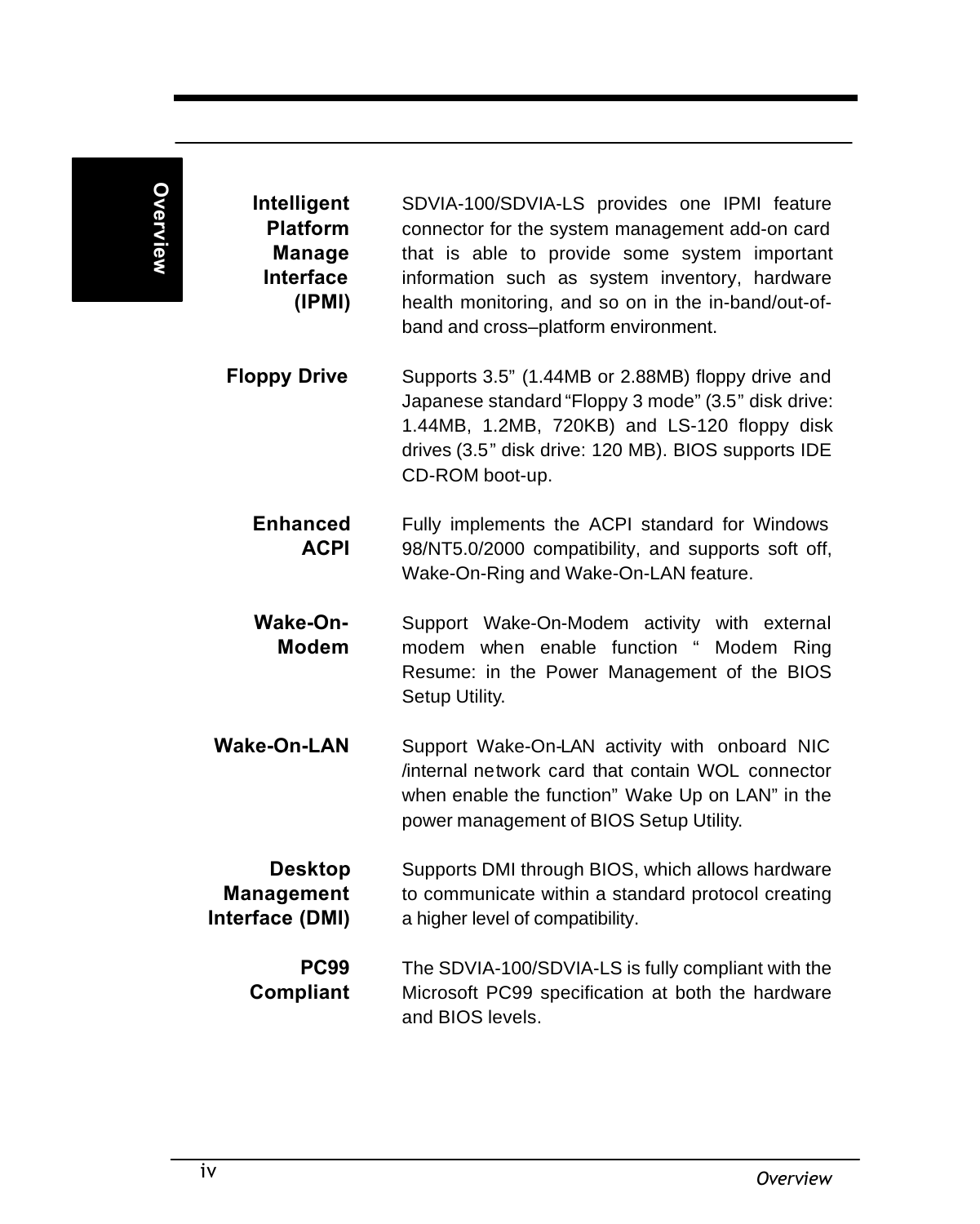**Intelligent Platform Manage Interface (IPMI)**

SDVIA-100/SDVIA-LS provides one IPMI feature connector for the system management add-on card that is able to provide some system important information such as system inventory, hardware health monitoring, and so on in the in-band/out-of-band and cross–platform environment.

**Floppy Drive**

Supports 3.5" (1.44MB or 2.88MB) floppy drive and Japanese standard "Floppy 3 mode" (3.5" disk drive: 1.44MB, 1.2MB, 720KB) and LS-120 floppy disk drives (3.5" disk drive: 120 MB). BIOS supports IDE CD-ROM boot-up.

**Enhanced ACPI**

Fully implements the ACPI standard for Windows 98/NT5.0/2000 compatibility, and supports soft off, Wake-On-Ring and Wake-On-LAN feature.

**Wake-On-Modem**

Support Wake-On-Modem activity with external modem when enable function " Modem Ring Resume: in the Power Management of the BIOS Setup Utility.

**Wake-On-LAN**

Support Wake-On-LAN activity with onboard NIC /internal network card that contain WOL connector when enable the function" Wake Up on LAN" in the power management of BIOS Setup Utility.

**Desktop Management Interface (DMI)**

Supports DMI through BIOS, which allows hardware to communicate within a standard protocol creating a higher level of compatibility.

**PC99 Compliant**

The SDVIA-100/SDVIA-LS is fully compliant with the Microsoft PC99 specification at both the hardware and BIOS levels.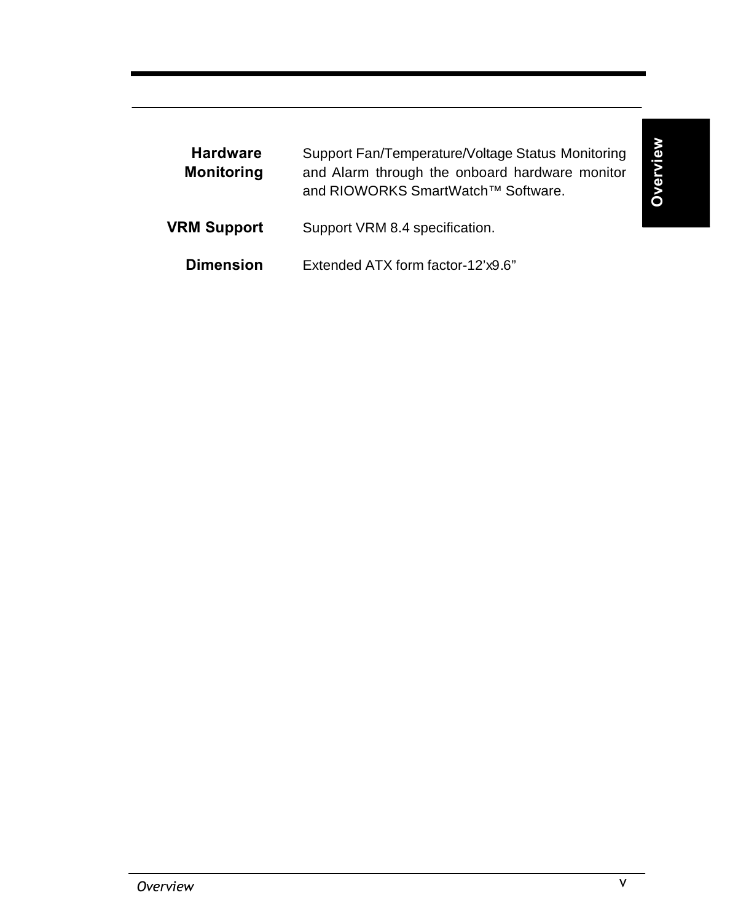| | |
|---|---|
| **Hardware Monitoring** | Support Fan/Temperature/Voltage Status Monitoring and Alarm through the onboard hardware monitor and RIOWORKS SmartWatch™ Software. |
| **VRM Support** | Support VRM 8.4 specification. |
| **Dimension** | Extended ATX form factor-12'x9.6" |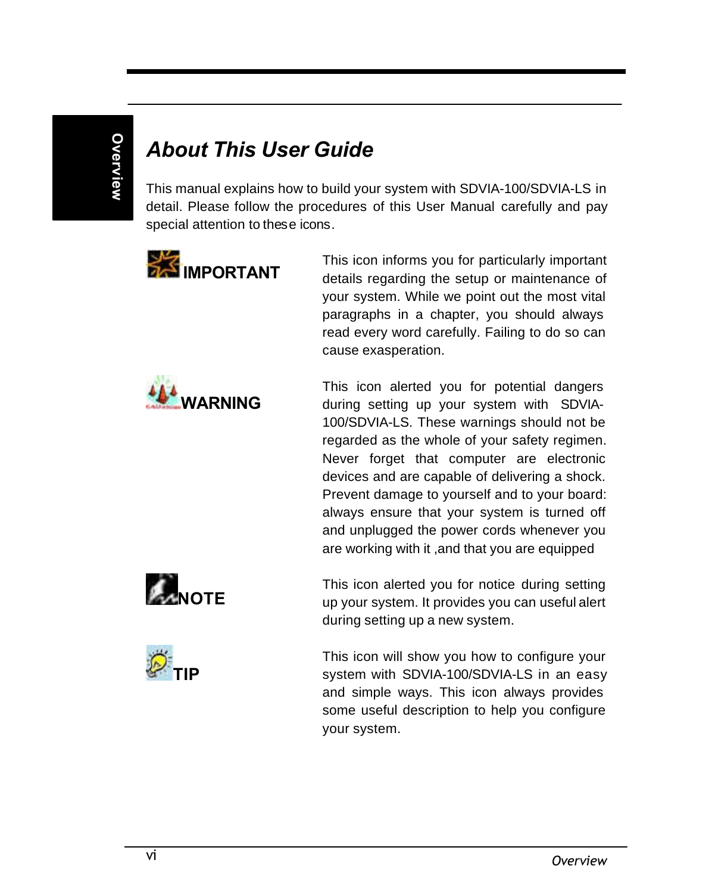## *About This User Guide*

This manual explains how to build your system with SDVIA-100/SDVIA-LS in detail. Please follow the procedures of this User Manual carefully and pay special attention to these icons.

**IMPORTANT**

This icon informs you for particularly important details regarding the setup or maintenance of your system. While we point out the most vital paragraphs in a chapter, you should always read every word carefully. Failing to do so can cause exasperation.

**WARNING**

This icon alerted you for potential dangers during setting up your system with SDVIA-100/SDVIA-LS. These warnings should not be regarded as the whole of your safety regimen. Never forget that computer are electronic devices and are capable of delivering a shock. Prevent damage to yourself and to your board: always ensure that your system is turned off and unplugged the power cords whenever you are working with it ,and that you are equipped

**NOTE**

This icon alerted you for notice during setting up your system. It provides you can useful alert during setting up a new system.

**TIP**

This icon will show you how to configure your system with SDVIA-100/SDVIA-LS in an easy and simple ways. This icon always provides some useful description to help you configure your system.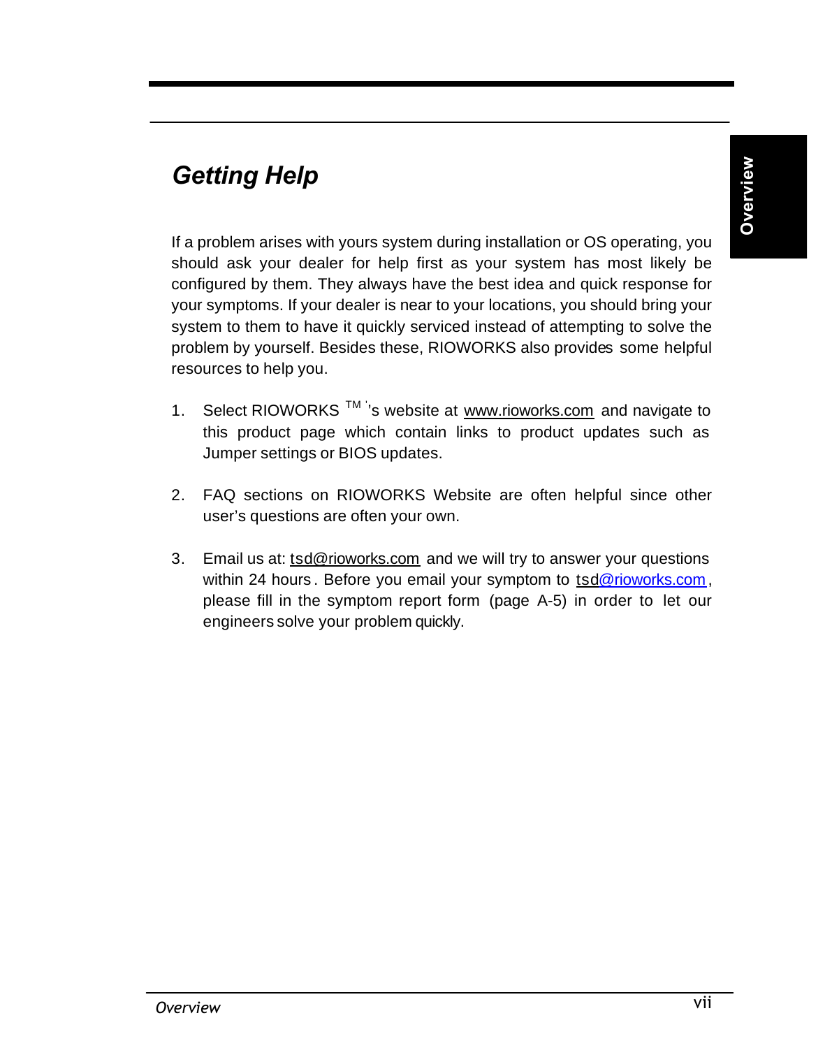## *Getting Help*

If a problem arises with yours system during installation or OS operating, you should ask your dealer for help first as your system has most likely be configured by them. They always have the best idea and quick response for your symptoms. If your dealer is near to your locations, you should bring your system to them to have it quickly serviced instead of attempting to solve the problem by yourself. Besides these, RIOWORKS also provides some helpful resources to help you.

1. Select RIOWORKS ™'s website at www.rioworks.com and navigate to this product page which contain links to product updates such as Jumper settings or BIOS updates.

2. FAQ sections on RIOWORKS Website are often helpful since other user's questions are often your own.

3. Email us at: tsd@rioworks.com and we will try to answer your questions within 24 hours. Before you email your symptom to tsd@rioworks.com, please fill in the symptom report form (page A-5) in order to let our engineers solve your problem quickly.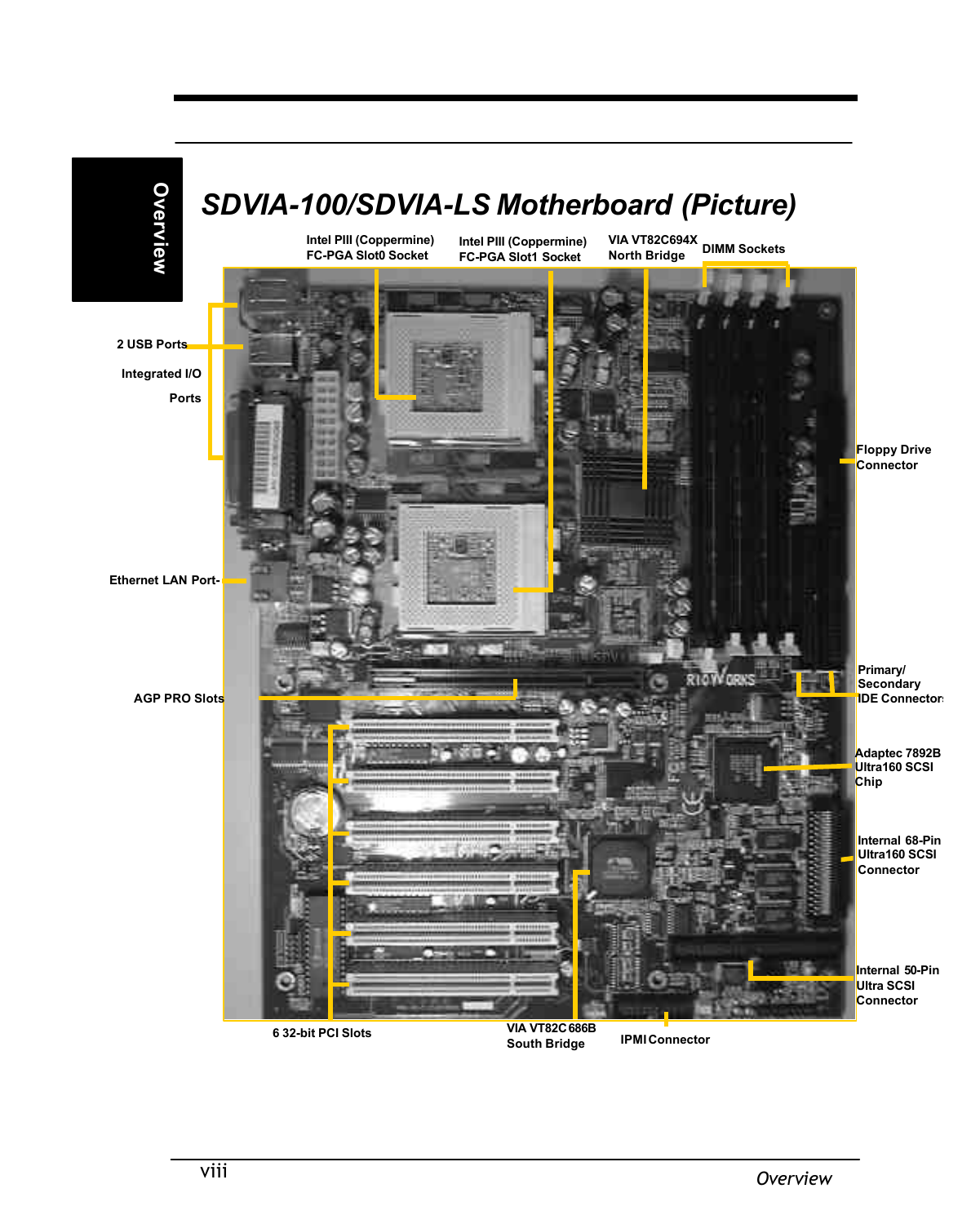# SDVIA-100/SDVIA-LS Motherboard (Picture)

Intel PIII (Coppermine) FC-PGA Slot0 Socket

Intel PIII (Coppermine) FC-PGA Slot1 Socket

VIA VT82C694X North Bridge

DIMM Sockets

2 USB Ports

Integrated I/O Ports

Floppy Drive Connector

Ethernet LAN Port

AGP PRO Slots

Primary/ Secondary IDE Connectors

Adaptec 7892B Ultra160 SCSI Chip

Internal 68-Pin Ultra160 SCSI Connector

Internal 50-Pin Ultra SCSI Connector

6 32-bit PCI Slots

VIA VT82C686B South Bridge

IPMI Connector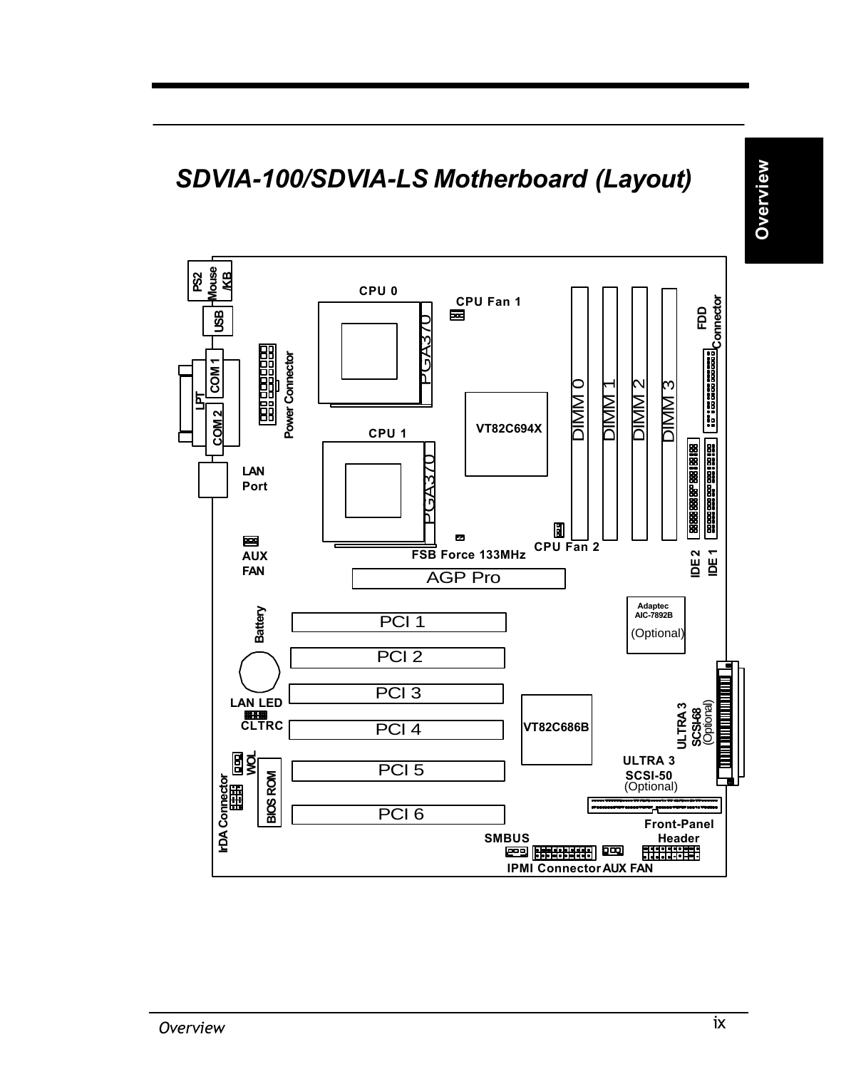# SDVIA-100/SDVIA-LS Motherboard (Layout)

PS2 Mouse /KB

USB

COM 1

LPT

COM 2

Power Connector

CPU 0

PGA370

CPU Fan 1

VT82C694X

CPU 1

PGA370

DIMM 0

DIMM 1

DIMM 2

DIMM 3

FDD Connector

LAN Port

AUX FAN

FSB Force 133MHz

CPU Fan 2

IDE 2

IDE 1

AGP Pro

Battery

PCI 1

Adaptec AIC-7892B (Optional)

PCI 2

PCI 3

LAN LED

CLTRC

PCI 4

VT82C686B

ULTRA 3 SCSI-68 (Optional)

WOL

PCI 5

ULTRA 3 SCSI-50 (Optional)

IrDA Connector

BIOS ROM

PCI 6

Front-Panel Header

SMBUS

IPMI Connector

AUX FAN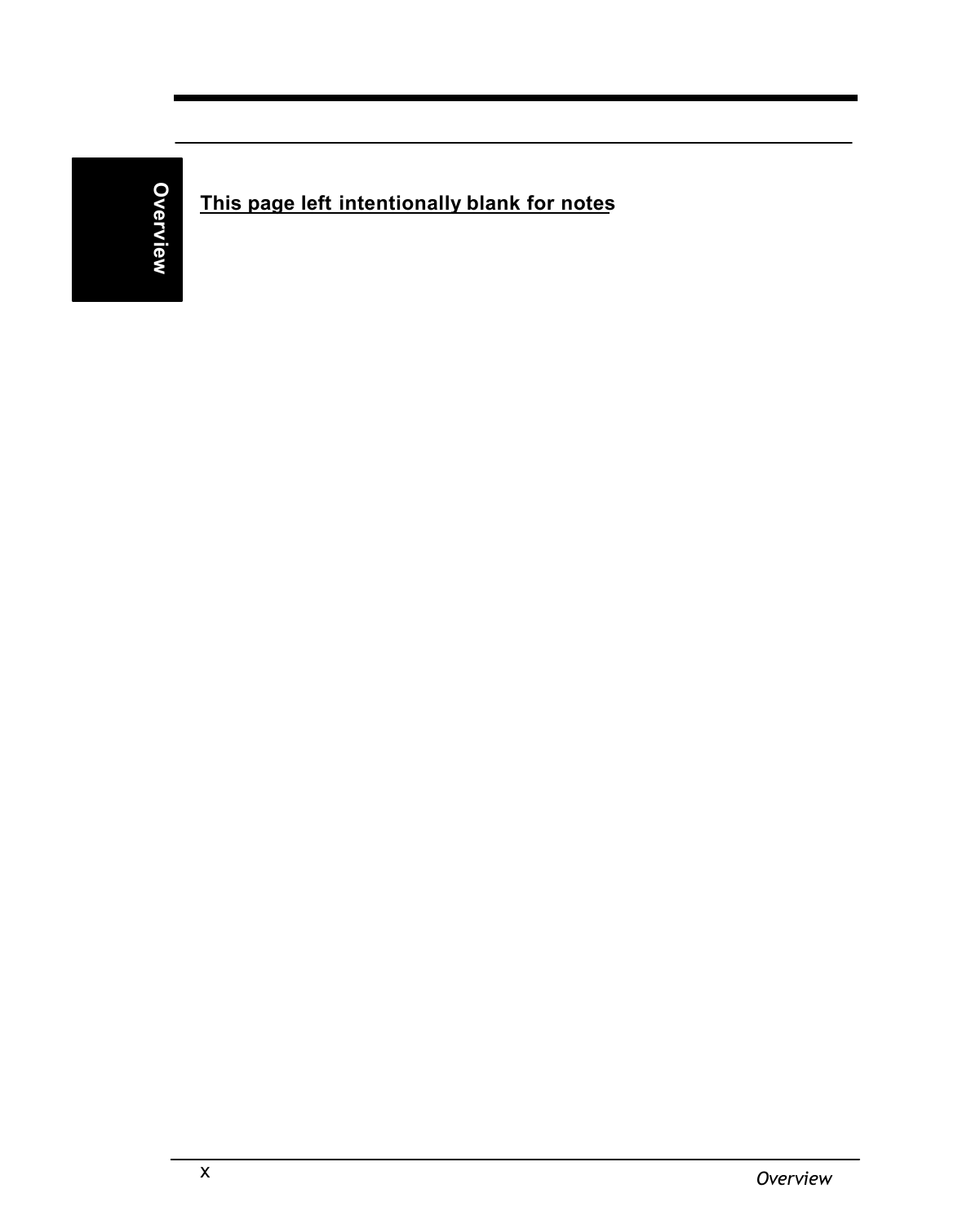**This page left intentionally blank for notes**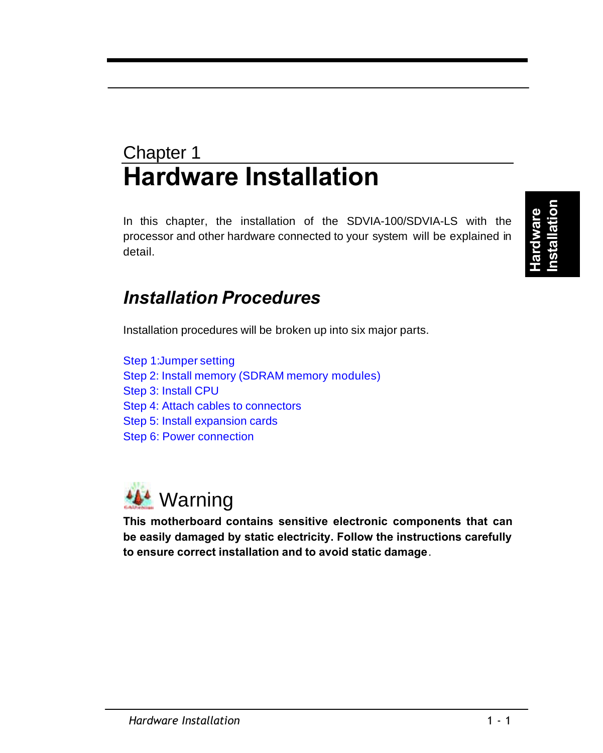Chapter 1

# Hardware Installation

In this chapter, the installation of the SDVIA-100/SDVIA-LS with the processor and other hardware connected to your system will be explained in detail.

## *Installation Procedures*

Installation procedures will be broken up into six major parts.

Step 1:Jumper setting
Step 2: Install memory (SDRAM memory modules)
Step 3: Install CPU
Step 4: Attach cables to connectors
Step 5: Install expansion cards
Step 6: Power connection

### Warning

**This motherboard contains sensitive electronic components that can be easily damaged by static electricity. Follow the instructions carefully to ensure correct installation and to avoid static damage**.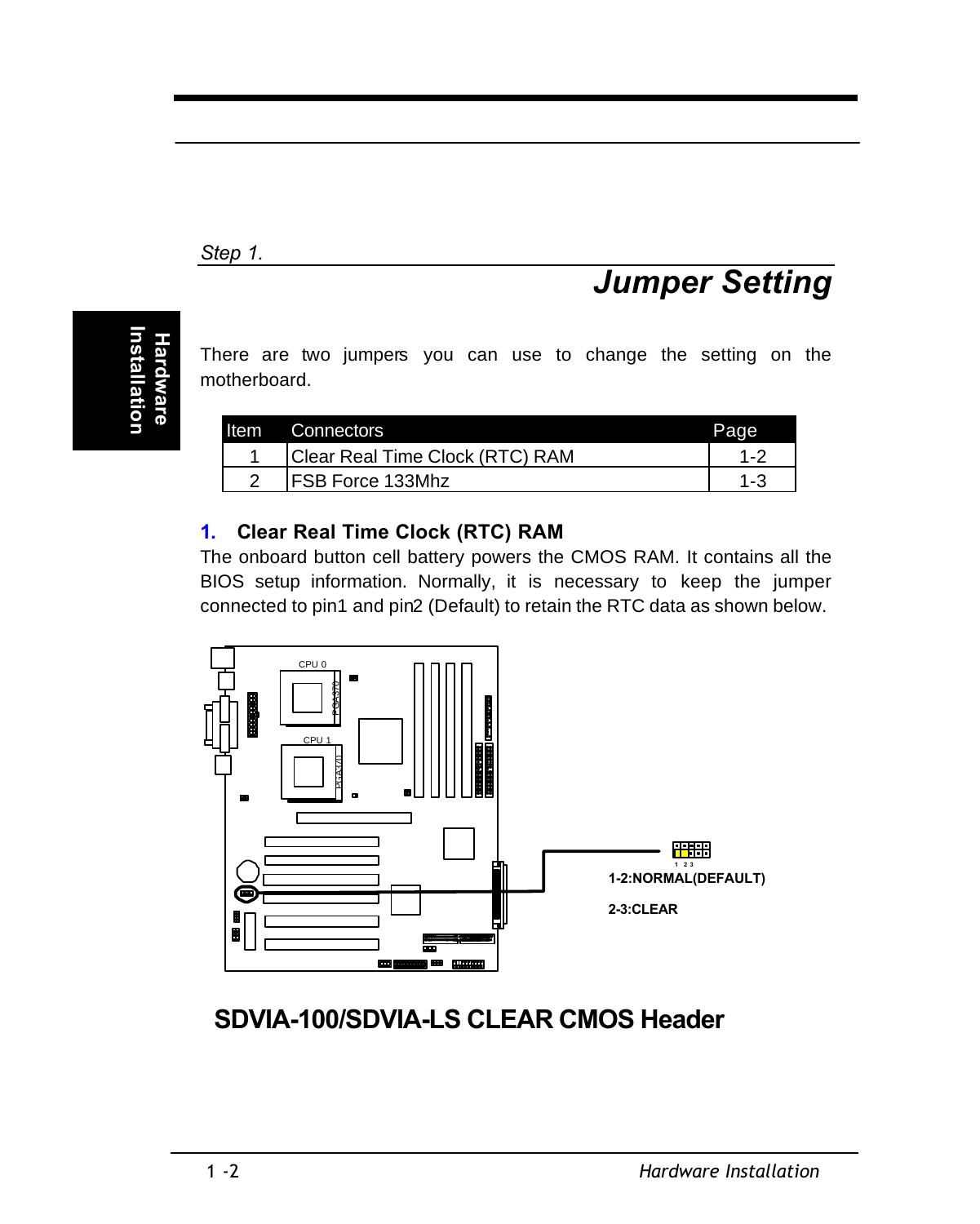*Step 1.*

## Jumper Setting

There are two jumpers you can use to change the setting on the motherboard.

| Item | Connectors | Page |
|---|---|---|
| 1 | Clear Real Time Clock (RTC) RAM | 1-2 |
| 2 | FSB Force 133Mhz | 1-3 |

### 1. Clear Real Time Clock (RTC) RAM

The onboard button cell battery powers the CMOS RAM. It contains all the BIOS setup information. Normally, it is necessary to keep the jumper connected to pin1 and pin2 (Default) to retain the RTC data as shown below.

CPU 0

CPU 1

1 2 3

**1-2:NORMAL(DEFAULT)**

**2-3:CLEAR**

**SDVIA-100/SDVIA-LS CLEAR CMOS Header**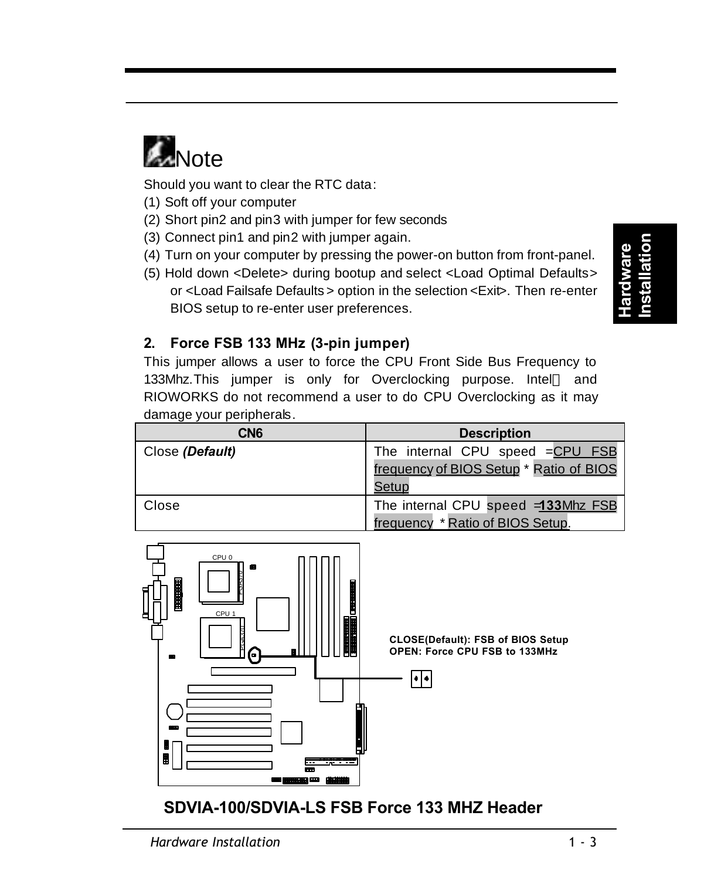## Note

Should you want to clear the RTC data:

(1) Soft off your computer
(2) Short pin2 and pin3 with jumper for few seconds
(3) Connect pin1 and pin2 with jumper again.
(4) Turn on your computer by pressing the power-on button from front-panel.
(5) Hold down <Delete> during bootup and select <Load Optimal Defaults> or <Load Failsafe Defaults > option in the selection <Exit>. Then re-enter BIOS setup to re-enter user preferences.

**2. Force FSB 133 MHz (3-pin jumper)**

This jumper allows a user to force the CPU Front Side Bus Frequency to 133Mhz.This jumper is only for Overclocking purpose. Intel and RIOWORKS do not recommend a user to do CPU Overclocking as it may damage your peripherals.

| CN6 | Description |
|---|---|
| Close ***(Default)*** | The internal CPU speed =CPU FSB frequency of BIOS Setup * Ratio of BIOS Setup |
| Close | The internal CPU speed =**133**Mhz FSB frequency * Ratio of BIOS Setup. |

CPU 0

CPU 1

CLOSE(Default): FSB of BIOS Setup
OPEN: Force CPU FSB to 133MHz

**SDVIA-100/SDVIA-LS FSB Force 133 MHZ Header**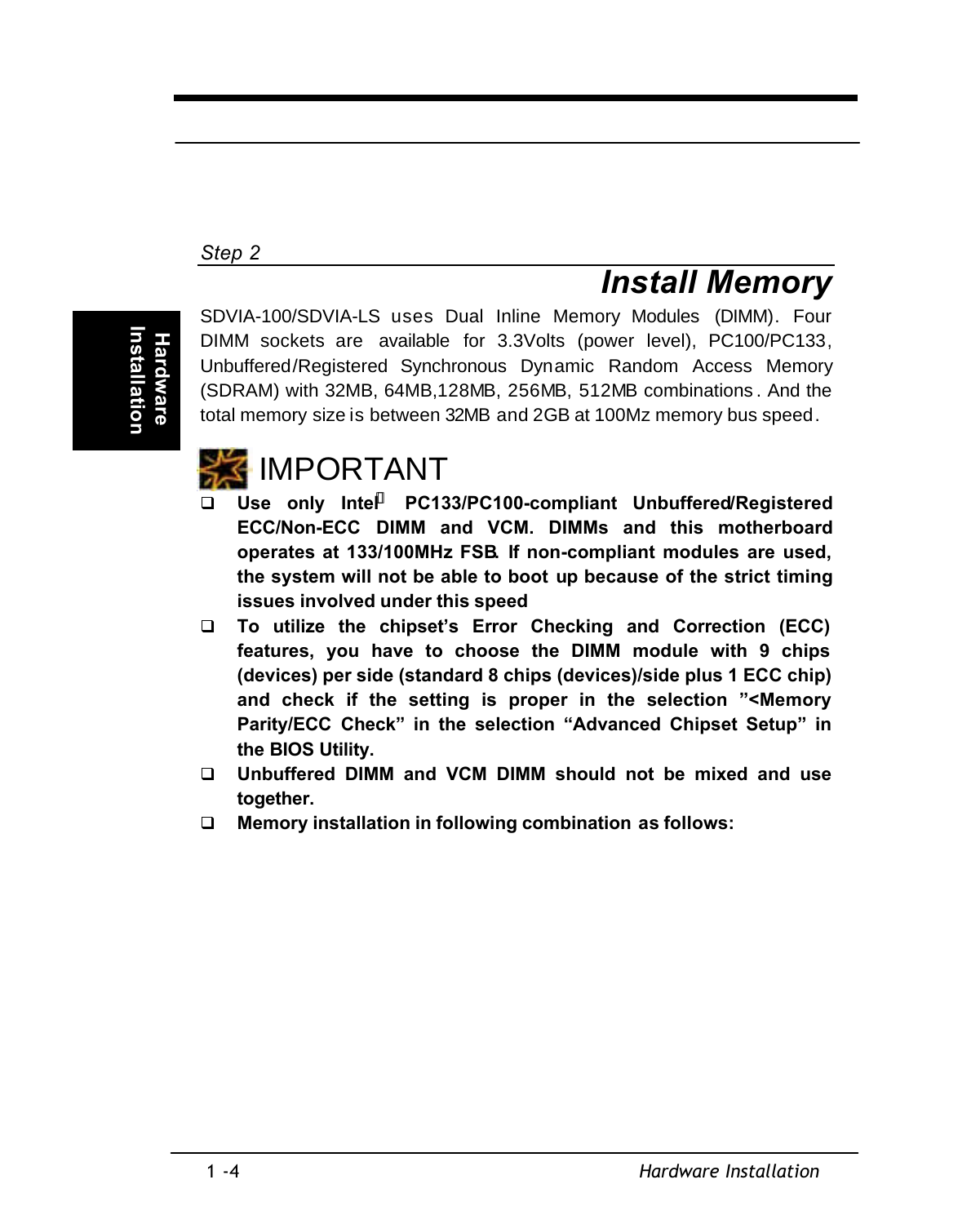*Step 2*

## *Install Memory*

SDVIA-100/SDVIA-LS uses Dual Inline Memory Modules (DIMM). Four DIMM sockets are available for 3.3Volts (power level), PC100/PC133, Unbuffered/Registered Synchronous Dynamic Random Access Memory (SDRAM) with 32MB, 64MB,128MB, 256MB, 512MB combinations. And the total memory size is between 32MB and 2GB at 100Mz memory bus speed.

### IMPORTANT

- **Use only Intel® PC133/PC100-compliant Unbuffered/Registered ECC/Non-ECC DIMM and VCM. DIMMs and this motherboard operates at 133/100MHz FSB. If non-compliant modules are used, the system will not be able to boot up because of the strict timing issues involved under this speed**
- **To utilize the chipset's Error Checking and Correction (ECC) features, you have to choose the DIMM module with 9 chips (devices) per side (standard 8 chips (devices)/side plus 1 ECC chip) and check if the setting is proper in the selection "<Memory Parity/ECC Check" in the selection "Advanced Chipset Setup" in the BIOS Utility.**
- **Unbuffered DIMM and VCM DIMM should not be mixed and use together.**
- **Memory installation in following combination as follows:**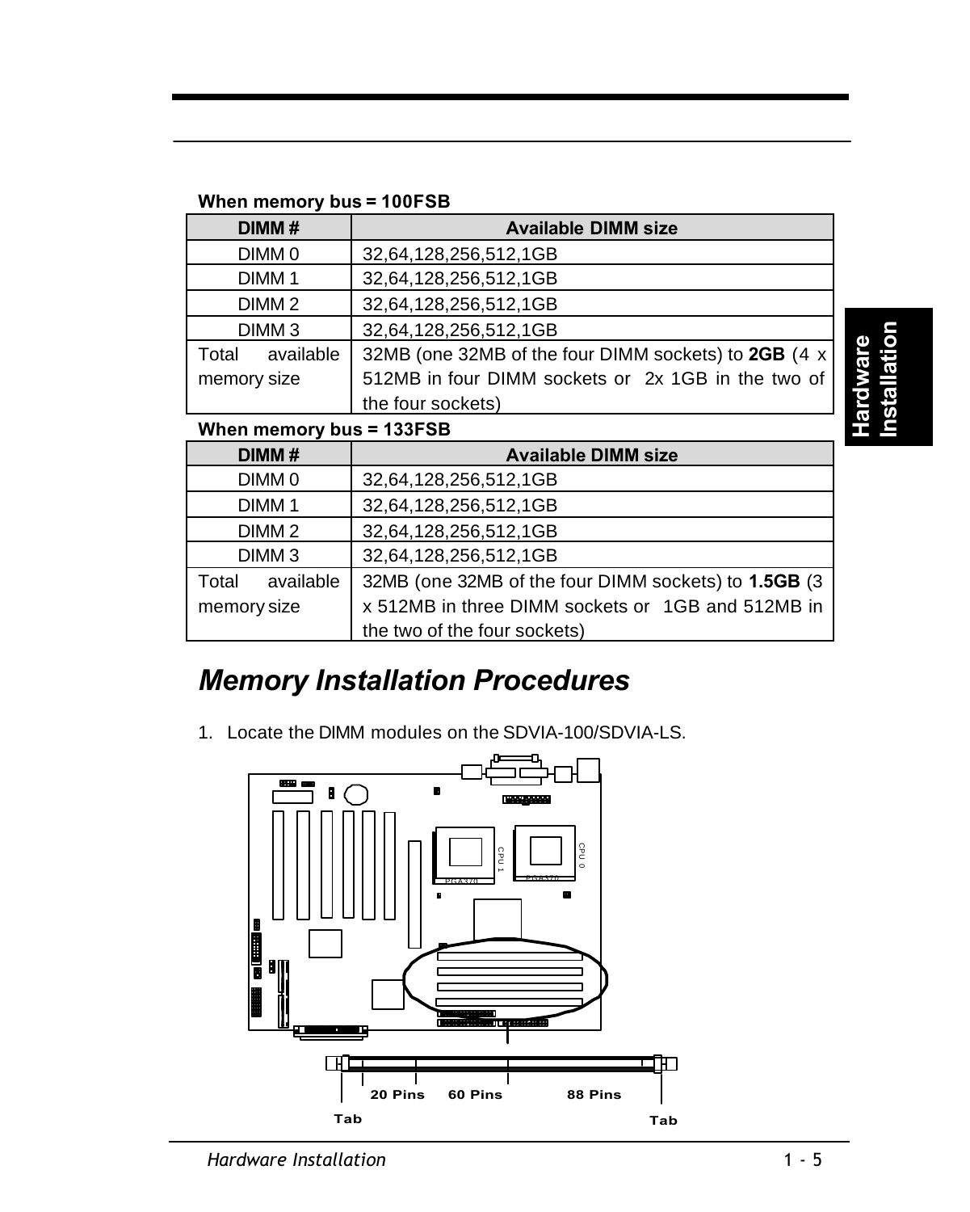**When memory bus = 100FSB**

| DIMM # | Available DIMM size |
|---|---|
| DIMM 0 | 32,64,128,256,512,1GB |
| DIMM 1 | 32,64,128,256,512,1GB |
| DIMM 2 | 32,64,128,256,512,1GB |
| DIMM 3 | 32,64,128,256,512,1GB |
| Total available memory size | 32MB (one 32MB of the four DIMM sockets) to **2GB** (4 x 512MB in four DIMM sockets or 2x 1GB in the two of the four sockets) |

**When memory bus = 133FSB**

| DIMM # | Available DIMM size |
|---|---|
| DIMM 0 | 32,64,128,256,512,1GB |
| DIMM 1 | 32,64,128,256,512,1GB |
| DIMM 2 | 32,64,128,256,512,1GB |
| DIMM 3 | 32,64,128,256,512,1GB |
| Total available memory size | 32MB (one 32MB of the four DIMM sockets) to **1.5GB** (3 x 512MB in three DIMM sockets or 1GB and 512MB in the two of the four sockets) |

## *Memory Installation Procedures*

1. Locate the DIMM modules on the SDVIA-100/SDVIA-LS.

CPU 1 PGA370 CPU 0 PGA370

20 Pins 60 Pins 88 Pins

Tab Tab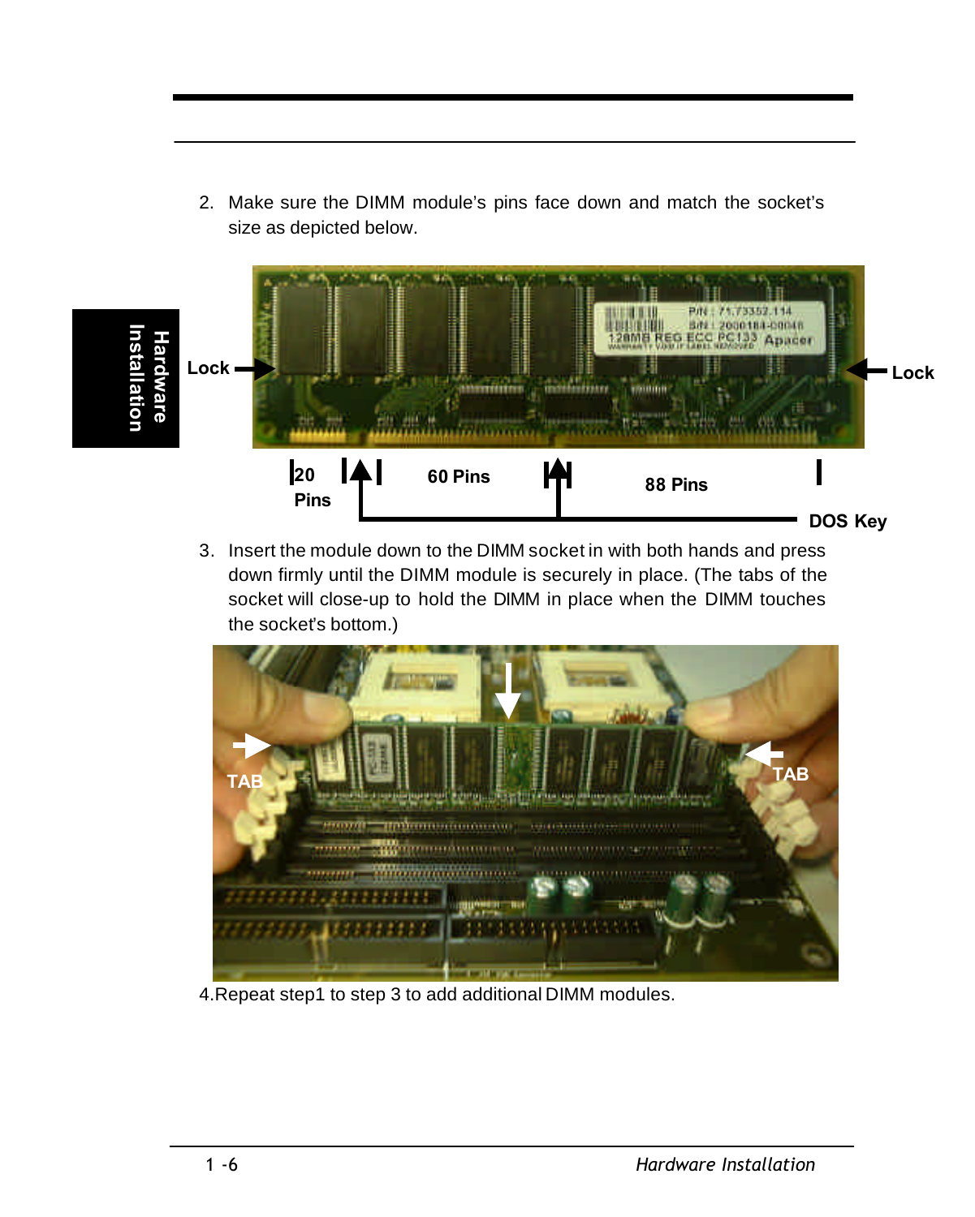2. Make sure the DIMM module's pins face down and match the socket's size as depicted below.

3. Insert the module down to the DIMM socket in with both hands and press down firmly until the DIMM module is securely in place. (The tabs of the socket will close-up to hold the DIMM in place when the DIMM touches the socket's bottom.)

4. Repeat step1 to step 3 to add additional DIMM modules.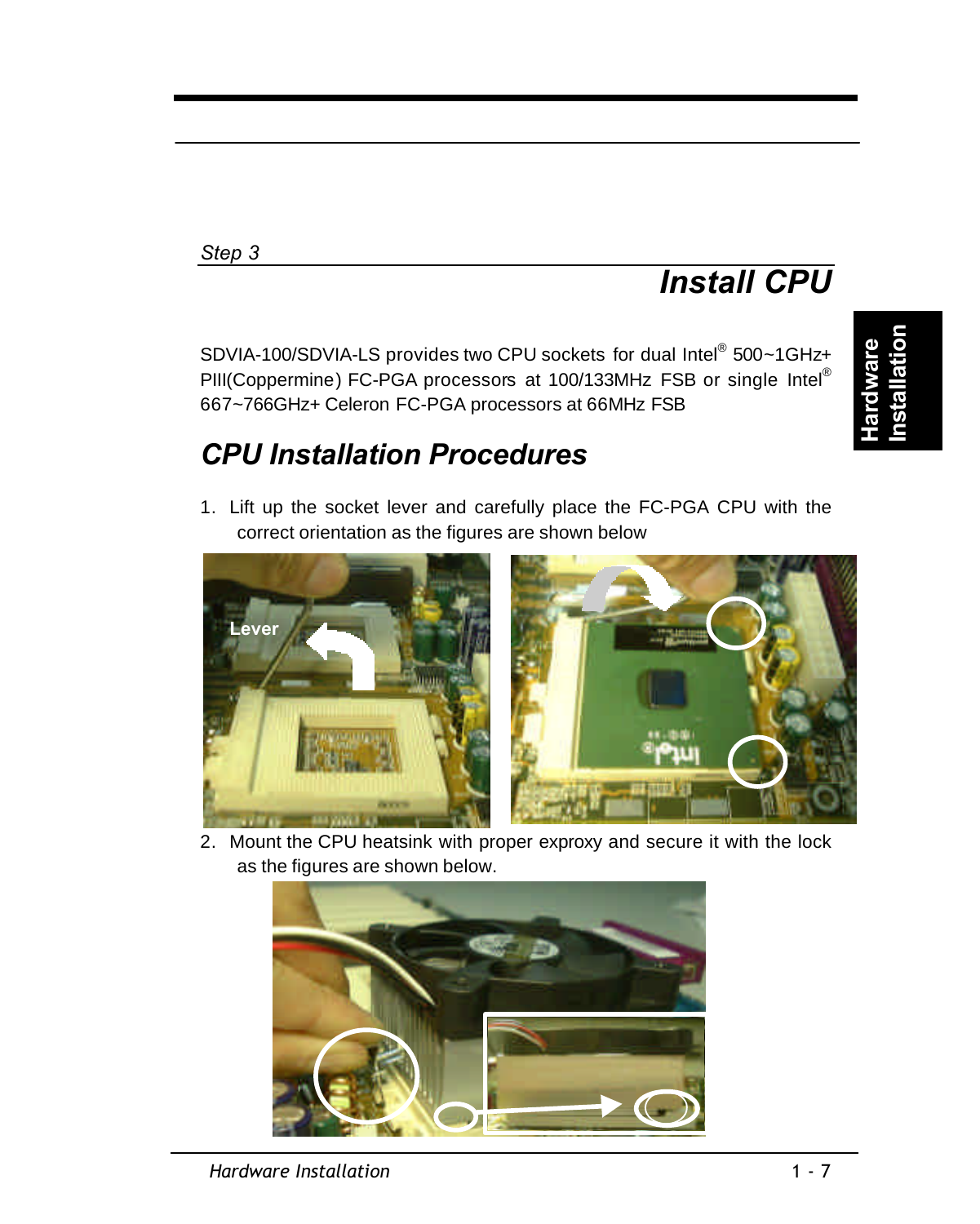*Step 3*

# *Install CPU*

SDVIA-100/SDVIA-LS provides two CPU sockets for dual Intel® 500~1GHz+ PIII(Coppermine) FC-PGA processors at 100/133MHz FSB or single Intel® 667~766GHz+ Celeron FC-PGA processors at 66MHz FSB

## *CPU Installation Procedures*

1. Lift up the socket lever and carefully place the FC-PGA CPU with the correct orientation as the figures are shown below

2. Mount the CPU heatsink with proper exproxy and secure it with the lock as the figures are shown below.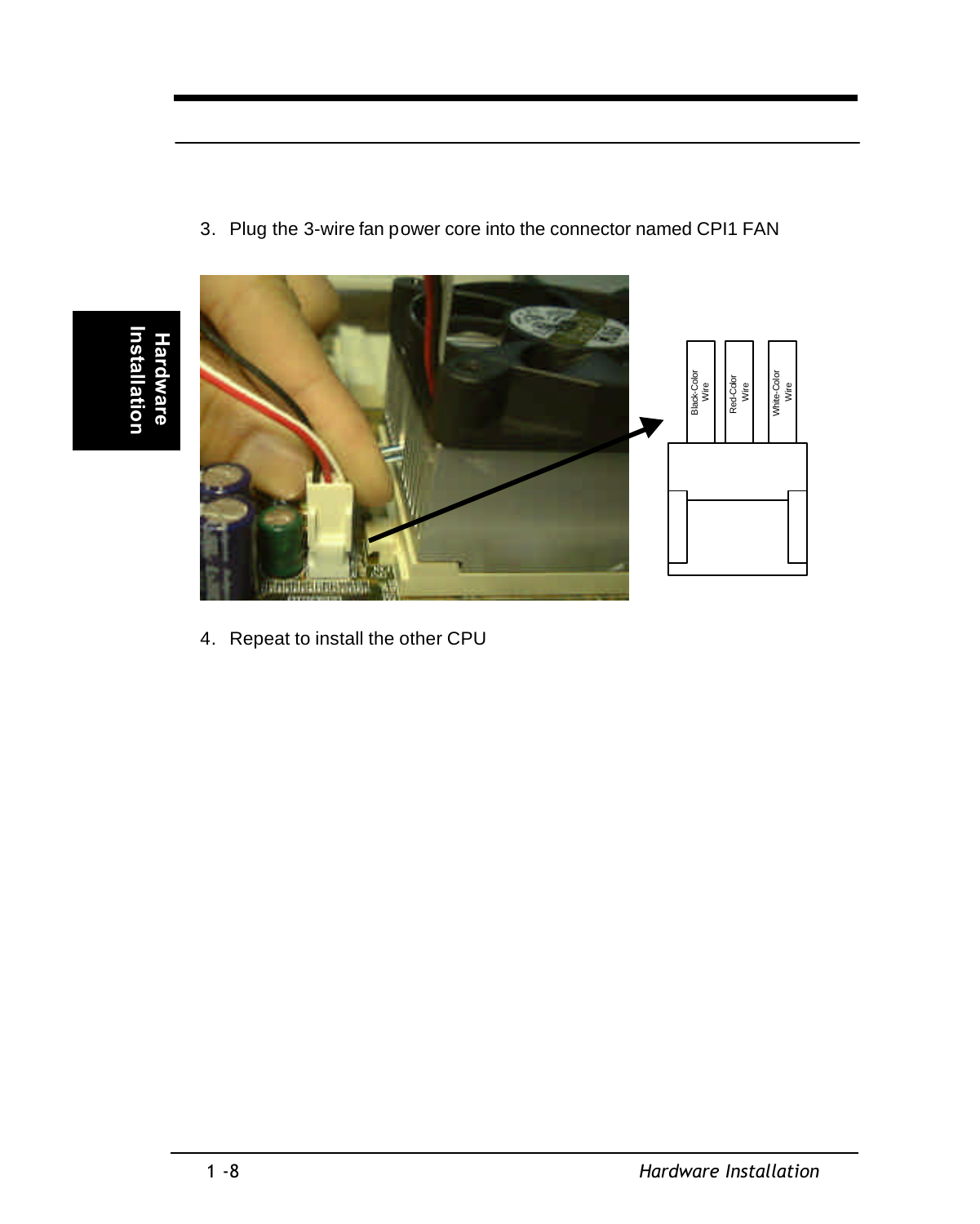3. Plug the 3-wire fan power core into the connector named CPI1 FAN

Black-Color Wire

Red-Color Wire

White-Color Wire

4. Repeat to install the other CPU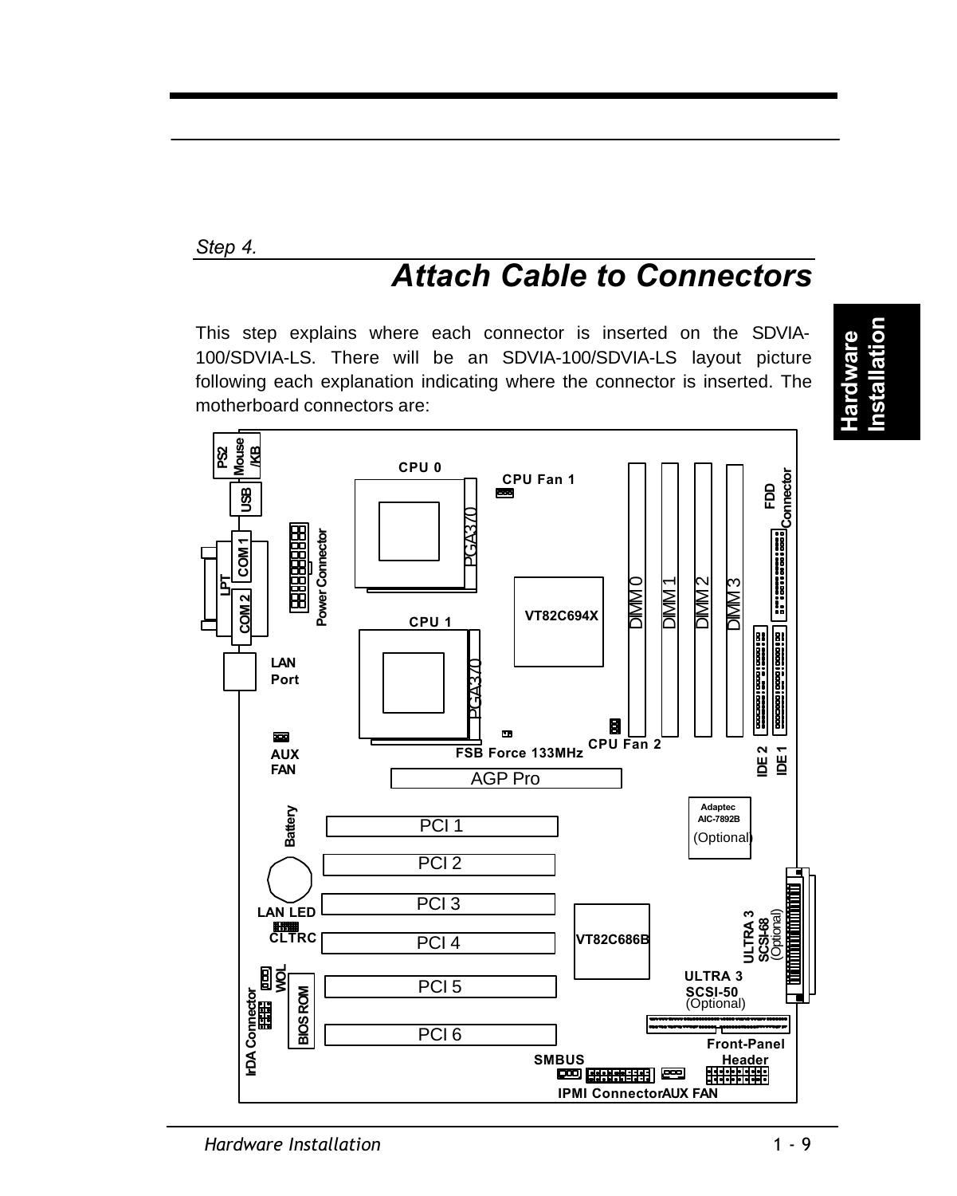*Step 4.*

# *Attach Cable to Connectors*

This step explains where each connector is inserted on the SDVIA-100/SDVIA-LS. There will be an SDVIA-100/SDVIA-LS layout picture following each explanation indicating where the connector is inserted. The motherboard connectors are:

PS2 Mouse /KB
USB
COM 1
LPT
COM 2
Power Connector
LAN Port
CPU 0
PGA370
CPU Fan 1
CPU 1
PGA370
VT82C694X
DIMM 0
DIMM 1
DIMM 2
DIMM 3
FDD Connector
IDE 2
IDE 1
AUX FAN
FSB Force 133MHz
CPU Fan 2
AGP Pro
Adaptec AIC-7892B (Optional)
Battery
PCI 1
PCI 2
PCI 3
PCI 4
PCI 5
PCI 6
LAN LED
CLTRC
VT82C686B
ULTRA 3 SCSI-68 (Optional)
WOL
IrDA Connector
BIOS ROM
ULTRA 3 SCSI-50 (Optional)
Front-Panel Header
SMBUS
IPMI Connector
AUX FAN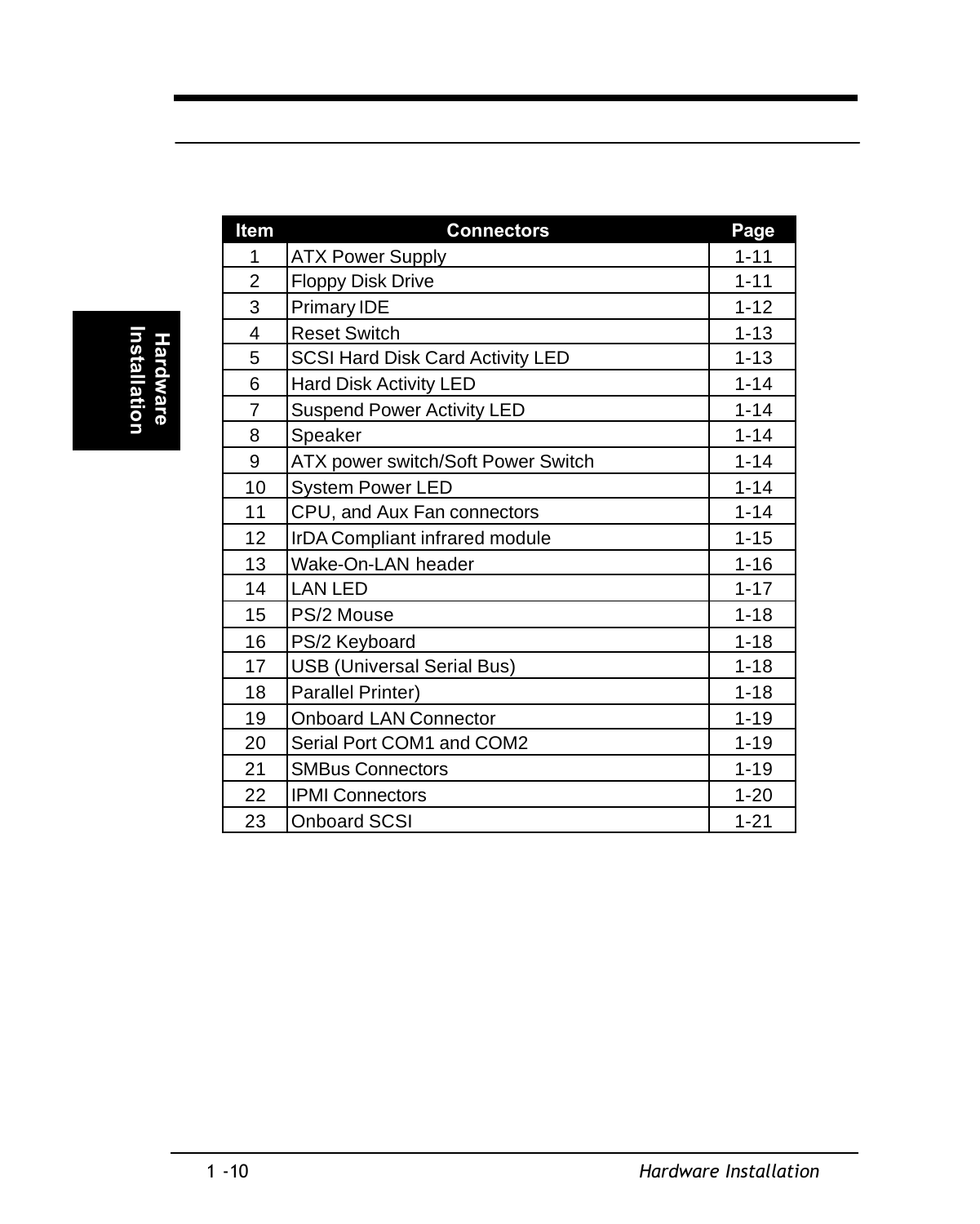| Item | Connectors | Page |
|---|---|---|
| 1 | ATX Power Supply | 1-11 |
| 2 | Floppy Disk Drive | 1-11 |
| 3 | Primary IDE | 1-12 |
| 4 | Reset Switch | 1-13 |
| 5 | SCSI Hard Disk Card Activity LED | 1-13 |
| 6 | Hard Disk Activity LED | 1-14 |
| 7 | Suspend Power Activity LED | 1-14 |
| 8 | Speaker | 1-14 |
| 9 | ATX power switch/Soft Power Switch | 1-14 |
| 10 | System Power LED | 1-14 |
| 11 | CPU, and Aux Fan connectors | 1-14 |
| 12 | IrDA Compliant infrared module | 1-15 |
| 13 | Wake-On-LAN header | 1-16 |
| 14 | LAN LED | 1-17 |
| 15 | PS/2 Mouse | 1-18 |
| 16 | PS/2 Keyboard | 1-18 |
| 17 | USB (Universal Serial Bus) | 1-18 |
| 18 | Parallel Printer) | 1-18 |
| 19 | Onboard LAN Connector | 1-19 |
| 20 | Serial Port COM1 and COM2 | 1-19 |
| 21 | SMBus Connectors | 1-19 |
| 22 | IPMI Connectors | 1-20 |
| 23 | Onboard SCSI | 1-21 |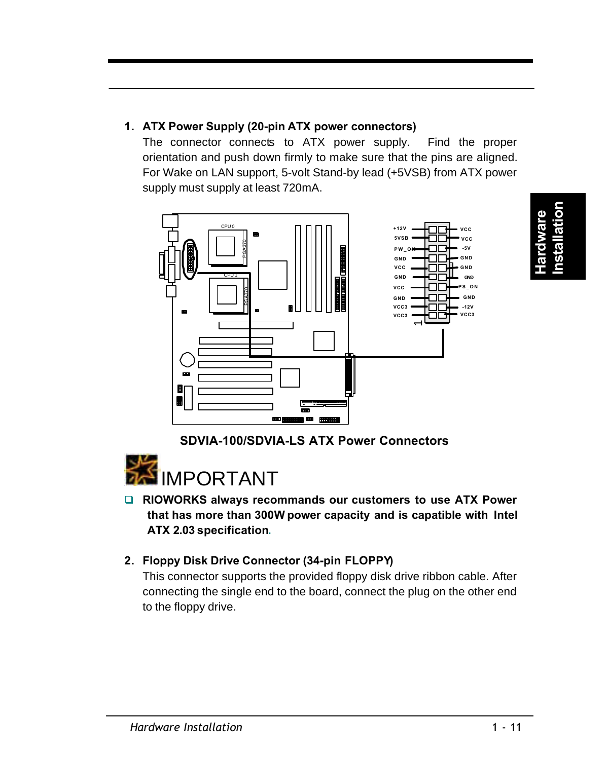1. **ATX Power Supply (20-pin ATX power connectors)**
   The connector connects to ATX power supply. Find the proper orientation and push down firmly to make sure that the pins are aligned. For Wake on LAN support, 5-volt Stand-by lead (+5VSB) from ATX power supply must supply at least 720mA.

**SDVIA-100/SDVIA-LS ATX Power Connectors**

IMPORTANT

- **RIOWORKS always recommands our customers to use ATX Power that has more than 300W power capacity and is capatible with Intel ATX 2.03 specification.**

2. **Floppy Disk Drive Connector (34-pin FLOPPY)**
   This connector supports the provided floppy disk drive ribbon cable. After connecting the single end to the board, connect the plug on the other end to the floppy drive.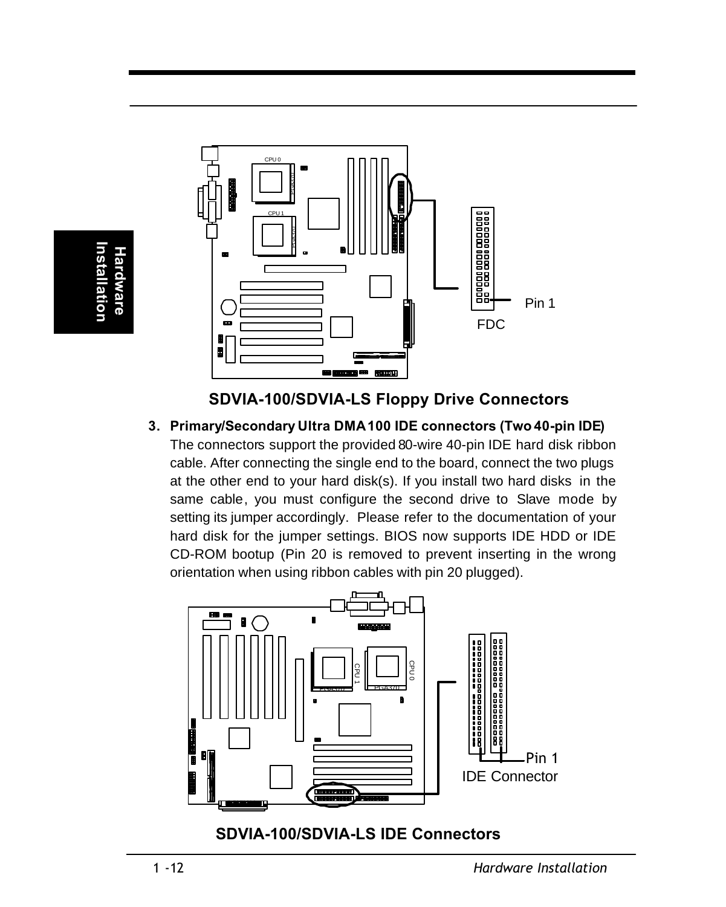**SDVIA-100/SDVIA-LS Floppy Drive Connectors**

3. **Primary/Secondary Ultra DMA 100 IDE connectors (Two 40-pin IDE)**
   The connectors support the provided 80-wire 40-pin IDE hard disk ribbon cable. After connecting the single end to the board, connect the two plugs at the other end to your hard disk(s). If you install two hard disks in the same cable, you must configure the second drive to Slave mode by setting its jumper accordingly. Please refer to the documentation of your hard disk for the jumper settings. BIOS now supports IDE HDD or IDE CD-ROM bootup (Pin 20 is removed to prevent inserting in the wrong orientation when using ribbon cables with pin 20 plugged).

**SDVIA-100/SDVIA-LS IDE Connectors**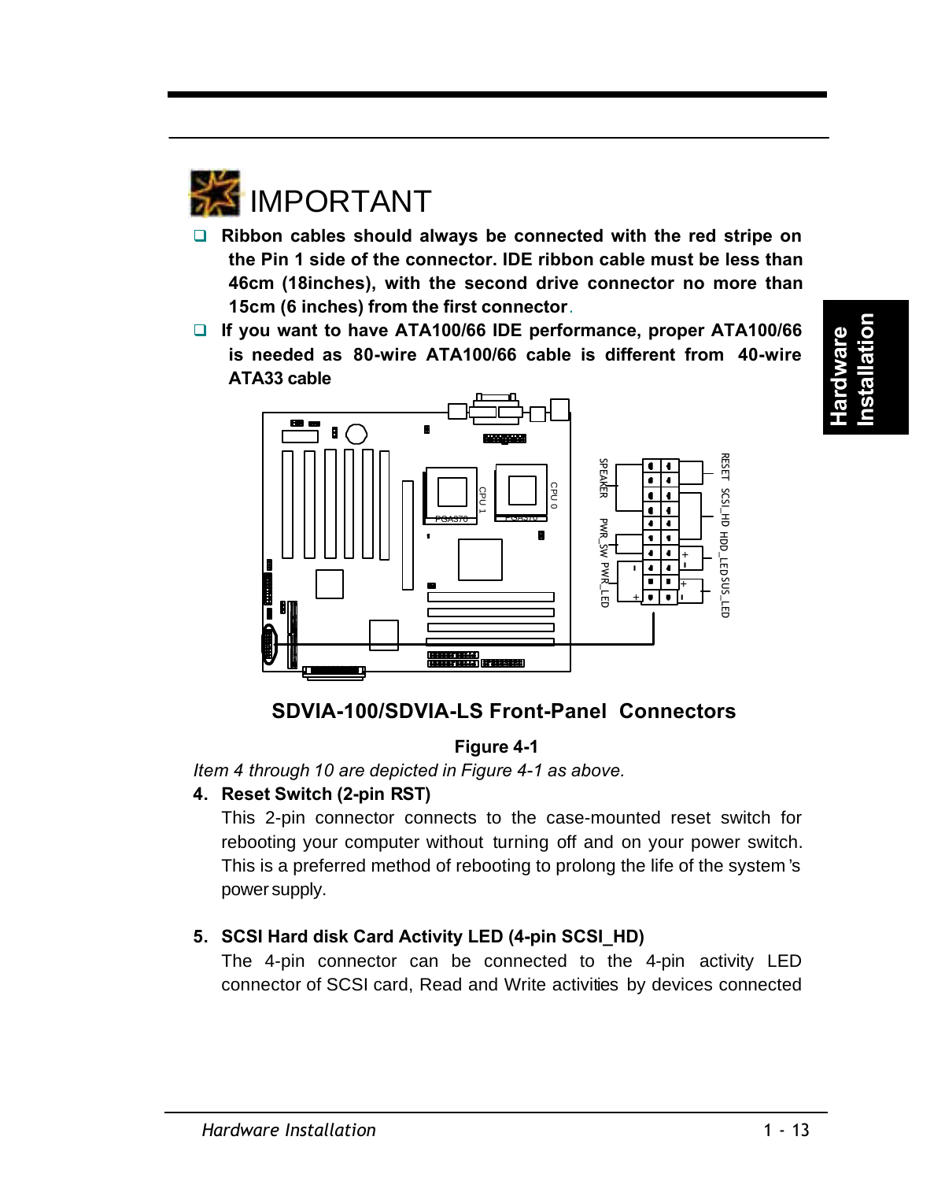## IMPORTANT

- **Ribbon cables should always be connected with the red stripe on the Pin 1 side of the connector. IDE ribbon cable must be less than 46cm (18inches), with the second drive connector no more than 15cm (6 inches) from the first connector**.
- **If you want to have ATA100/66 IDE performance, proper ATA100/66 is needed as 80-wire ATA100/66 cable is different from 40-wire ATA33 cable**

**SDVIA-100/SDVIA-LS Front-Panel Connectors**

**Figure 4-1**

*Item 4 through 10 are depicted in Figure 4-1 as above.*

**4. Reset Switch (2-pin RST)**

This 2-pin connector connects to the case-mounted reset switch for rebooting your computer without turning off and on your power switch. This is a preferred method of rebooting to prolong the life of the system's power supply.

**5. SCSI Hard disk Card Activity LED (4-pin SCSI_HD)**

The 4-pin connector can be connected to the 4-pin activity LED connector of SCSI card, Read and Write activities by devices connected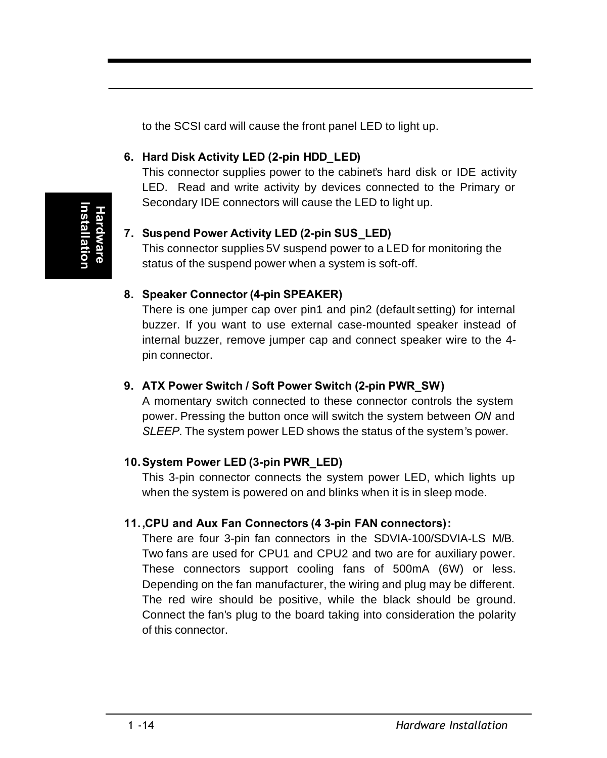to the SCSI card will cause the front panel LED to light up.

6. **Hard Disk Activity LED (2-pin HDD_LED)**
   This connector supplies power to the cabinet's hard disk or IDE activity LED. Read and write activity by devices connected to the Primary or Secondary IDE connectors will cause the LED to light up.

7. **Suspend Power Activity LED (2-pin SUS_LED)**
   This connector supplies 5V suspend power to a LED for monitoring the status of the suspend power when a system is soft-off.

8. **Speaker Connector (4-pin SPEAKER)**
   There is one jumper cap over pin1 and pin2 (default setting) for internal buzzer. If you want to use external case-mounted speaker instead of internal buzzer, remove jumper cap and connect speaker wire to the 4-pin connector.

9. **ATX Power Switch / Soft Power Switch (2-pin PWR_SW)**
   A momentary switch connected to these connector controls the system power. Pressing the button once will switch the system between *ON* and *SLEEP*. The system power LED shows the status of the system's power.

10. **System Power LED (3-pin PWR_LED)**
    This 3-pin connector connects the system power LED, which lights up when the system is powered on and blinks when it is in sleep mode.

11. **,CPU and Aux Fan Connectors (4 3-pin FAN connectors):**
    There are four 3-pin fan connectors in the SDVIA-100/SDVIA-LS M/B. Two fans are used for CPU1 and CPU2 and two are for auxiliary power. These connectors support cooling fans of 500mA (6W) or less. Depending on the fan manufacturer, the wiring and plug may be different. The red wire should be positive, while the black should be ground. Connect the fan's plug to the board taking into consideration the polarity of this connector.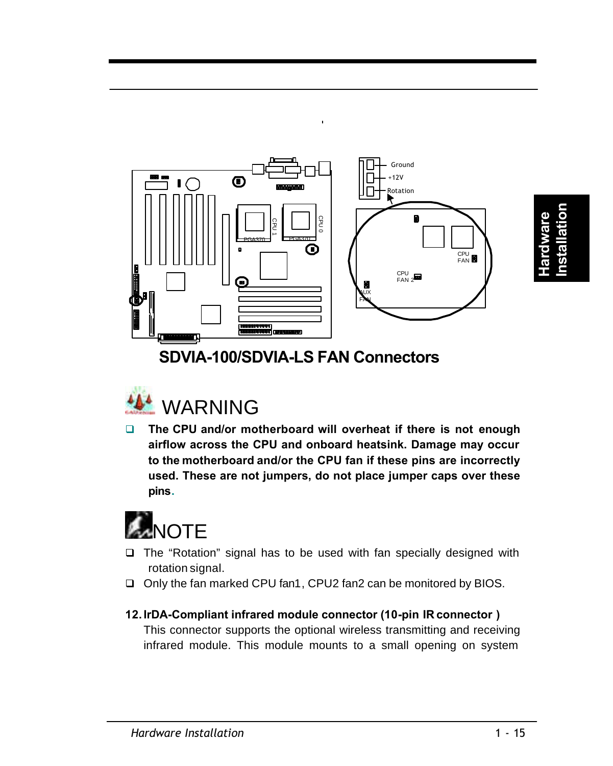**SDVIA-100/SDVIA-LS FAN Connectors**

## WARNING

- **The CPU and/or motherboard will overheat if there is not enough airflow across the CPU and onboard heatsink. Damage may occur to the motherboard and/or the CPU fan if these pins are incorrectly used. These are not jumpers, do not place jumper caps over these pins.**

## NOTE

- The “Rotation” signal has to be used with fan specially designed with rotation signal.
- Only the fan marked CPU fan1, CPU2 fan2 can be monitored by BIOS.

**12. IrDA-Compliant infrared module connector (10-pin IR connector )**

This connector supports the optional wireless transmitting and receiving infrared module. This module mounts to a small opening on system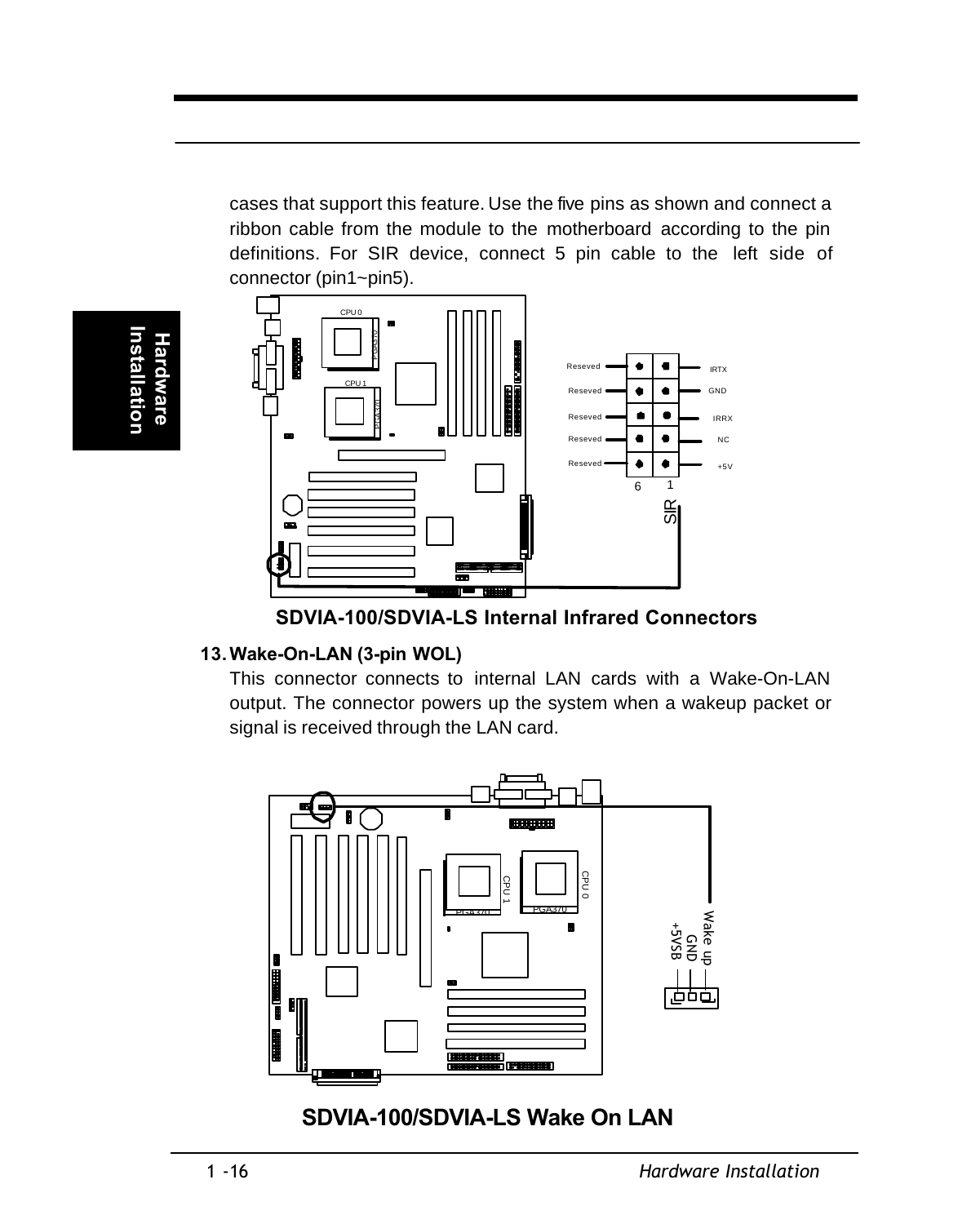cases that support this feature. Use the five pins as shown and connect a ribbon cable from the module to the motherboard according to the pin definitions. For SIR device, connect 5 pin cable to the left side of connector (pin1~pin5).

**SDVIA-100/SDVIA-LS Internal Infrared Connectors**

**13. Wake-On-LAN (3-pin WOL)**

This connector connects to internal LAN cards with a Wake-On-LAN output. The connector powers up the system when a wakeup packet or signal is received through the LAN card.

**SDVIA-100/SDVIA-LS Wake On LAN**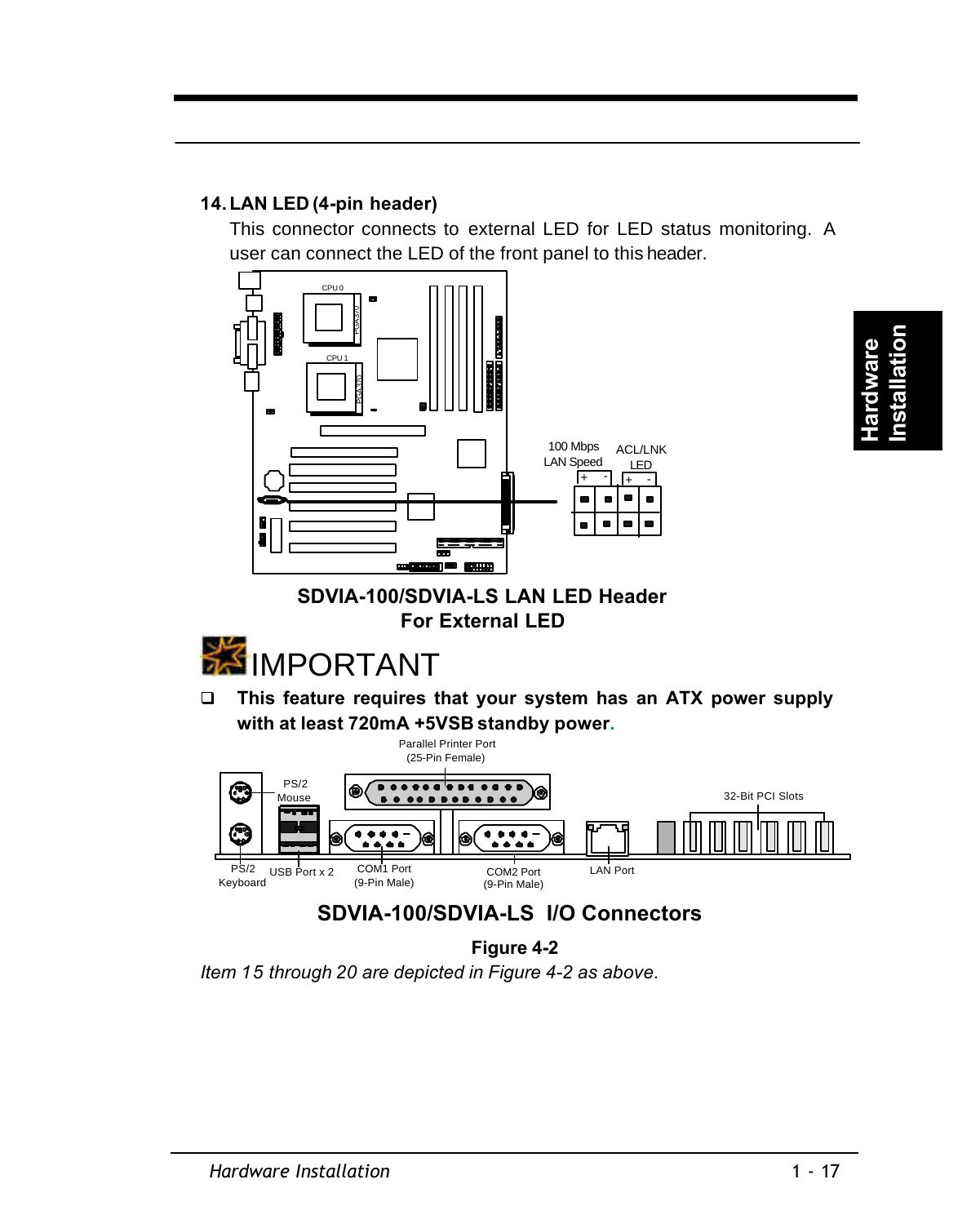### 14. LAN LED (4-pin header)

This connector connects to external LED for LED status monitoring. A user can connect the LED of the front panel to this header.

100 Mbps LAN Speed

ACL/LNK LED

**SDVIA-100/SDVIA-LS LAN LED Header**
**For External LED**

## IMPORTANT

- **This feature requires that your system has an ATX power supply with at least 720mA +5VSB standby power.**

Parallel Printer Port (25-Pin Female)

PS/2 Mouse

32-Bit PCI Slots

PS/2 Keyboard

USB Port x 2

COM1 Port (9-Pin Male)

COM2 Port (9-Pin Male)

LAN Port

**SDVIA-100/SDVIA-LS I/O Connectors**

**Figure 4-2**

*Item 15 through 20 are depicted in Figure 4-2 as above.*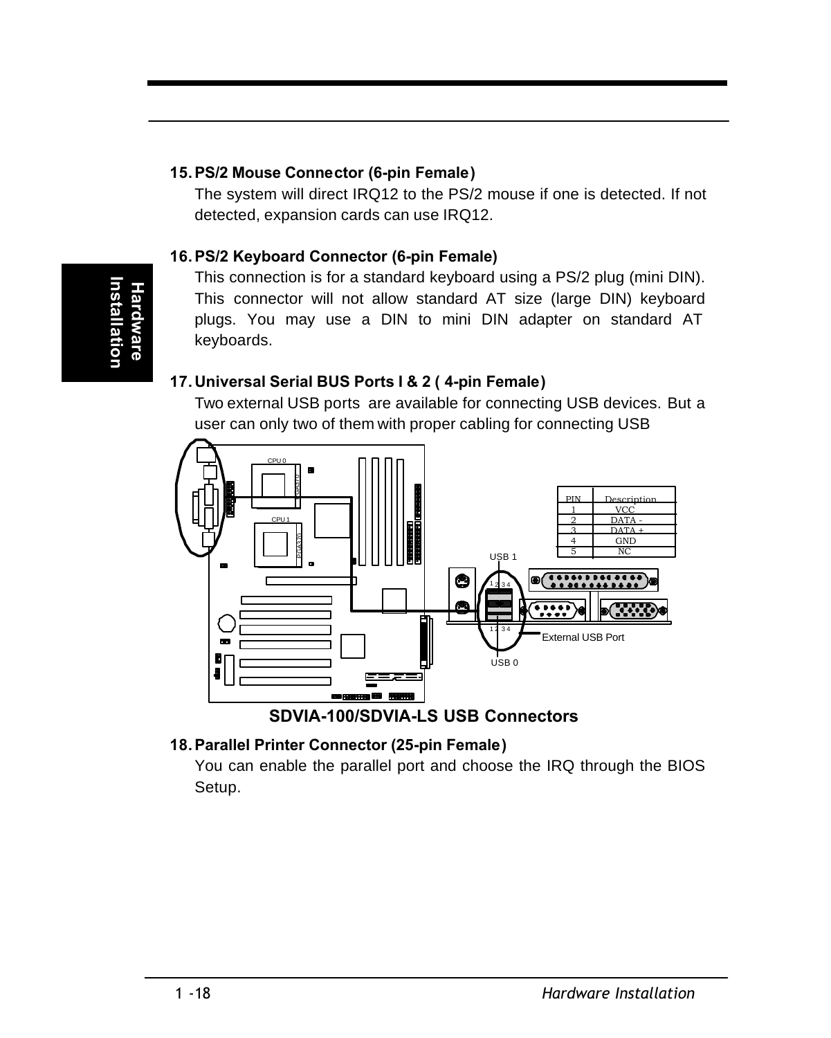**15. PS/2 Mouse Connector (6-pin Female)**

The system will direct IRQ12 to the PS/2 mouse if one is detected. If not detected, expansion cards can use IRQ12.

**16. PS/2 Keyboard Connector (6-pin Female)**

This connection is for a standard keyboard using a PS/2 plug (mini DIN). This connector will not allow standard AT size (large DIN) keyboard plugs. You may use a DIN to mini DIN adapter on standard AT keyboards.

**17. Universal Serial BUS Ports I & 2 ( 4-pin Female)**

Two external USB ports are available for connecting USB devices. But a user can only two of them with proper cabling for connecting USB

| PIN | Description |
|---|---|
| 1 | VCC |
| 2 | DATA - |
| 3 | DATA + |
| 4 | GND |
| 5 | NC |

**SDVIA-100/SDVIA-LS USB Connectors**

**18. Parallel Printer Connector (25-pin Female)**

You can enable the parallel port and choose the IRQ through the BIOS Setup.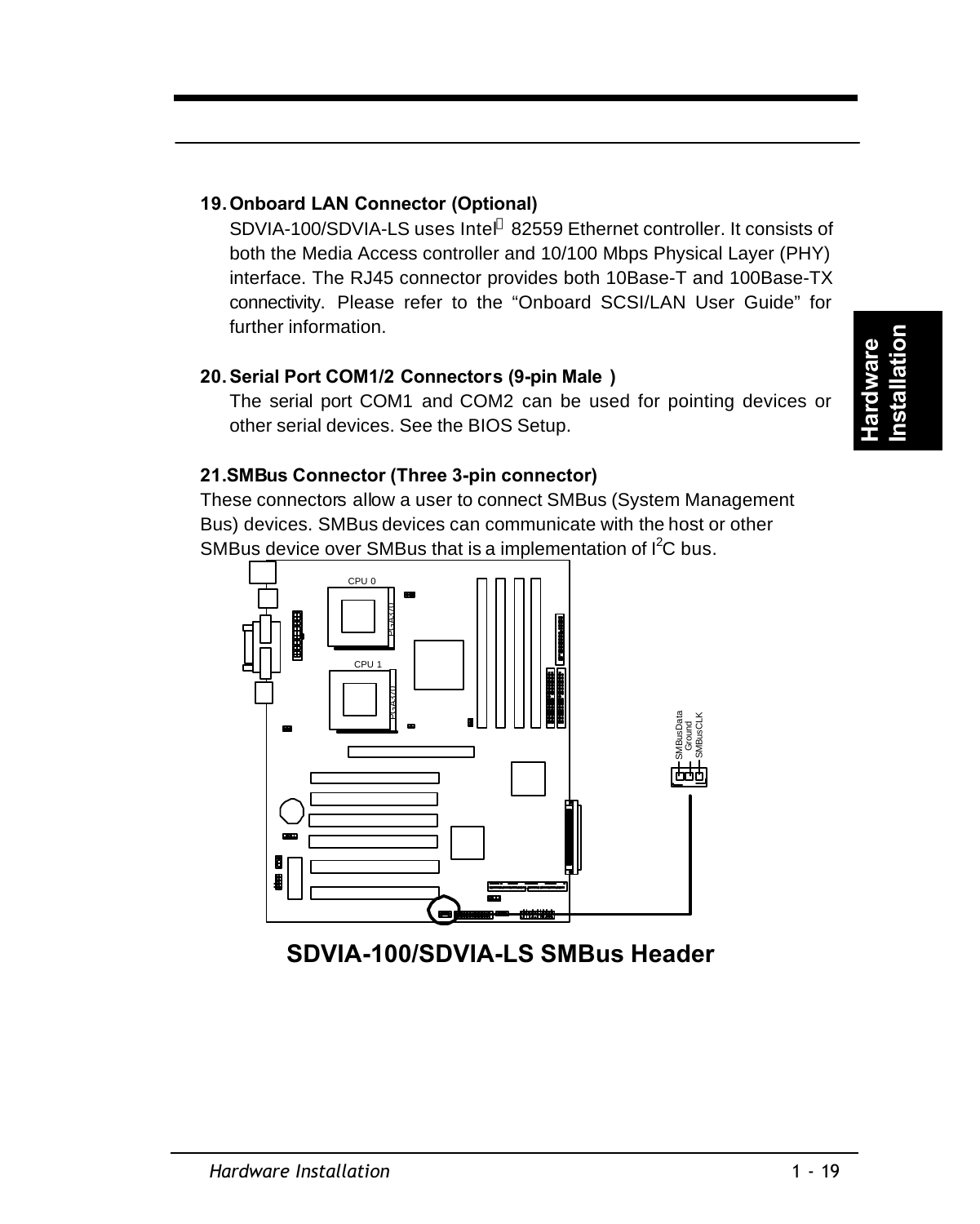### 19. Onboard LAN Connector (Optional)

SDVIA-100/SDVIA-LS uses Intel® 82559 Ethernet controller. It consists of both the Media Access controller and 10/100 Mbps Physical Layer (PHY) interface. The RJ45 connector provides both 10Base-T and 100Base-TX connectivity. Please refer to the “Onboard SCSI/LAN User Guide” for further information.

### 20. Serial Port COM1/2 Connectors (9-pin Male )

The serial port COM1 and COM2 can be used for pointing devices or other serial devices. See the BIOS Setup.

### 21. SMBus Connector (Three 3-pin connector)

These connectors allow a user to connect SMBus (System Management Bus) devices. SMBus devices can communicate with the host or other SMBus device over SMBus that is a implementation of $I^2C$ bus.

CPU 0
PGA370
CPU 1
PGA370
SMBusData
Ground
SMBusCLK

**SDVIA-100/SDVIA-LS SMBus Header**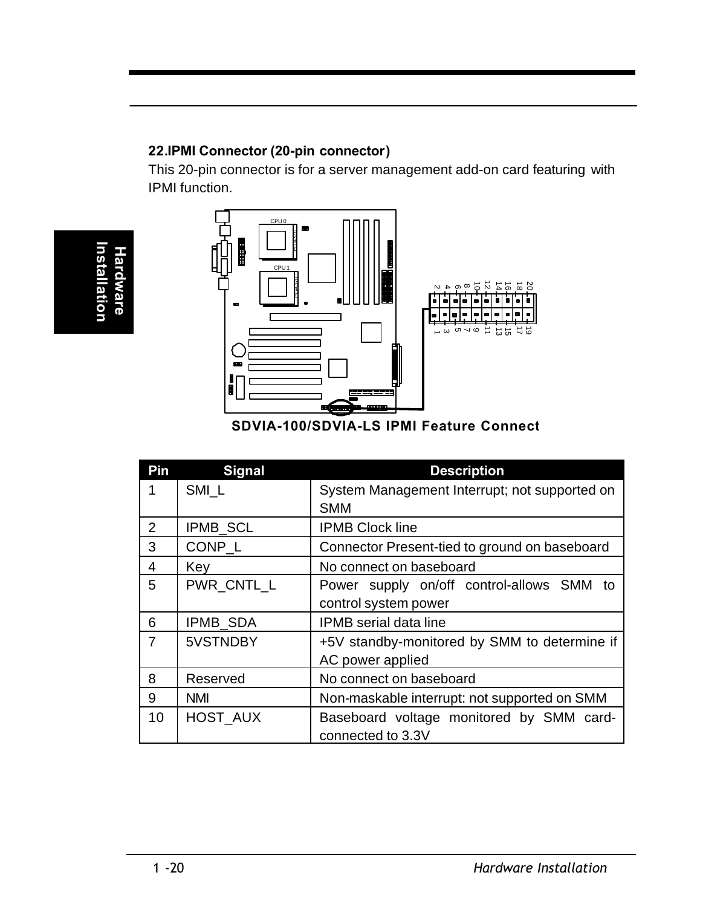## 22.IPMI Connector (20-pin connector)

This 20-pin connector is for a server management add-on card featuring with IPMI function.

**SDVIA-100/SDVIA-LS IPMI Feature Connect**

| Pin | Signal | Description |
|---|---|---|
| 1 | SMI_L | System Management Interrupt; not supported on SMM |
| 2 | IPMB_SCL | IPMB Clock line |
| 3 | CONP_L | Connector Present-tied to ground on baseboard |
| 4 | Key | No connect on baseboard |
| 5 | PWR_CNTL_L | Power supply on/off control-allows SMM to control system power |
| 6 | IPMB_SDA | IPMB serial data line |
| 7 | 5VSTNDBY | +5V standby-monitored by SMM to determine if AC power applied |
| 8 | Reserved | No connect on baseboard |
| 9 | NMI | Non-maskable interrupt: not supported on SMM |
| 10 | HOST_AUX | Baseboard voltage monitored by SMM card-connected to 3.3V |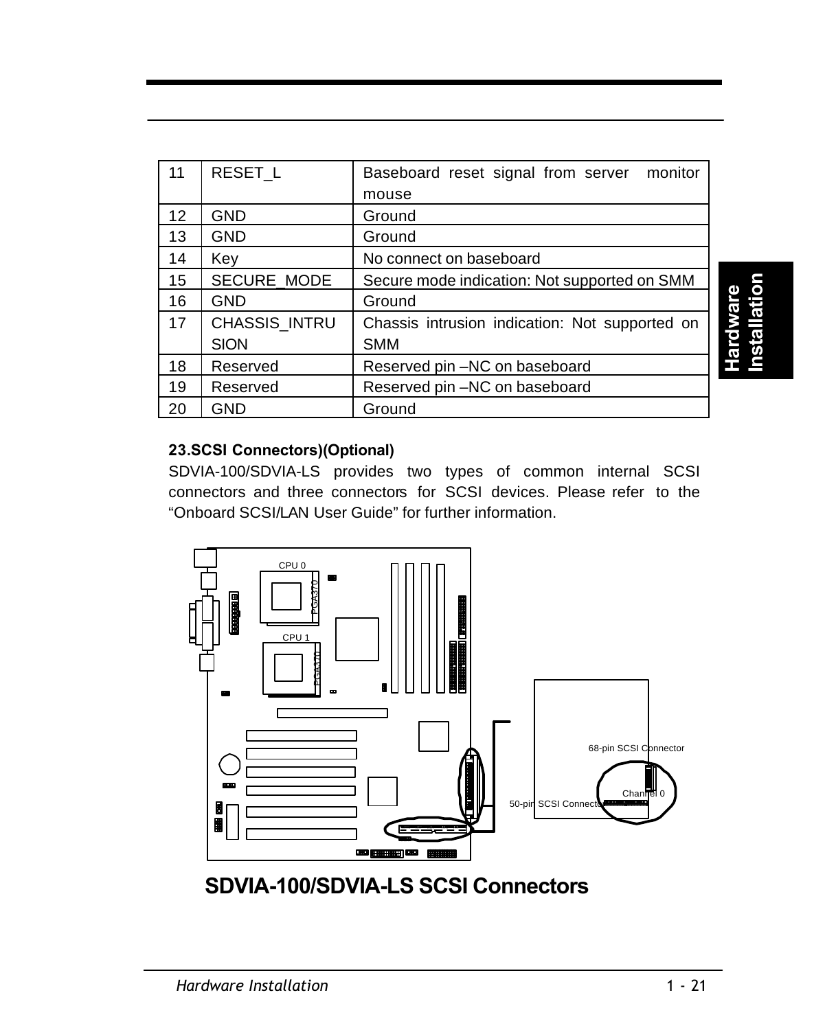| 11 | RESET_L | Baseboard reset signal from server monitor mouse |
|---|---|---|
| 12 | GND | Ground |
| 13 | GND | Ground |
| 14 | Key | No connect on baseboard |
| 15 | SECURE_MODE | Secure mode indication: Not supported on SMM |
| 16 | GND | Ground |
| 17 | CHASSIS_INTRUSION | Chassis intrusion indication: Not supported on SMM |
| 18 | Reserved | Reserved pin –NC on baseboard |
| 19 | Reserved | Reserved pin –NC on baseboard |
| 20 | GND | Ground |

**23.SCSI Connectors)(Optional)**

SDVIA-100/SDVIA-LS provides two types of common internal SCSI connectors and three connectors for SCSI devices. Please refer to the “Onboard SCSI/LAN User Guide” for further information.

CPU 0 PGA370 CPU 1 PGA370 68-pin SCSI Connector Channel 0 50-pin SCSI Connector

**SDVIA-100/SDVIA-LS SCSI Connectors**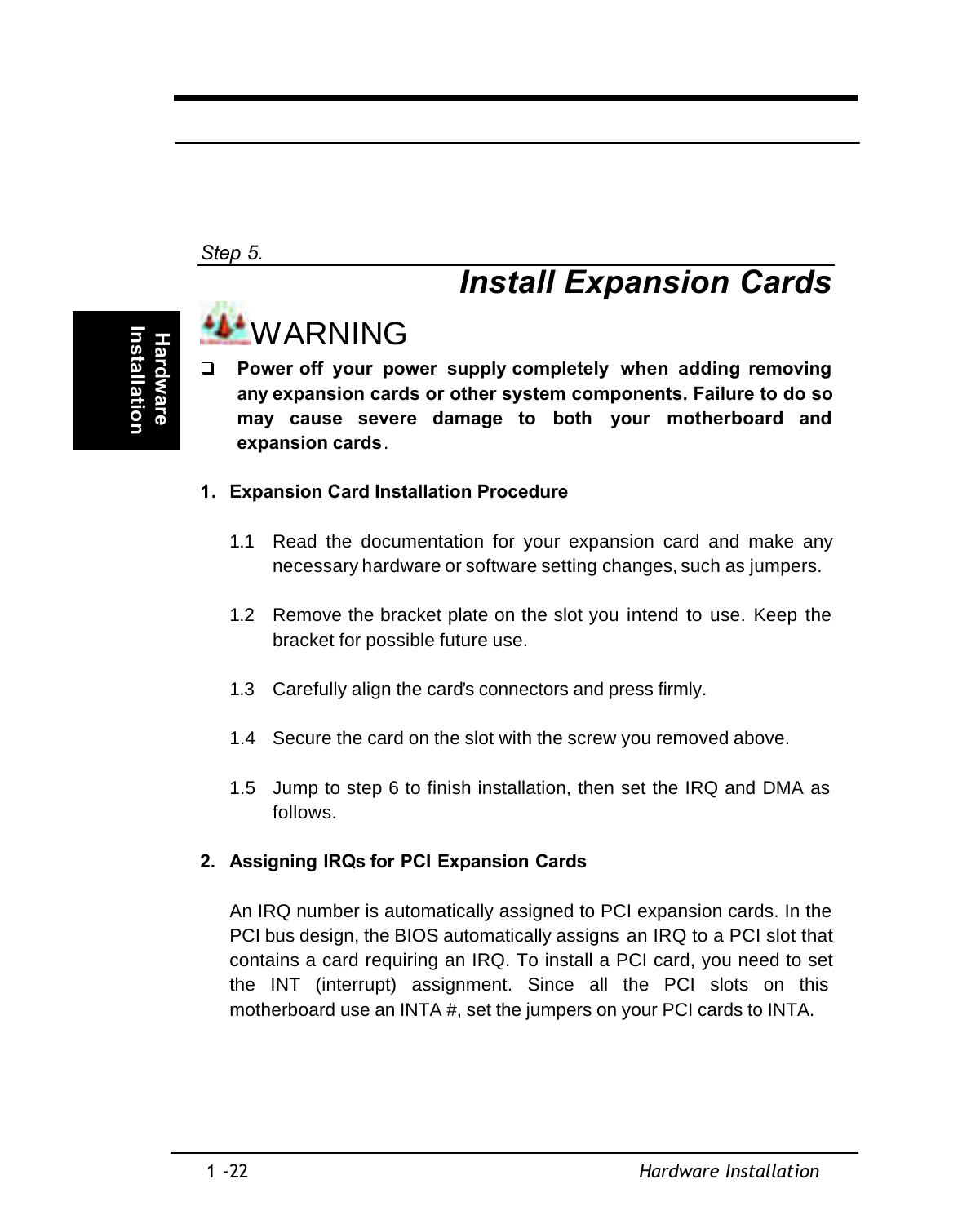*Step 5.*

## *Install Expansion Cards*

WARNING

- **Power off your power supply completely when adding removing any expansion cards or other system components. Failure to do so may cause severe damage to both your motherboard and expansion cards**.

**1. Expansion Card Installation Procedure**

1.1 Read the documentation for your expansion card and make any necessary hardware or software setting changes, such as jumpers.

1.2 Remove the bracket plate on the slot you intend to use. Keep the bracket for possible future use.

1.3 Carefully align the card's connectors and press firmly.

1.4 Secure the card on the slot with the screw you removed above.

1.5 Jump to step 6 to finish installation, then set the IRQ and DMA as follows.

**2. Assigning IRQs for PCI Expansion Cards**

An IRQ number is automatically assigned to PCI expansion cards. In the PCI bus design, the BIOS automatically assigns an IRQ to a PCI slot that contains a card requiring an IRQ. To install a PCI card, you need to set the INT (interrupt) assignment. Since all the PCI slots on this motherboard use an INTA #, set the jumpers on your PCI cards to INTA.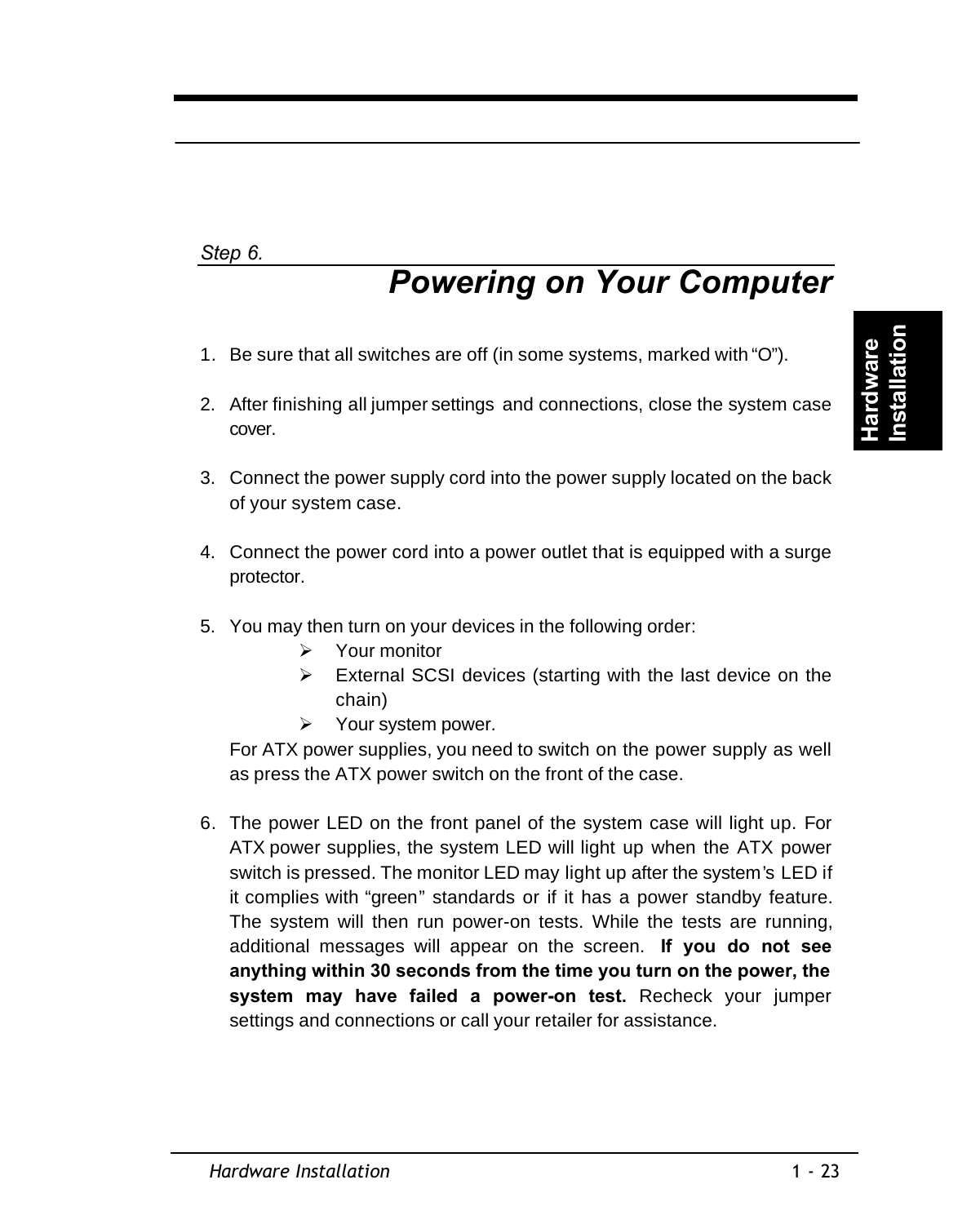*Step 6.*

## *Powering on Your Computer*

1. Be sure that all switches are off (in some systems, marked with "O").

2. After finishing all jumper settings and connections, close the system case cover.

3. Connect the power supply cord into the power supply located on the back of your system case.

4. Connect the power cord into a power outlet that is equipped with a surge protector.

5. You may then turn on your devices in the following order:
   - Your monitor
   - External SCSI devices (starting with the last device on the chain)
   - Your system power.

   For ATX power supplies, you need to switch on the power supply as well as press the ATX power switch on the front of the case.

6. The power LED on the front panel of the system case will light up. For ATX power supplies, the system LED will light up when the ATX power switch is pressed. The monitor LED may light up after the system's LED if it complies with "green" standards or if it has a power standby feature. The system will then run power-on tests. While the tests are running, additional messages will appear on the screen. **If you do not see anything within 30 seconds from the time you turn on the power, the system may have failed a power-on test.** Recheck your jumper settings and connections or call your retailer for assistance.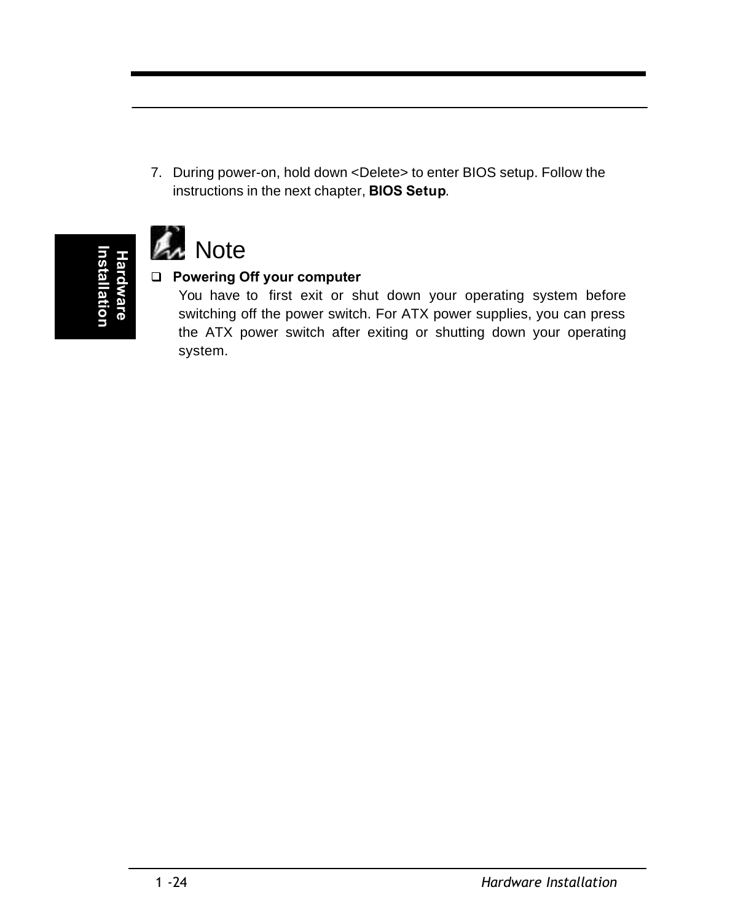7. During power-on, hold down <Delete> to enter BIOS setup. Follow the instructions in the next chapter, **BIOS Setup**.

## Note

- **Powering Off your computer**

  You have to first exit or shut down your operating system before switching off the power switch. For ATX power supplies, you can press the ATX power switch after exiting or shutting down your operating system.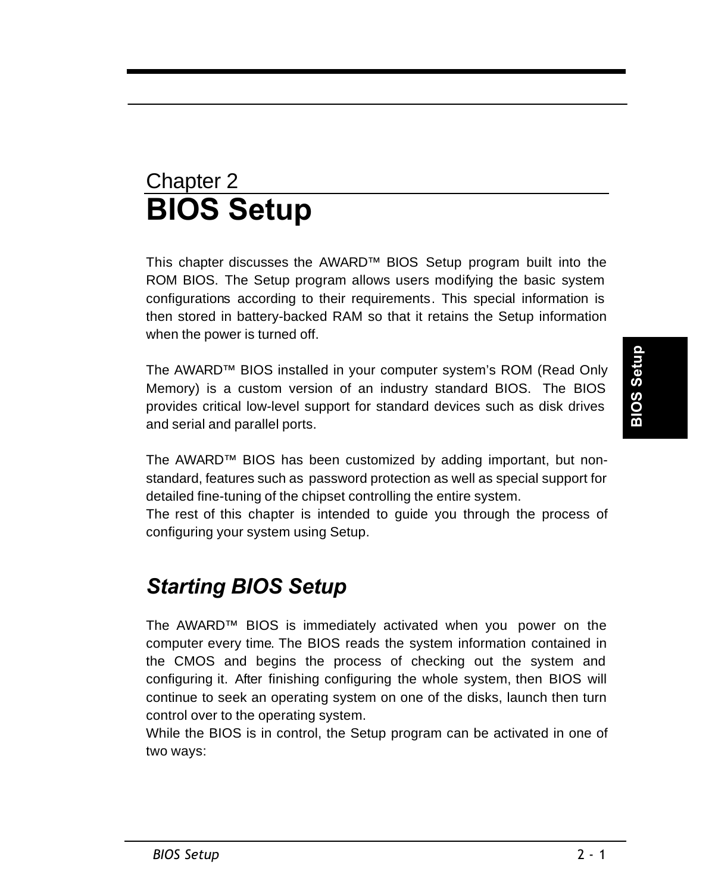Chapter 2

# BIOS Setup

This chapter discusses the AWARD™ BIOS Setup program built into the ROM BIOS. The Setup program allows users modifying the basic system configurations according to their requirements. This special information is then stored in battery-backed RAM so that it retains the Setup information when the power is turned off.

The AWARD™ BIOS installed in your computer system's ROM (Read Only Memory) is a custom version of an industry standard BIOS. The BIOS provides critical low-level support for standard devices such as disk drives and serial and parallel ports.

The AWARD™ BIOS has been customized by adding important, but non-standard, features such as password protection as well as special support for detailed fine-tuning of the chipset controlling the entire system.
The rest of this chapter is intended to guide you through the process of configuring your system using Setup.

## *Starting BIOS Setup*

The AWARD™ BIOS is immediately activated when you power on the computer every time. The BIOS reads the system information contained in the CMOS and begins the process of checking out the system and configuring it. After finishing configuring the whole system, then BIOS will continue to seek an operating system on one of the disks, launch then turn control over to the operating system.
While the BIOS is in control, the Setup program can be activated in one of two ways: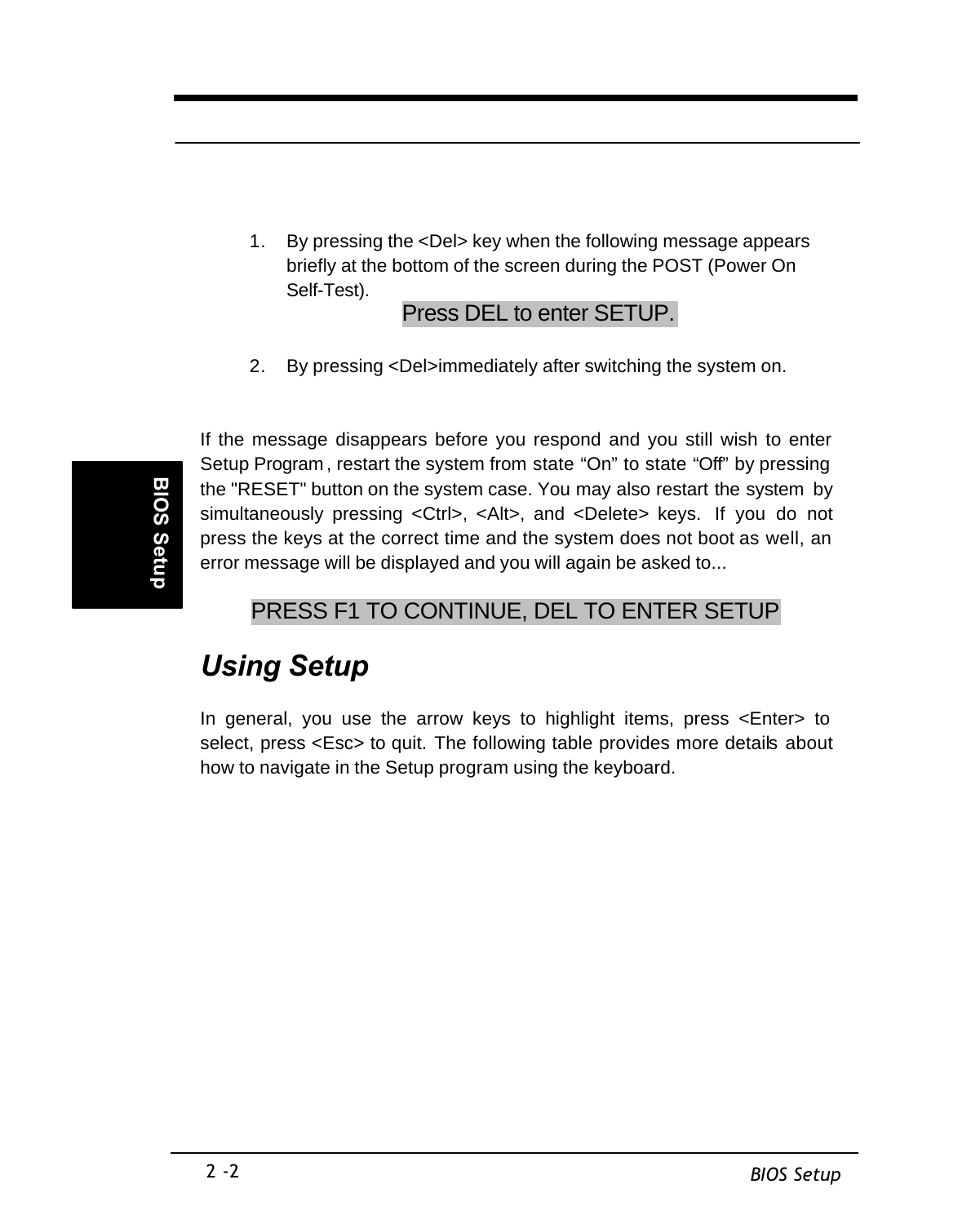1. By pressing the <Del> key when the following message appears briefly at the bottom of the screen during the POST (Power On Self-Test).

   Press DEL to enter SETUP.

2. By pressing <Del>immediately after switching the system on.

If the message disappears before you respond and you still wish to enter Setup Program, restart the system from state "On" to state "Off" by pressing the "RESET" button on the system case. You may also restart the system by simultaneously pressing <Ctrl>, <Alt>, and <Delete> keys. If you do not press the keys at the correct time and the system does not boot as well, an error message will be displayed and you will again be asked to...

PRESS F1 TO CONTINUE, DEL TO ENTER SETUP

## *Using Setup*

In general, you use the arrow keys to highlight items, press <Enter> to select, press <Esc> to quit. The following table provides more details about how to navigate in the Setup program using the keyboard.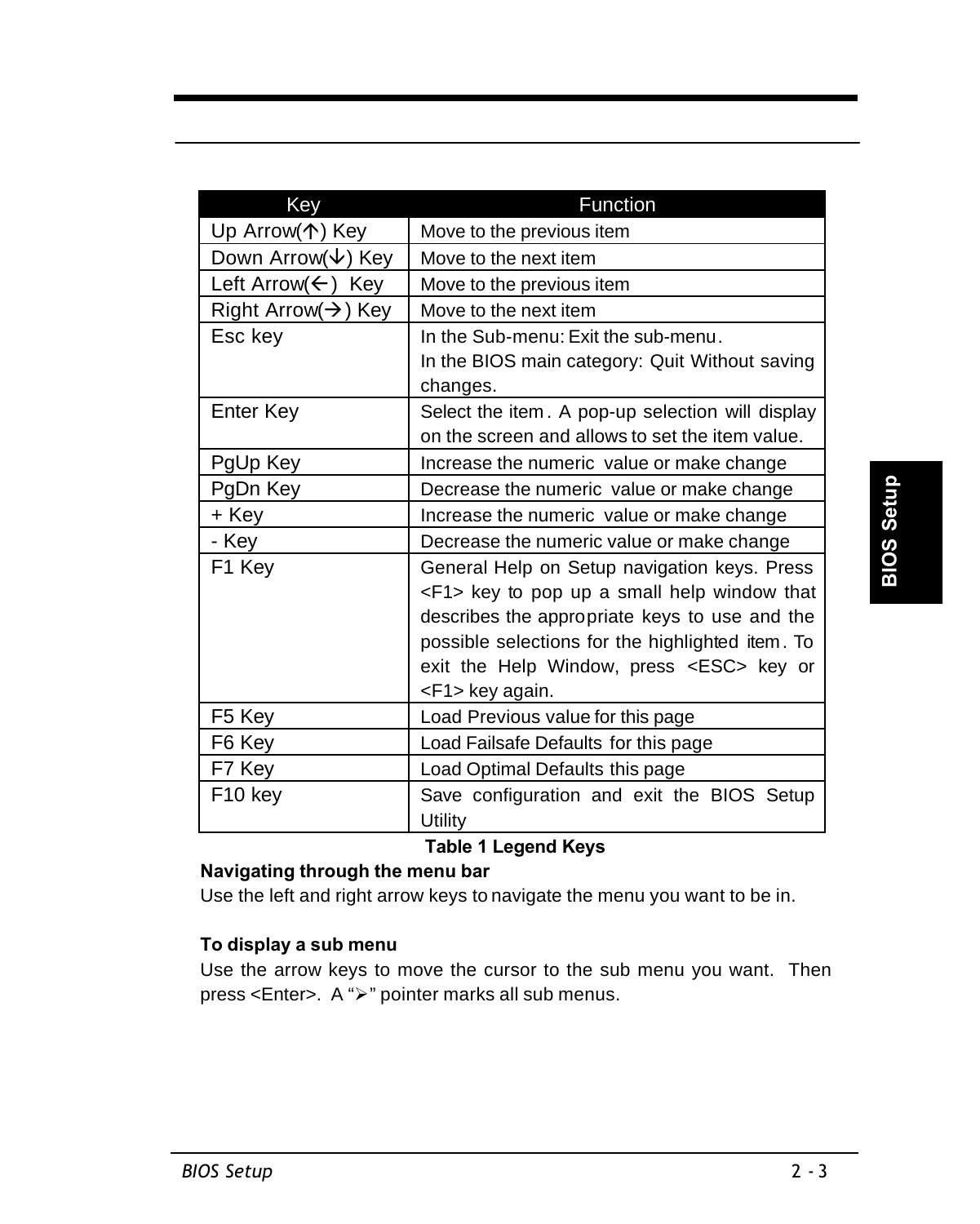| Key | Function |
|---|---|
| Up Arrow(↑) Key | Move to the previous item |
| Down Arrow(↓) Key | Move to the next item |
| Left Arrow(←) Key | Move to the previous item |
| Right Arrow(→) Key | Move to the next item |
| Esc key | In the Sub-menu: Exit the sub-menu.<br>In the BIOS main category: Quit Without saving changes. |
| Enter Key | Select the item. A pop-up selection will display on the screen and allows to set the item value. |
| PgUp Key | Increase the numeric value or make change |
| PgDn Key | Decrease the numeric value or make change |
| + Key | Increase the numeric value or make change |
| - Key | Decrease the numeric value or make change |
| F1 Key | General Help on Setup navigation keys. Press <F1> key to pop up a small help window that describes the appropriate keys to use and the possible selections for the highlighted item. To exit the Help Window, press <ESC> key or <F1> key again. |
| F5 Key | Load Previous value for this page |
| F6 Key | Load Failsafe Defaults for this page |
| F7 Key | Load Optimal Defaults this page |
| F10 key | Save configuration and exit the BIOS Setup Utility |

**Table 1 Legend Keys**

**Navigating through the menu bar**

Use the left and right arrow keys to navigate the menu you want to be in.

**To display a sub menu**

Use the arrow keys to move the cursor to the sub menu you want. Then press <Enter>. A "➢" pointer marks all sub menus.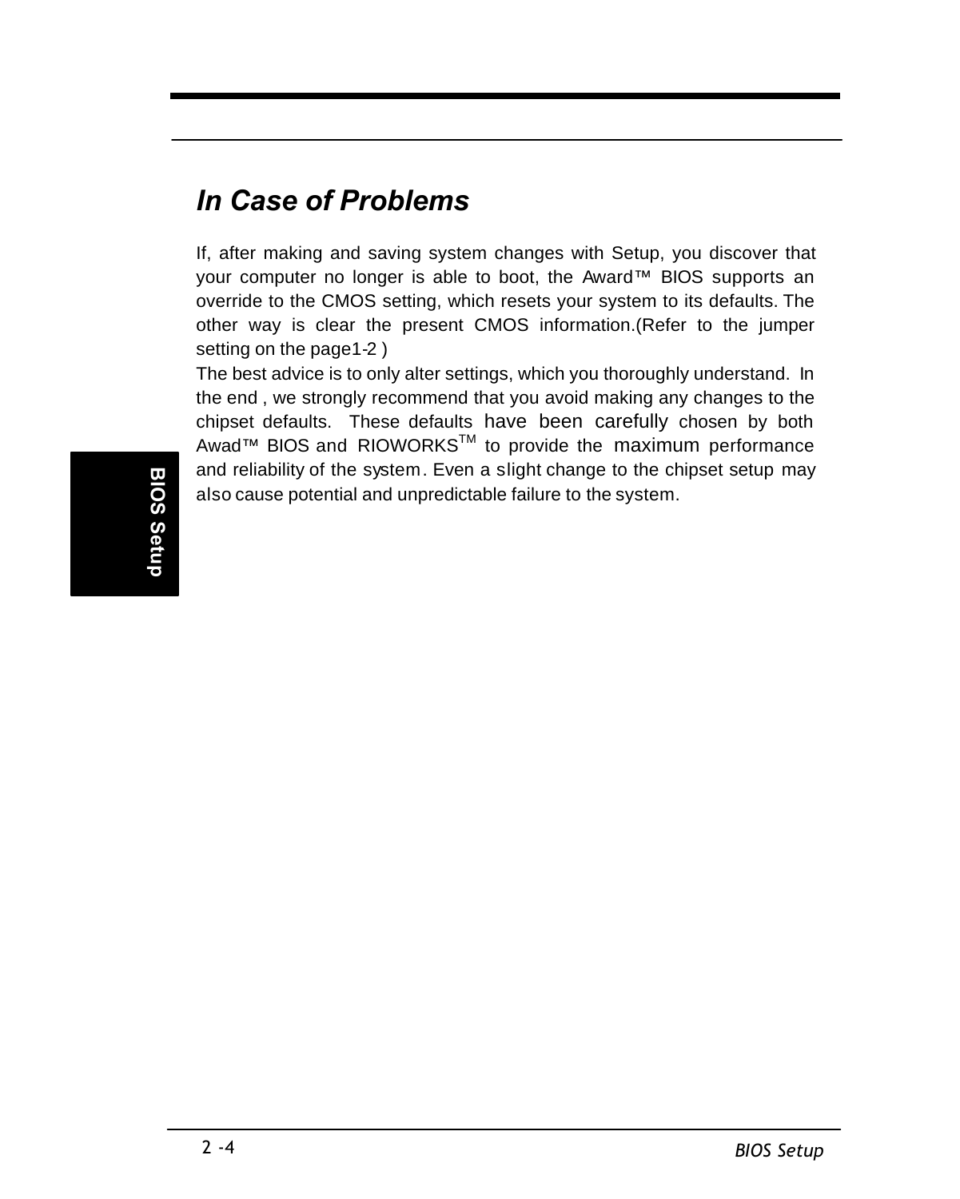## *In Case of Problems*

If, after making and saving system changes with Setup, you discover that your computer no longer is able to boot, the Award™ BIOS supports an override to the CMOS setting, which resets your system to its defaults. The other way is clear the present CMOS information.(Refer to the jumper setting on the page1-2 )

The best advice is to only alter settings, which you thoroughly understand. In the end , we strongly recommend that you avoid making any changes to the chipset defaults. These defaults have been carefully chosen by both Awad™ BIOS and RIOWORKS™ to provide the maximum performance and reliability of the system. Even a slight change to the chipset setup may also cause potential and unpredictable failure to the system.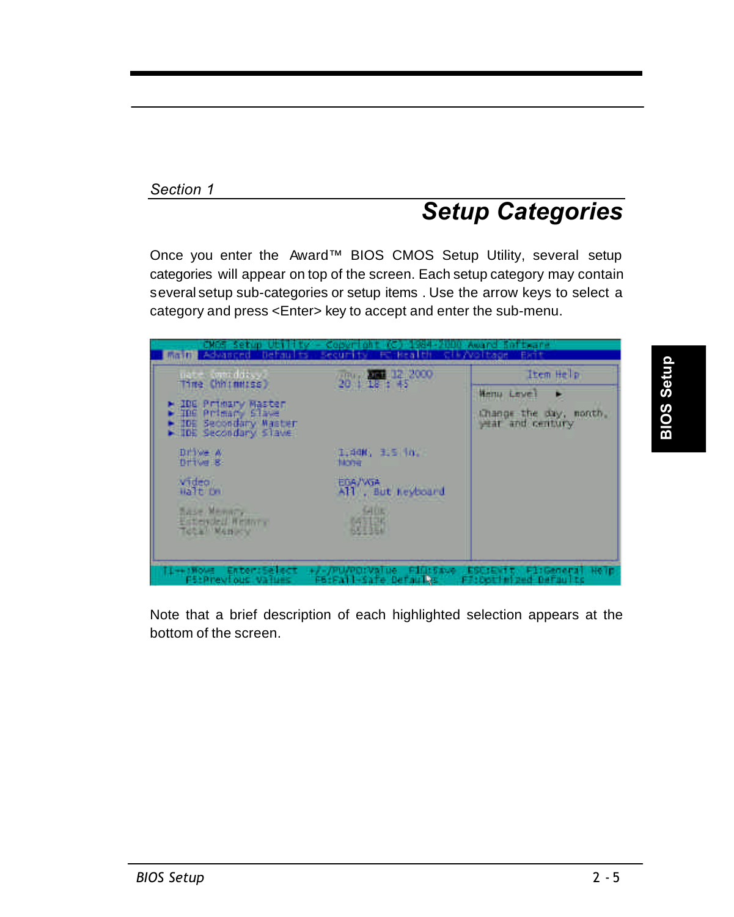*Section 1*

## Setup Categories

Once you enter the Award™ BIOS CMOS Setup Utility, several setup categories will appear on top of the screen. Each setup category may contain several setup sub-categories or setup items . Use the arrow keys to select a category and press <Enter> key to accept and enter the sub-menu.

```
CMOS Setup Utility - Copyright (C) 1984-2000 Award Software
 Main  Advanced  Defaults  Security  PC Health  Clk/Voltage  Exit

  Date (mm:dd:yy)          Thu, Oct 12 2000        Item Help
  Time (hh:mm:ss)          20 : 18 : 45
                                                   Menu Level  ►
► IDE Primary Master
► IDE Primary Slave                                Change the day, month,
► IDE Secondary Master                             year and century
► IDE Secondary Slave

  Drive A                  1.44M, 3.5 in.
  Drive B                  None

  Video                    EGA/VGA
  Halt On                  All , But Keyboard

  Base Memory              640K
  Extended Memory          64512K
  Total Memory             65536K

↑↓→←:Move  Enter:Select  +/-/PU/PD:Value  F10:Save  ESC:Exit  F1:General Help
   F5:Previous Values    F6:Fail-Safe Defaults    F7:Optimized Defaults
```

Note that a brief description of each highlighted selection appears at the bottom of the screen.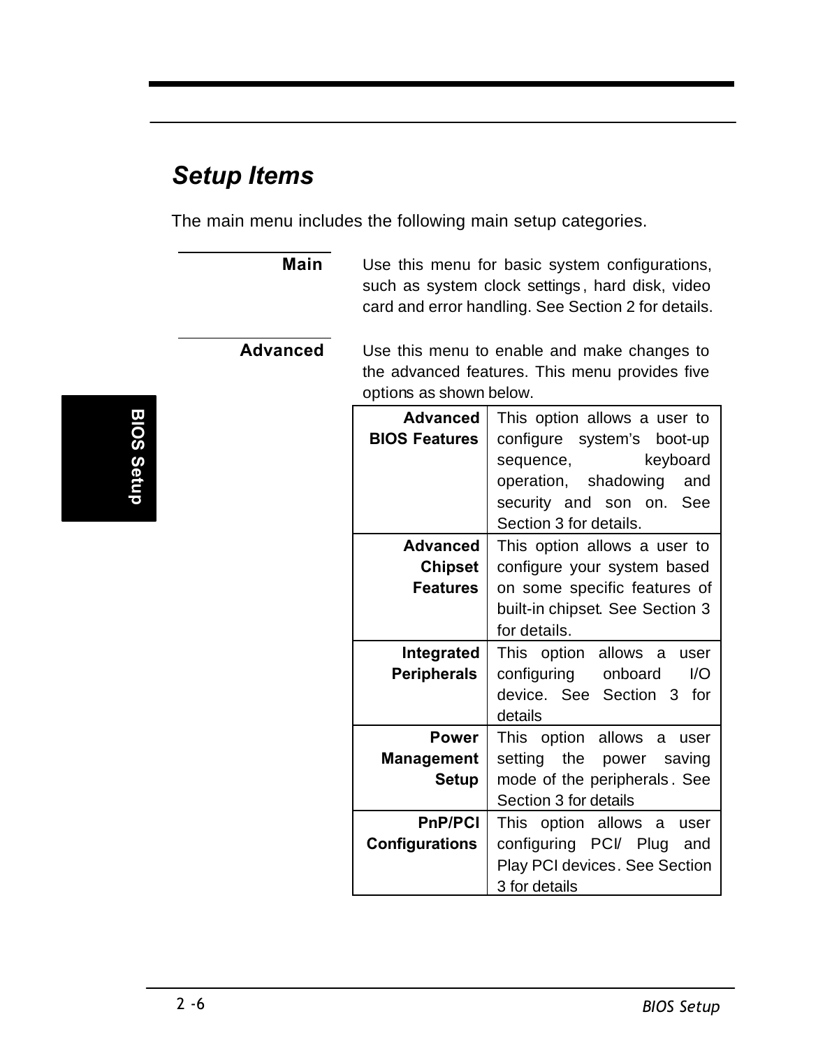## *Setup Items*

The main menu includes the following main setup categories.

**Main**

Use this menu for basic system configurations, such as system clock settings, hard disk, video card and error handling. See Section 2 for details.

**Advanced**

Use this menu to enable and make changes to the advanced features. This menu provides five options as shown below.

| | |
|---|---|
| **Advanced BIOS Features** | This option allows a user to configure system's boot-up sequence, keyboard operation, shadowing and security and son on. See Section 3 for details. |
| **Advanced Chipset Features** | This option allows a user to configure your system based on some specific features of built-in chipset. See Section 3 for details. |
| **Integrated Peripherals** | This option allows a user configuring onboard I/O device. See Section 3 for details |
| **Power Management Setup** | This option allows a user setting the power saving mode of the peripherals. See Section 3 for details |
| **PnP/PCI Configurations** | This option allows a user configuring PCI/ Plug and Play PCI devices. See Section 3 for details |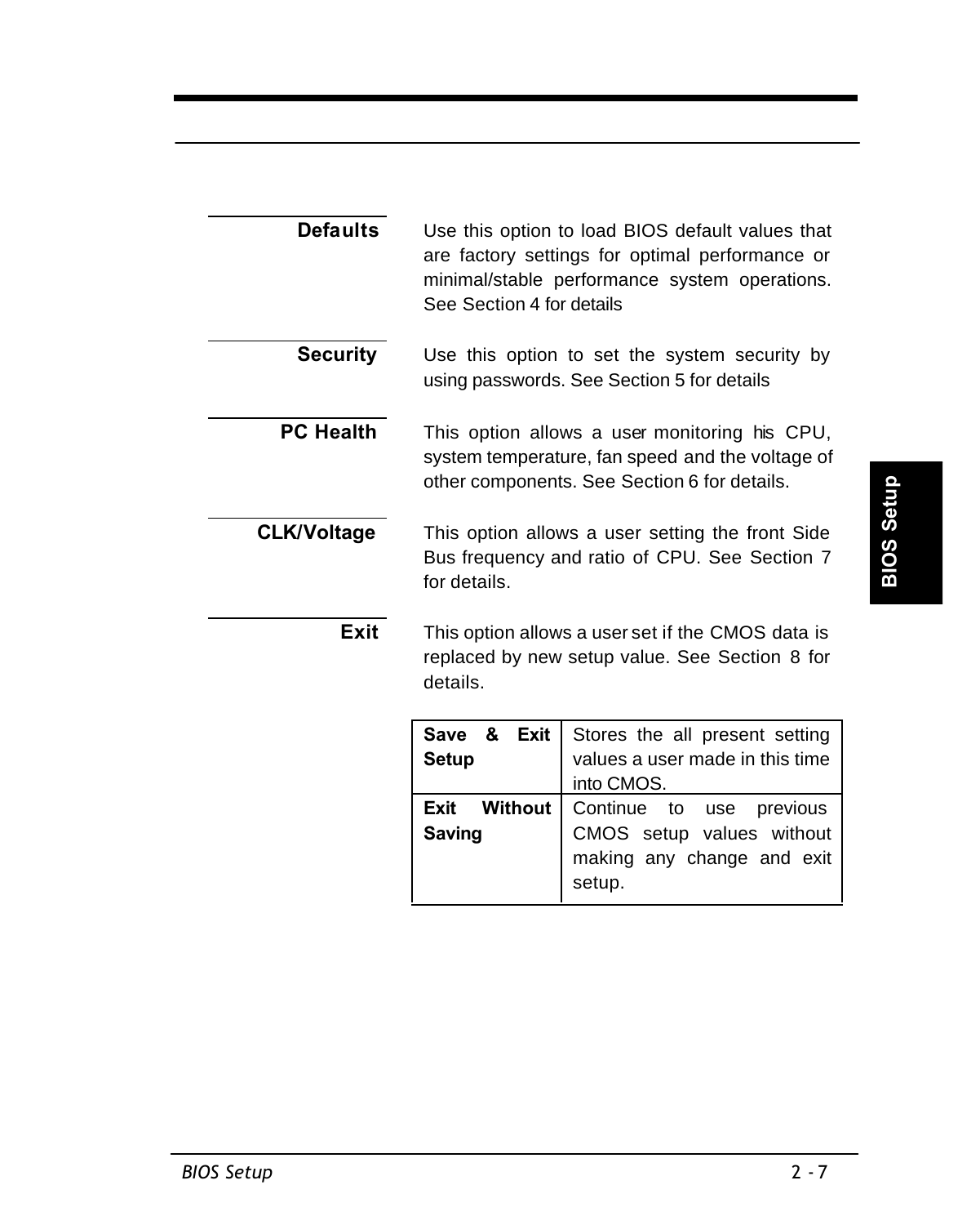**Defaults**

Use this option to load BIOS default values that are factory settings for optimal performance or minimal/stable performance system operations. See Section 4 for details

**Security**

Use this option to set the system security by using passwords. See Section 5 for details

**PC Health**

This option allows a user monitoring his CPU, system temperature, fan speed and the voltage of other components. See Section 6 for details.

**CLK/Voltage**

This option allows a user setting the front Side Bus frequency and ratio of CPU. See Section 7 for details.

**Exit**

This option allows a user set if the CMOS data is replaced by new setup value. See Section 8 for details.

| | |
|---|---|
| **Save & Exit Setup** | Stores the all present setting values a user made in this time into CMOS. |
| **Exit Without Saving** | Continue to use previous CMOS setup values without making any change and exit setup. |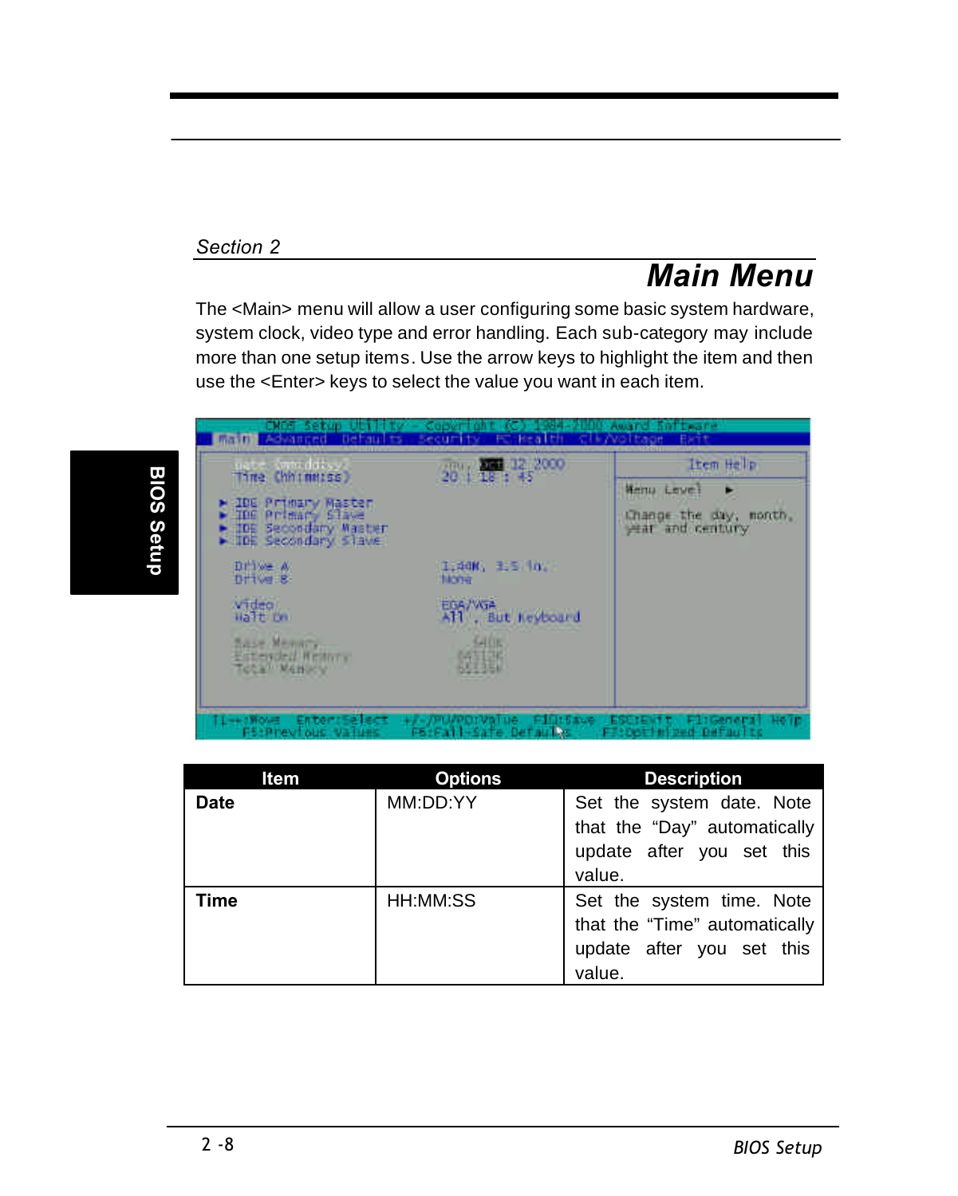Section 2

# Main Menu

The <Main> menu will allow a user configuring some basic system hardware, system clock, video type and error handling. Each sub-category may include more than one setup items. Use the arrow keys to highlight the item and then use the <Enter> keys to select the value you want in each item.

| Item | Options | Description |
|---|---|---|
| **Date** | MM:DD:YY | Set the system date. Note that the “Day” automatically update after you set this value. |
| **Time** | HH:MM:SS | Set the system time. Note that the “Time” automatically update after you set this value. |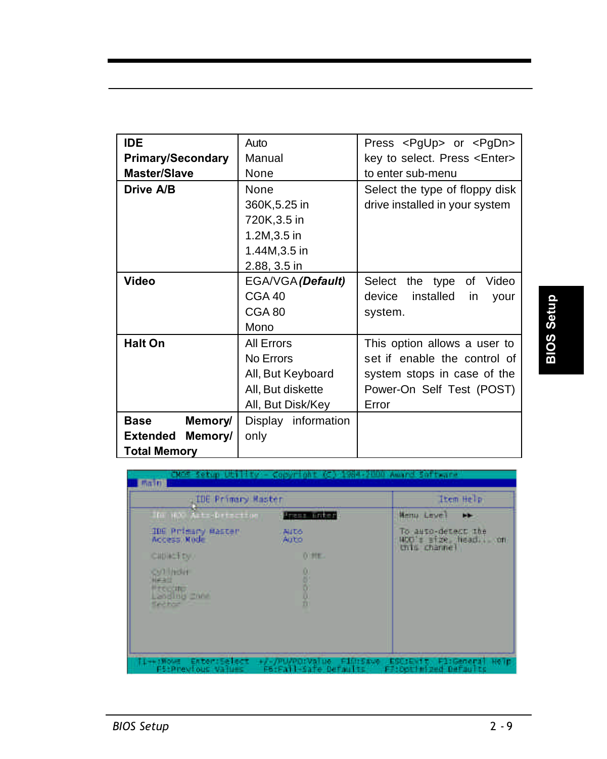| IDE Primary/Secondary Master/Slave | Auto<br>Manual<br>None | Press <PgUp> or <PgDn> key to select. Press <Enter> to enter sub-menu |
|---|---|---|
| **Drive A/B** | None<br>360K,5.25 in<br>720K,3.5 in<br>1.2M,3.5 in<br>1.44M,3.5 in<br>2.88, 3.5 in | Select the type of floppy disk drive installed in your system |
| **Video** | EGA/VGA ***(Default)***<br>CGA 40<br>CGA 80<br>Mono | Select the type of Video device installed in your system. |
| **Halt On** | All Errors<br>No Errors<br>All, But Keyboard<br>All, But diskette<br>All, But Disk/Key | This option allows a user to set if enable the control of system stops in case of the Power-On Self Test (POST) Error |
| **Base Memory/ Extended Memory/ Total Memory** | Display information only | |

```
CMOS Setup Utility - Copyright (C) 1984-2000 Award Software
Main
                IDE Primary Master                      |        Item Help
  IDE HDD Auto-Detection          [Press Enter]        | Menu Level   ▶▶
                                                       |
  IDE Primary Master              Auto                 | To auto-detect the
  Access Mode                     Auto                 | HDD's size, head... on
                                                       | this channel
  Capacity                          0 MB               |
                                                       |
  Cylinder                          0                  |
  Head                              0                  |
  Precomp                           0                  |
  Landing Zone                      0                  |
  Sector                            0                  |

↑↓→←:Move  Enter:Select  +/-/PU/PD:Value  F10:Save  ESC:Exit  F1:General Help
   F5:Previous Values     F6:Fail-Safe Defaults    F7:Optimized Defaults
```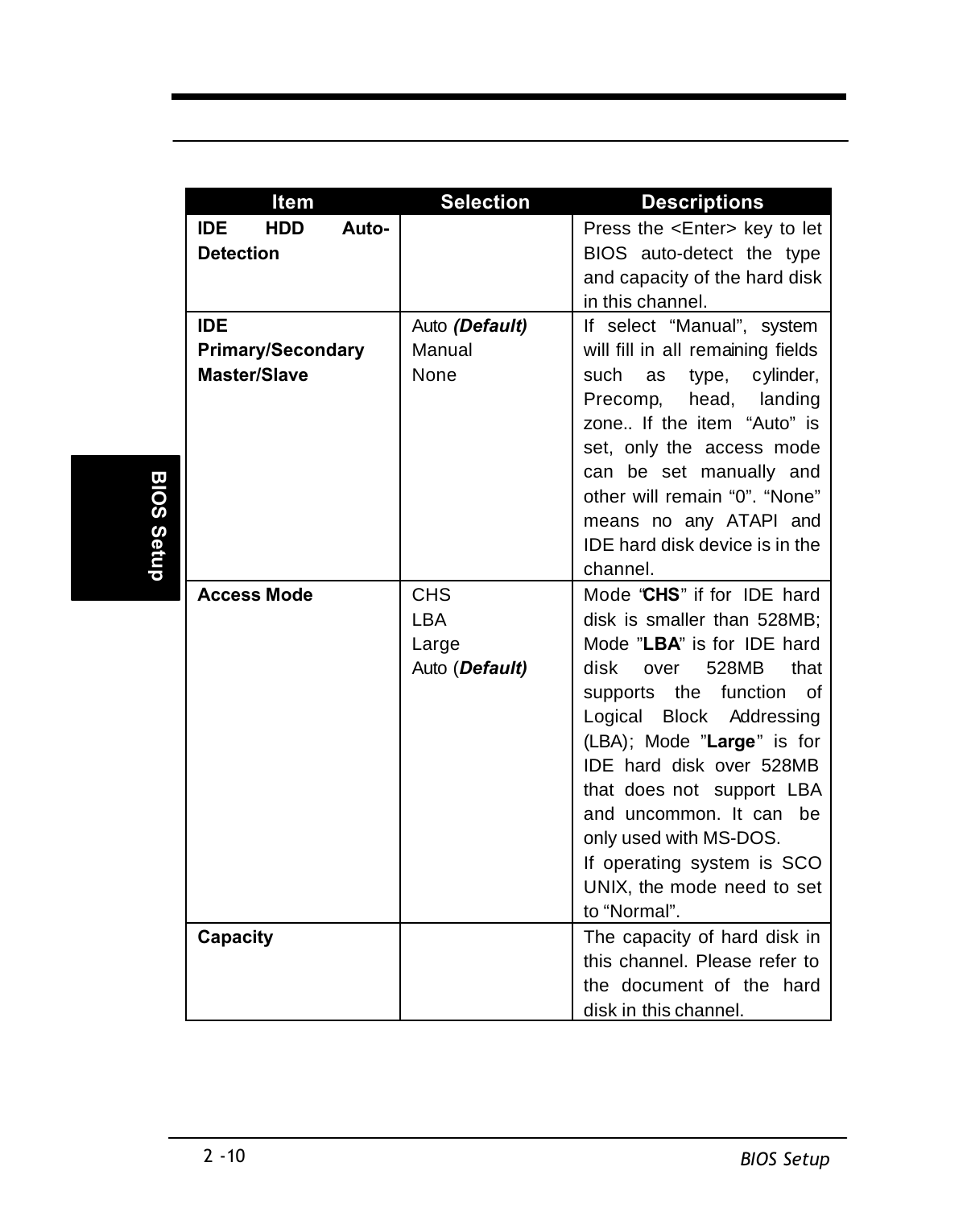| Item | Selection | Descriptions |
|---|---|---|
| **IDE HDD Auto-Detection** | | Press the <Enter> key to let BIOS auto-detect the type and capacity of the hard disk in this channel. |
| **IDE Primary/Secondary Master/Slave** | Auto ***(Default)***<br>Manual<br>None | If select "Manual", system will fill in all remaining fields such as type, cylinder, Precomp, head, landing zone.. If the item "Auto" is set, only the access mode can be set manually and other will remain "0". "None" means no any ATAPI and IDE hard disk device is in the channel. |
| **Access Mode** | CHS<br>LBA<br>Large<br>Auto (***Default)*** | Mode "**CHS**" if for IDE hard disk is smaller than 528MB; Mode "**LBA**" is for IDE hard disk over 528MB that supports the function of Logical Block Addressing (LBA); Mode "**Large**" is for IDE hard disk over 528MB that does not support LBA and uncommon. It can be only used with MS-DOS.<br>If operating system is SCO UNIX, the mode need to set to "Normal". |
| **Capacity** | | The capacity of hard disk in this channel. Please refer to the document of the hard disk in this channel. |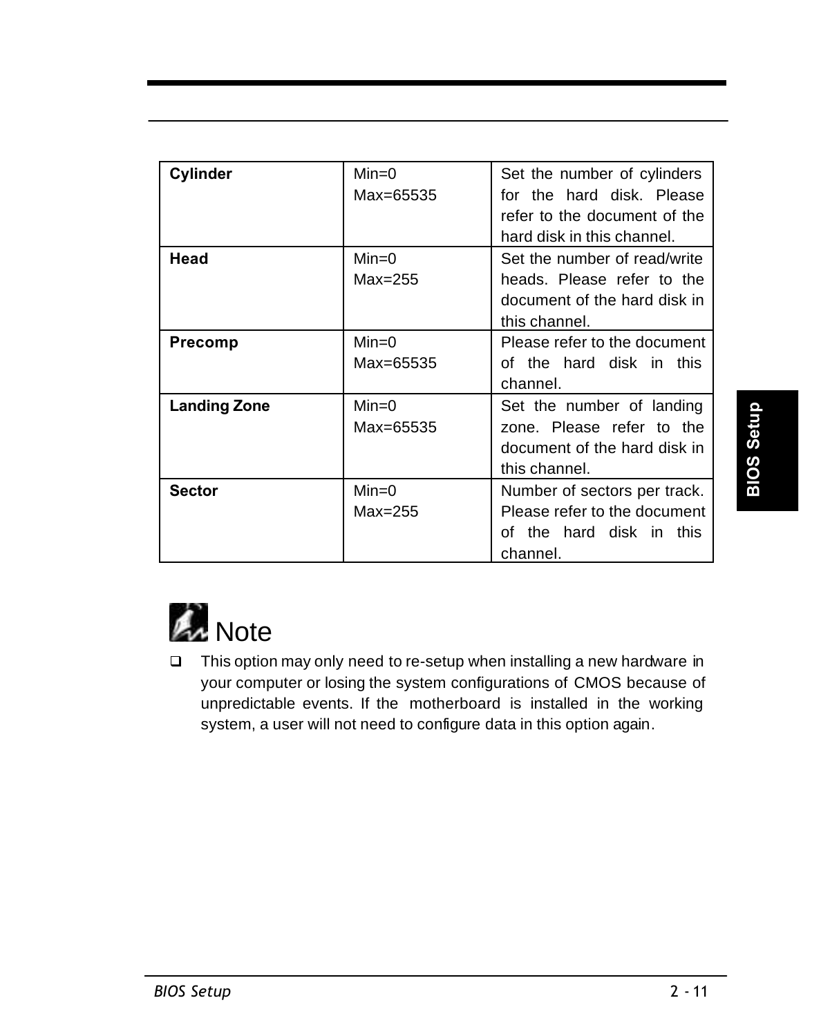| Cylinder | Min=0<br>Max=65535 | Set the number of cylinders for the hard disk. Please refer to the document of the hard disk in this channel. |
|---|---|---|
| **Head** | Min=0<br>Max=255 | Set the number of read/write heads. Please refer to the document of the hard disk in this channel. |
| **Precomp** | Min=0<br>Max=65535 | Please refer to the document of the hard disk in this channel. |
| **Landing Zone** | Min=0<br>Max=65535 | Set the number of landing zone. Please refer to the document of the hard disk in this channel. |
| **Sector** | Min=0<br>Max=255 | Number of sectors per track. Please refer to the document of the hard disk in this channel. |

## Note

- This option may only need to re-setup when installing a new hardware in your computer or losing the system configurations of CMOS because of unpredictable events. If the motherboard is installed in the working system, a user will not need to configure data in this option again.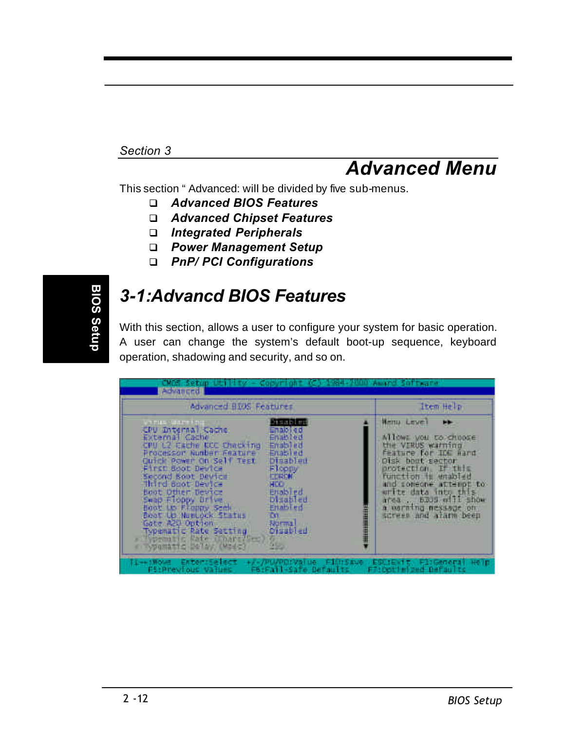*Section 3*

# *Advanced Menu*

This section " Advanced: will be divided by five sub-menus.

- ***Advanced BIOS Features***
- ***Advanced Chipset Features***
- ***Integrated Peripherals***
- ***Power Management Setup***
- ***PnP/ PCI Configurations***

## *3-1:Advancd BIOS Features*

With this section, allows a user to configure your system for basic operation. A user can change the system's default boot-up sequence, keyboard operation, shadowing and security, and so on.

```
CMOS Setup Utility - Copyright (C) 1984-2000 Award Software
Advanced

            Advanced BIOS Features                      Item Help

  Virus Warning                 Disabled      Menu Level    ▶▶
  CPU Internal Cache            Enabled
  External Cache                Enabled      Allows you to choose
  CPU L2 Cache ECC Checking     Enabled      the VIRUS warning
  Processor Number Feature      Enabled      feature for IDE Hard
  Quick Power On Self Test      Disabled     Disk boot sector
  First Boot Device             Floppy       protection. If this
  Second Boot Device            CDROM        function is enabled
  Third Boot Device             HDD          and someone attempt to
  Boot Other Device             Enabled      write data into this
  Swap Floppy Drive             Disabled     area , BIOS will show
  Boot Up Floppy Seek           Enabled      a warning message on
  Boot Up NumLock Status        On           screen and alarm beep
  Gate A20 Option               Normal
  Typematic Rate Setting        Disabled
x Typematic Rate (Chars/Sec)    6
x Typematic Delay (Msec)        250

↑↓→←:Move  Enter:Select  +/-/PU/PD:Value  F10:Save  ESC:Exit  F1:General Help
    F5:Previous Values     F6:Fail-Safe Defaults     F7:Optimized Defaults
```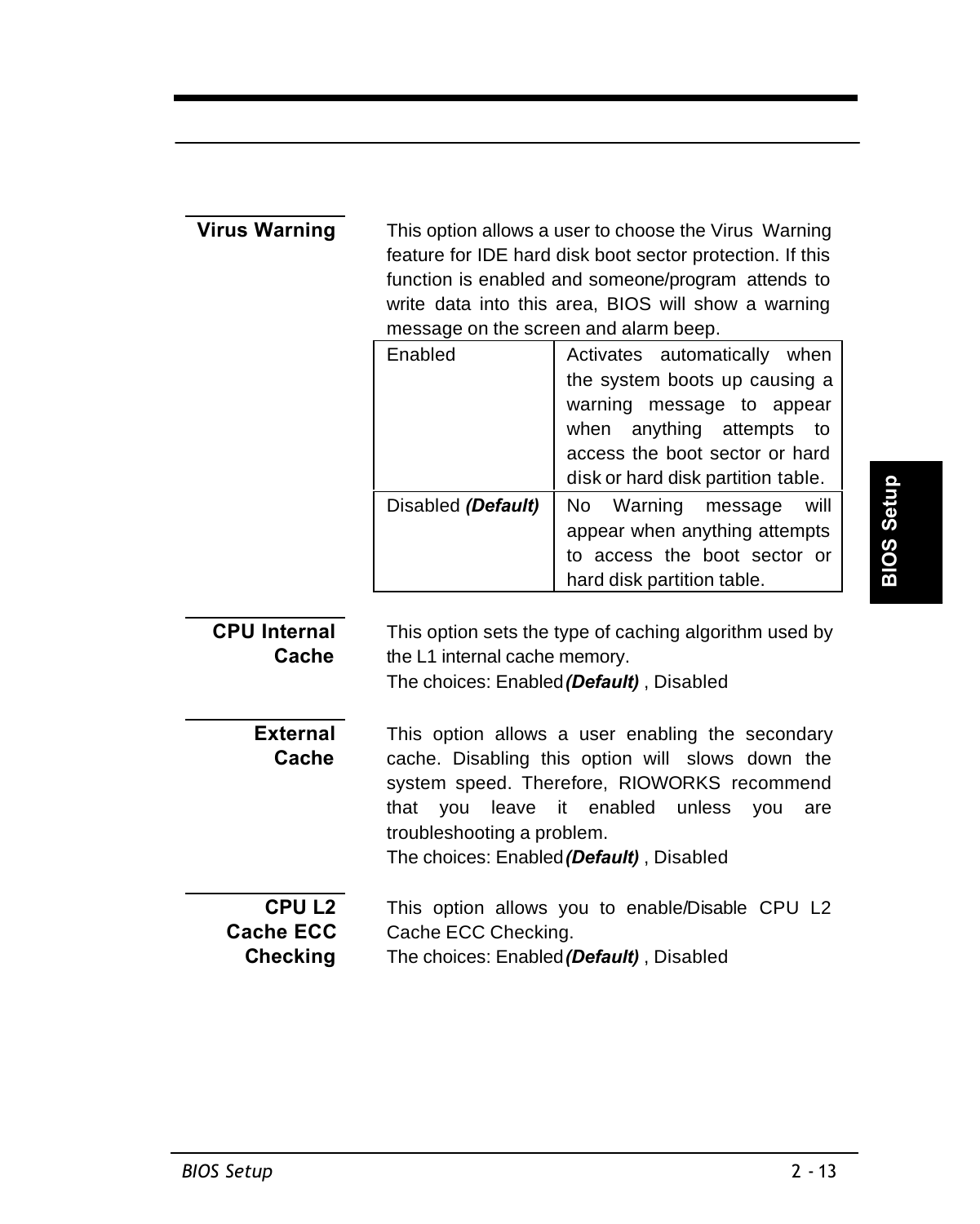### Virus Warning

This option allows a user to choose the Virus Warning feature for IDE hard disk boot sector protection. If this function is enabled and someone/program attends to write data into this area, BIOS will show a warning message on the screen and alarm beep.

| | |
|---|---|
| Enabled | Activates automatically when the system boots up causing a warning message to appear when anything attempts to access the boot sector or hard disk or hard disk partition table. |
| Disabled ***(Default)*** | No Warning message will appear when anything attempts to access the boot sector or hard disk partition table. |

### CPU Internal Cache

This option sets the type of caching algorithm used by the L1 internal cache memory.
The choices: Enabled ***(Default)*** , Disabled

### External Cache

This option allows a user enabling the secondary cache. Disabling this option will slows down the system speed. Therefore, RIOWORKS recommend that you leave it enabled unless you are troubleshooting a problem.
The choices: Enabled ***(Default)*** , Disabled

### CPU L2 Cache ECC Checking

This option allows you to enable/Disable CPU L2 Cache ECC Checking.
The choices: Enabled ***(Default)*** , Disabled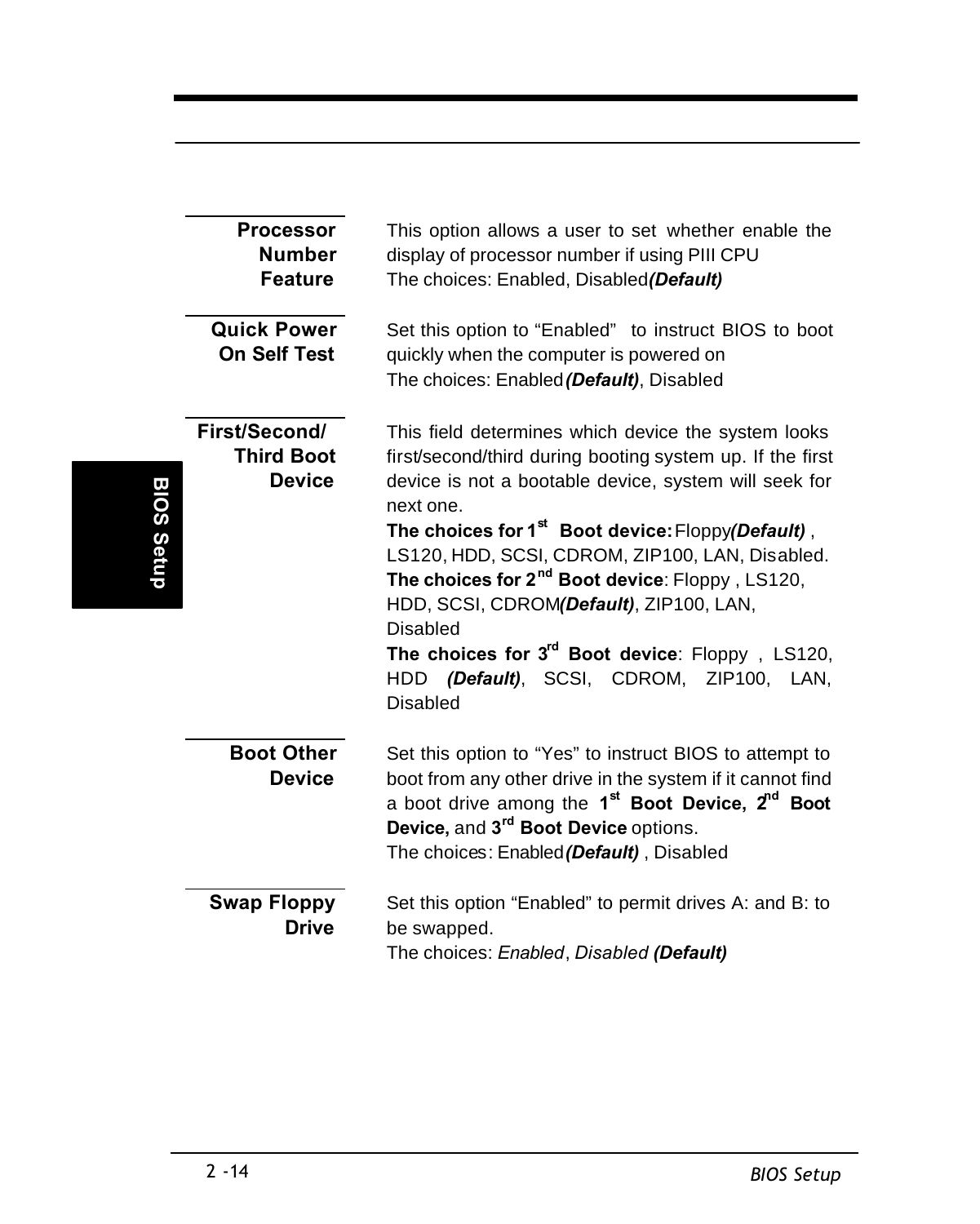**Processor Number Feature**

This option allows a user to set whether enable the display of processor number if using PIII CPU
The choices: Enabled, Disabled ***(Default)***

**Quick Power On Self Test**

Set this option to "Enabled" to instruct BIOS to boot quickly when the computer is powered on
The choices: Enabled ***(Default)***, Disabled

**First/Second/ Third Boot Device**

This field determines which device the system looks first/second/third during booting system up. If the first device is not a bootable device, system will seek for next one.
**The choices for 1st Boot device:** Floppy ***(Default)*** , LS120, HDD, SCSI, CDROM, ZIP100, LAN, Disabled.
**The choices for 2nd Boot device**: Floppy , LS120, HDD, SCSI, CDROM ***(Default)***, ZIP100, LAN, Disabled
**The choices for 3rd Boot device**: Floppy , LS120, HDD ***(Default)***, SCSI, CDROM, ZIP100, LAN, Disabled

**Boot Other Device**

Set this option to "Yes" to instruct BIOS to attempt to boot from any other drive in the system if it cannot find a boot drive among the **1st Boot Device, 2nd Boot Device,** and **3rd Boot Device** options.
The choices: Enabled ***(Default)*** , Disabled

**Swap Floppy Drive**

Set this option "Enabled" to permit drives A: and B: to be swapped.
The choices: *Enabled*, *Disabled* ***(Default)***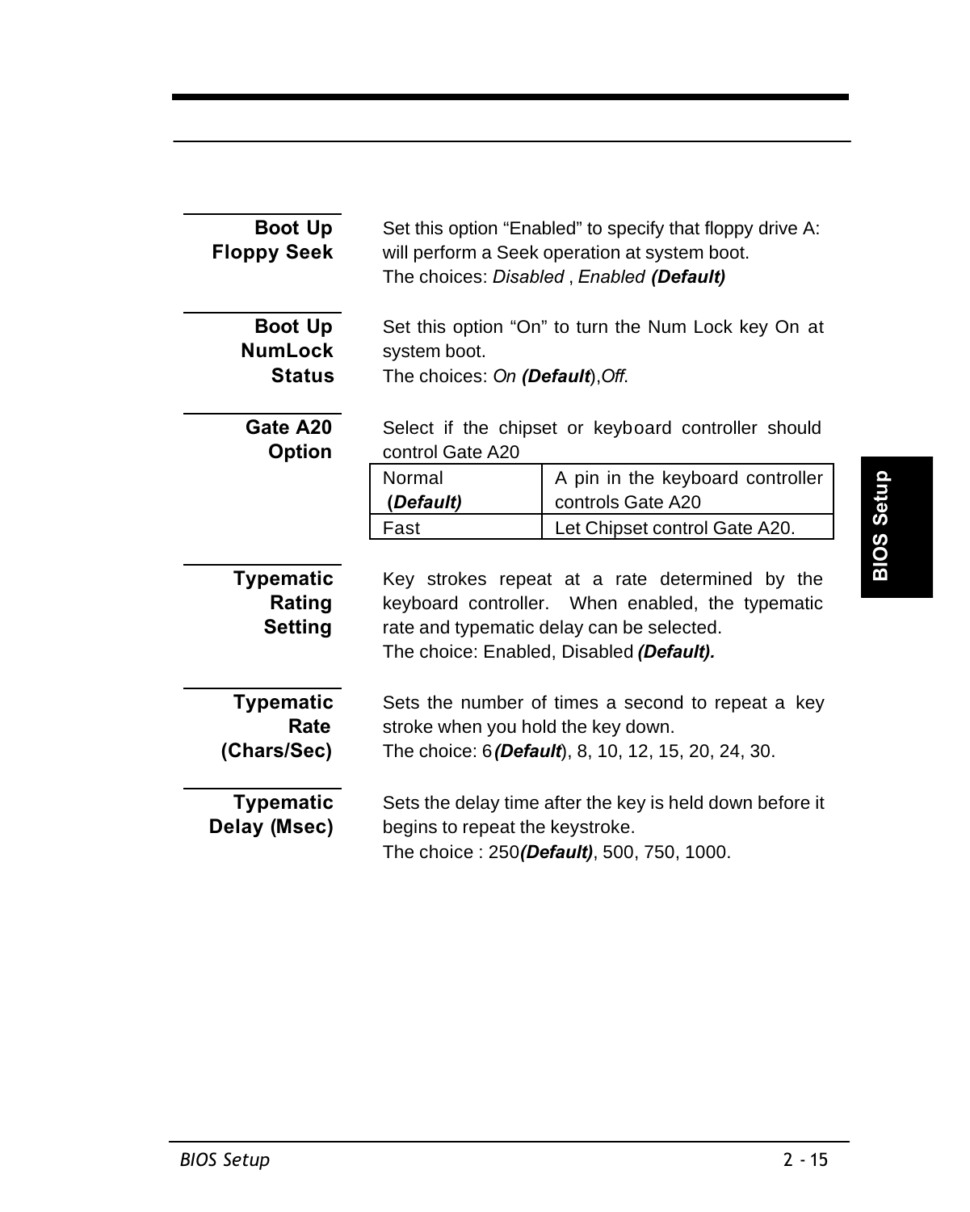**Boot Up Floppy Seek**

Set this option “Enabled” to specify that floppy drive A: will perform a Seek operation at system boot.
The choices: *Disabled* , *Enabled* ***(Default)***

**Boot Up NumLock Status**

Set this option “On” to turn the Num Lock key On at system boot.
The choices: *On* ***(Default)***,*Off*.

**Gate A20 Option**

Select if the chipset or keyboard controller should control Gate A20

| Normal ***(Default)*** | A pin in the keyboard controller controls Gate A20 |
|---|---|
| Fast | Let Chipset control Gate A20. |

**Typematic Rating Setting**

Key strokes repeat at a rate determined by the keyboard controller. When enabled, the typematic rate and typematic delay can be selected.
The choice: Enabled, Disabled ***(Default).***

**Typematic Rate (Chars/Sec)**

Sets the number of times a second to repeat a key stroke when you hold the key down.
The choice: 6 ***(Default***), 8, 10, 12, 15, 20, 24, 30.

**Typematic Delay (Msec)**

Sets the delay time after the key is held down before it begins to repeat the keystroke.
The choice : 250***(Default)***, 500, 750, 1000.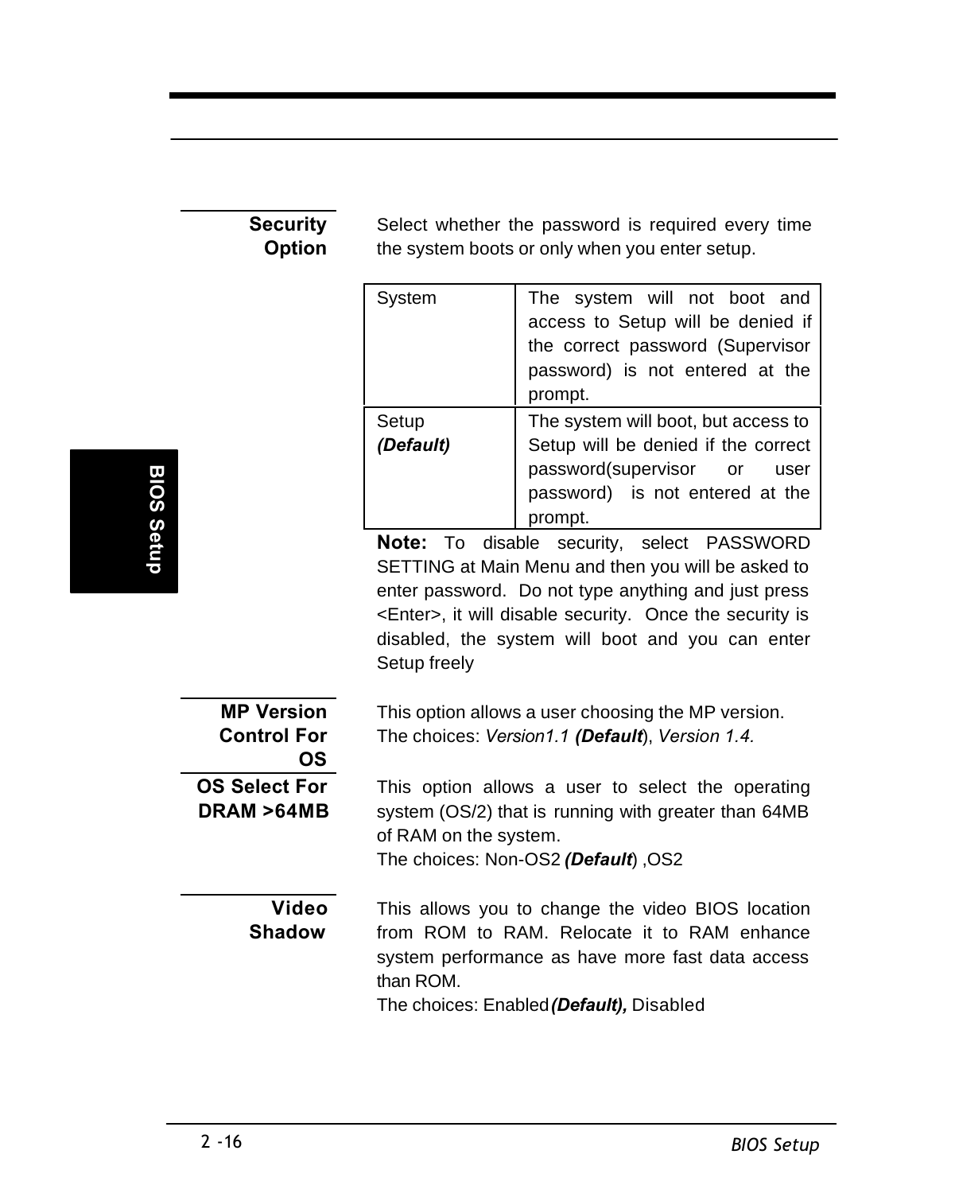**Security Option**

Select whether the password is required every time the system boots or only when you enter setup.

| | |
|---|---|
| System | The system will not boot and access to Setup will be denied if the correct password (Supervisor password) is not entered at the prompt. |
| Setup ***(Default)*** | The system will boot, but access to Setup will be denied if the correct password(supervisor or user password) is not entered at the prompt. |

**Note:** To disable security, select PASSWORD SETTING at Main Menu and then you will be asked to enter password. Do not type anything and just press <Enter>, it will disable security. Once the security is disabled, the system will boot and you can enter Setup freely

**MP Version Control For OS**

This option allows a user choosing the MP version.
The choices: *Version1.1* ***(Default)***, *Version 1.4.*

**OS Select For DRAM >64MB**

This option allows a user to select the operating system (OS/2) that is running with greater than 64MB of RAM on the system.
The choices: Non-OS2 ***(Default)*** ,OS2

**Video Shadow**

This allows you to change the video BIOS location from ROM to RAM. Relocate it to RAM enhance system performance as have more fast data access than ROM.
The choices: Enabled***(Default),*** Disabled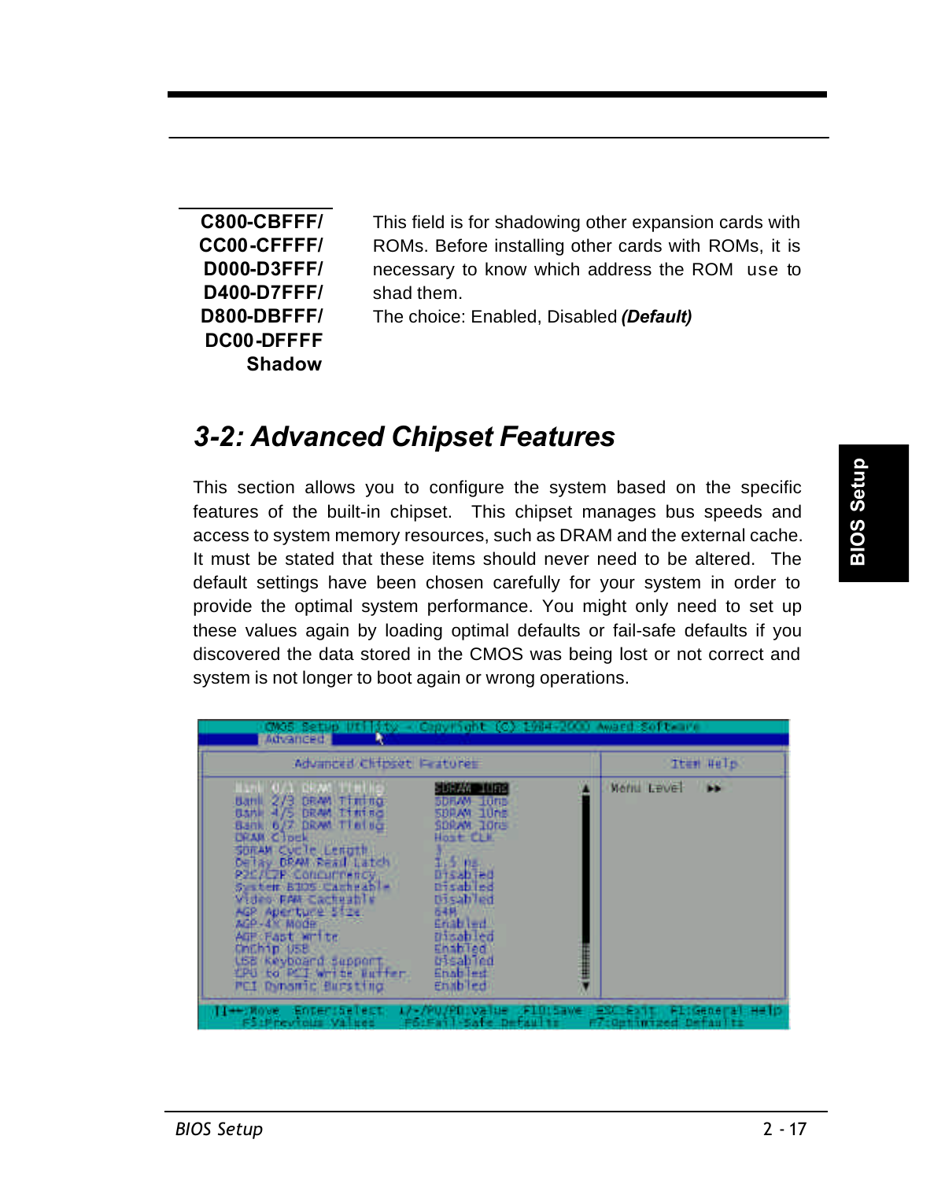| | |
|---|---|
| **C800-CBFFF/ CC00-CFFFF/ D000-D3FFF/ D400-D7FFF/ D800-DBFFF/ DC00-DFFFF Shadow** | This field is for shadowing other expansion cards with ROMs. Before installing other cards with ROMs, it is necessary to know which address the ROM use to shad them.<br>The choice: Enabled, Disabled ***(Default)*** |

## *3-2: Advanced Chipset Features*

This section allows you to configure the system based on the specific features of the built-in chipset. This chipset manages bus speeds and access to system memory resources, such as DRAM and the external cache. It must be stated that these items should never need to be altered. The default settings have been chosen carefully for your system in order to provide the optimal system performance. You might only need to set up these values again by loading optimal defaults or fail-safe defaults if you discovered the data stored in the CMOS was being lost or not correct and system is not longer to boot again or wrong operations.

```
CMOS Setup Utility - Copyright (C) 1984-2000 Award Software
Advanced
            Advanced Chipset Features                         Item Help

Bank 0/1 DRAM Timing           SDRAM 10ns                     Menu Level   ▶▶
Bank 2/3 DRAM Timing           SDRAM 10ns
Bank 4/5 DRAM Timing           SDRAM 10ns
Bank 6/7 DRAM Timing           SDRAM 10ns
DRAM Clock                     Host CLK
SDRAM Cycle Length             3
Delay DRAM Read Latch          1.5 ns
P2C/C2P Concurrency            Disabled
System BIOS Cacheable          Disabled
Video RAM Cacheable            Disabled
AGP Aperture Size              64M
AGP-4X Mode                    Enabled
AGP Fast Write                 Disabled
OnChip USB                     Enabled
USB Keyboard Support           Disabled
CPU to PCI Write Buffer        Enabled
PCI Dynamic Bursting           Enabled

↑↓→←:Move  Enter:Select  +/-/PU/PD:Value  F10:Save  ESC:Exit  F1:General Help
   F5:Previous Values   F6:Fail-Safe Defaults   F7:Optimized Defaults
```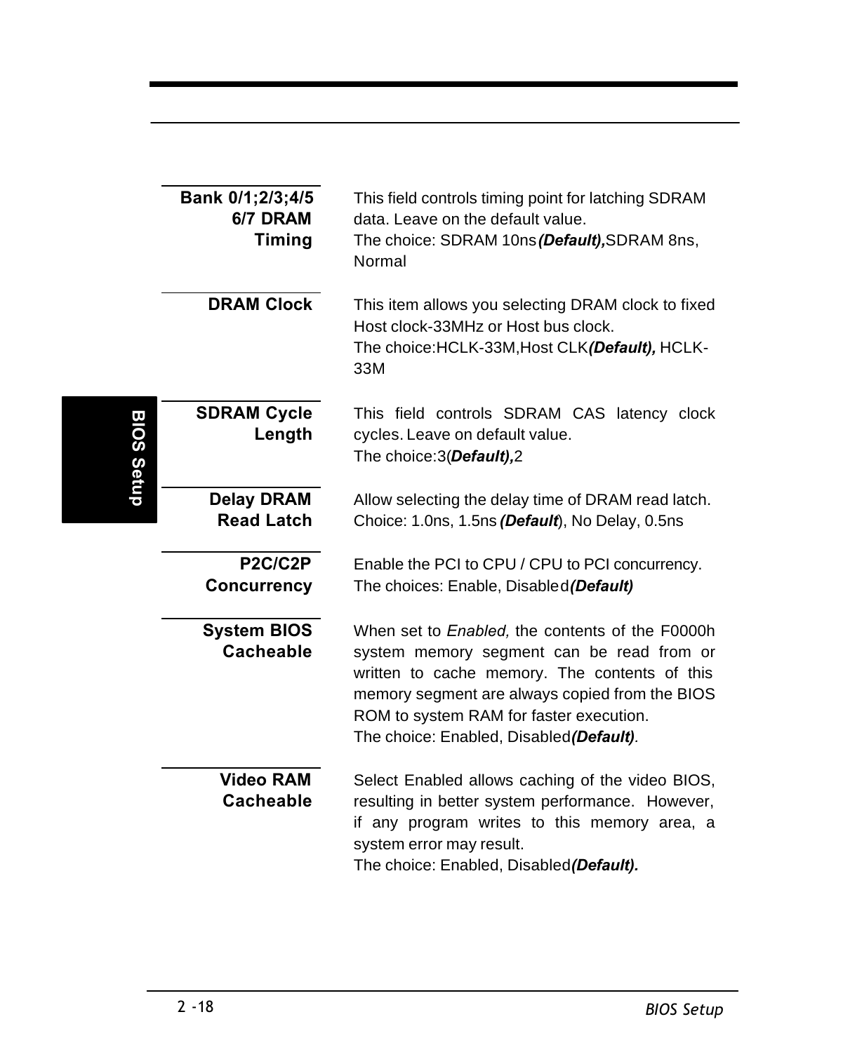**Bank 0/1;2/3;4/5 6/7 DRAM Timing**

This field controls timing point for latching SDRAM data. Leave on the default value.
The choice: SDRAM 10ns ***(Default),*** SDRAM 8ns, Normal

**DRAM Clock**

This item allows you selecting DRAM clock to fixed Host clock-33MHz or Host bus clock.
The choice:HCLK-33M,Host CLK***(Default),*** HCLK-33M

**SDRAM Cycle Length**

This field controls SDRAM CAS latency clock cycles. Leave on default value.
The choice:3(***Default),***2

**Delay DRAM Read Latch**

Allow selecting the delay time of DRAM read latch.
Choice: 1.0ns, 1.5ns ***(Default***), No Delay, 0.5ns

**P2C/C2P Concurrency**

Enable the PCI to CPU / CPU to PCI concurrency.
The choices: Enable, Disabled***(Default)***

**System BIOS Cacheable**

When set to *Enabled,* the contents of the F0000h system memory segment can be read from or written to cache memory. The contents of this memory segment are always copied from the BIOS ROM to system RAM for faster execution.
The choice: Enabled, Disabled***(Default)***.

**Video RAM Cacheable**

Select Enabled allows caching of the video BIOS, resulting in better system performance. However, if any program writes to this memory area, a system error may result.
The choice: Enabled, Disabled***(Default).***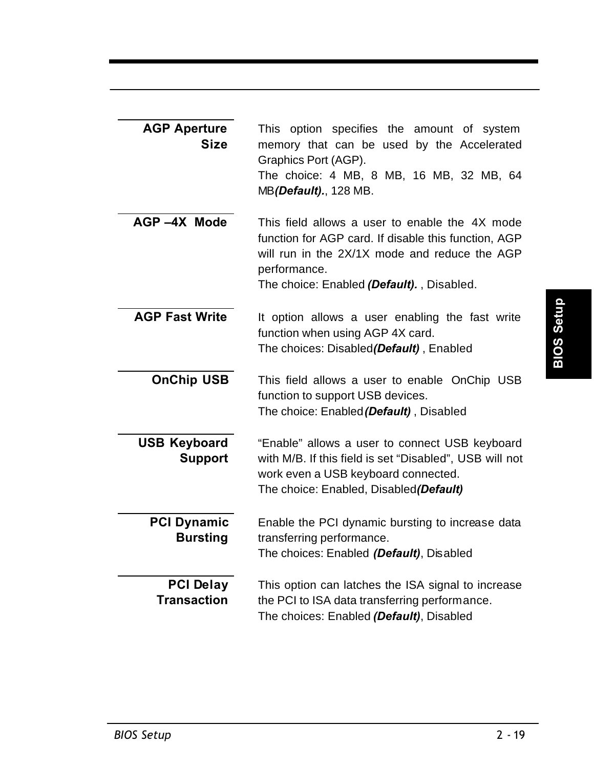**AGP Aperture Size**

This option specifies the amount of system memory that can be used by the Accelerated Graphics Port (AGP).
The choice: 4 MB, 8 MB, 16 MB, 32 MB, 64 MB***(Default).***, 128 MB.

**AGP –4X Mode**

This field allows a user to enable the 4X mode function for AGP card. If disable this function, AGP will run in the 2X/1X mode and reduce the AGP performance.
The choice: Enabled ***(Default).*** , Disabled.

**AGP Fast Write**

It option allows a user enabling the fast write function when using AGP 4X card.
The choices: Disabled***(Default)*** , Enabled

**OnChip USB**

This field allows a user to enable OnChip USB function to support USB devices.
The choice: Enabled***(Default)*** , Disabled

**USB Keyboard Support**

"Enable" allows a user to connect USB keyboard with M/B. If this field is set "Disabled", USB will not work even a USB keyboard connected.
The choice: Enabled, Disabled***(Default)***

**PCI Dynamic Bursting**

Enable the PCI dynamic bursting to increase data transferring performance.
The choices: Enabled ***(Default)***, Disabled

**PCI Delay Transaction**

This option can latches the ISA signal to increase the PCI to ISA data transferring performance.
The choices: Enabled ***(Default)***, Disabled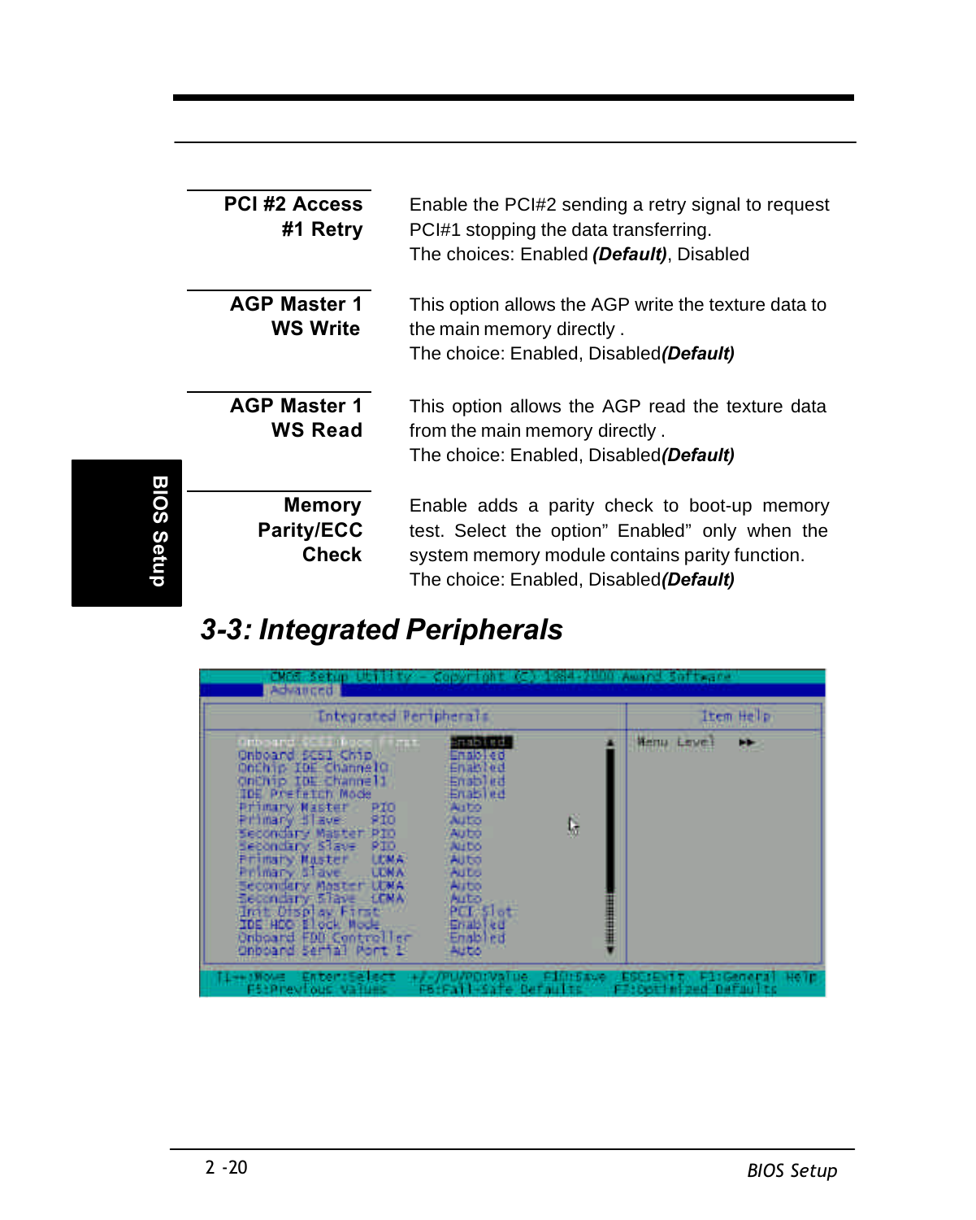| | |
|---|---|
| **PCI #2 Access #1 Retry** | Enable the PCI#2 sending a retry signal to request PCI#1 stopping the data transferring.<br>The choices: Enabled ***(Default)***, Disabled |
| **AGP Master 1 WS Write** | This option allows the AGP write the texture data to the main memory directly .<br>The choice: Enabled, Disabled***(Default)*** |
| **AGP Master 1 WS Read** | This option allows the AGP read the texture data from the main memory directly .<br>The choice: Enabled, Disabled***(Default)*** |
| **Memory Parity/ECC Check** | Enable adds a parity check to boot-up memory test. Select the option" Enabled" only when the system memory module contains parity function.<br>The choice: Enabled, Disabled***(Default)*** |

## *3-3: Integrated Peripherals*

```
CMOS Setup Utility - Copyright (C) 1984-2000 Award Software
Advanced
                Integrated Peripherals                    Item Help

Onboard SCSI Boot First      Enabled                  Menu Level  ▶▶
Onboard SCSI Chip            Enabled
OnChip IDE Channel0          Enabled
OnChip IDE Channel1          Enabled
IDE Prefetch Mode            Enabled
Primary Master   PIO         Auto
Primary Slave    PIO         Auto
Secondary Master PIO         Auto
Secondary Slave  PIO         Auto
Primary Master   UDMA        Auto
Primary Slave    UDMA        Auto
Secondary Master UDMA        Auto
Secondary Slave  UDMA        Auto
Init Display First           PCI Slot
IDE HDD Block Mode           Enabled
Onboard FDD Controller       Enabled
Onboard Serial Port 1        Auto

↑↓→←:Move  Enter:Select  +/-/PU/PD:Value  F10:Save  ESC:Exit  F1:General Help
F5:Previous Values   F6:Fail-Safe Defaults   F7:Optimized Defaults
```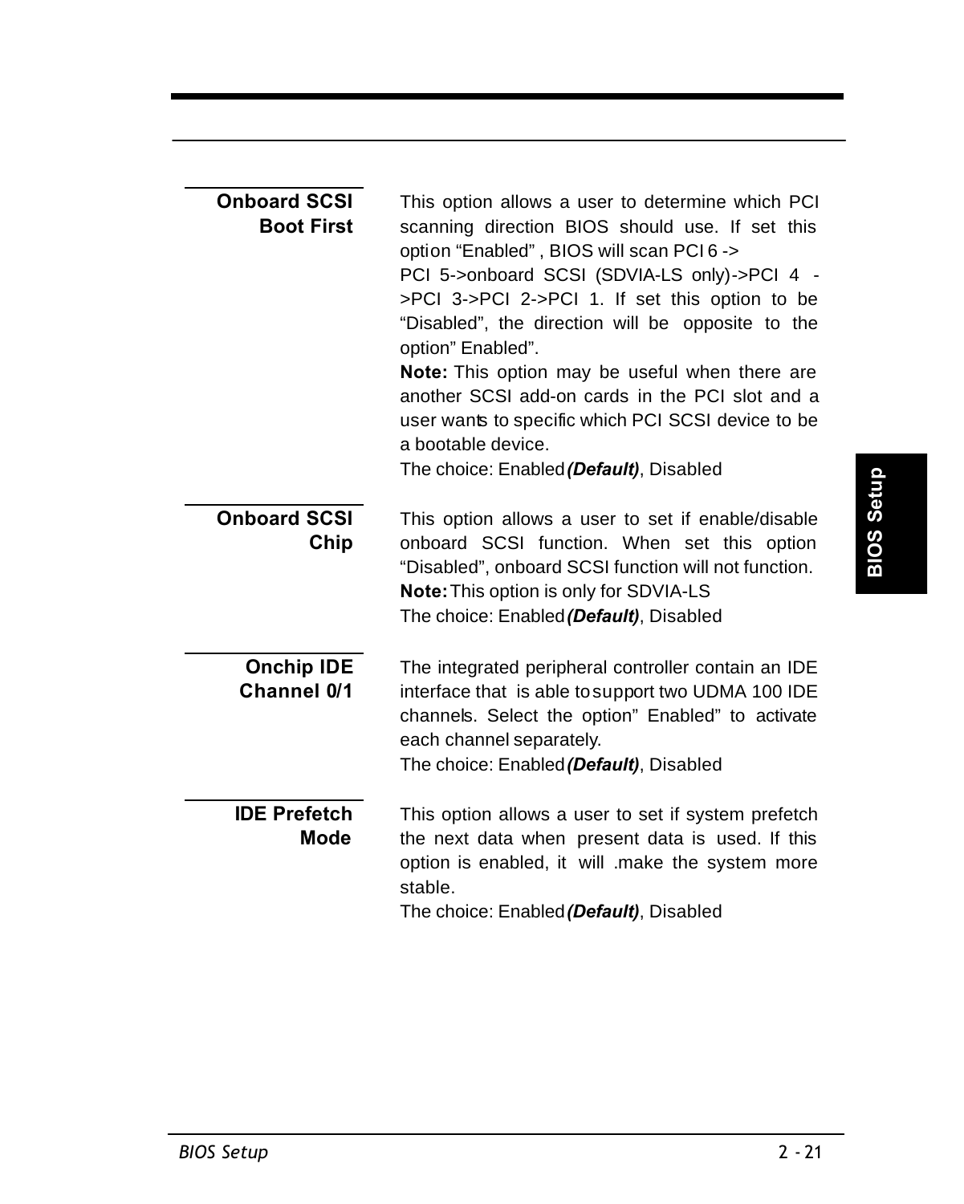**Onboard SCSI Boot First**

This option allows a user to determine which PCI scanning direction BIOS should use. If set this option "Enabled" , BIOS will scan PCI 6 -> PCI 5->onboard SCSI (SDVIA-LS only)->PCI 4 ->PCI 3->PCI 2->PCI 1. If set this option to be "Disabled", the direction will be opposite to the option" Enabled".

**Note:** This option may be useful when there are another SCSI add-on cards in the PCI slot and a user wants to specific which PCI SCSI device to be a bootable device.

The choice: Enabled ***(Default)***, Disabled

**Onboard SCSI Chip**

This option allows a user to set if enable/disable onboard SCSI function. When set this option "Disabled", onboard SCSI function will not function.

**Note:** This option is only for SDVIA-LS

The choice: Enabled ***(Default)***, Disabled

**Onchip IDE Channel 0/1**

The integrated peripheral controller contain an IDE interface that is able to support two UDMA 100 IDE channels. Select the option" Enabled" to activate each channel separately.

The choice: Enabled ***(Default)***, Disabled

**IDE Prefetch Mode**

This option allows a user to set if system prefetch the next data when present data is used. If this option is enabled, it will .make the system more stable.

The choice: Enabled ***(Default)***, Disabled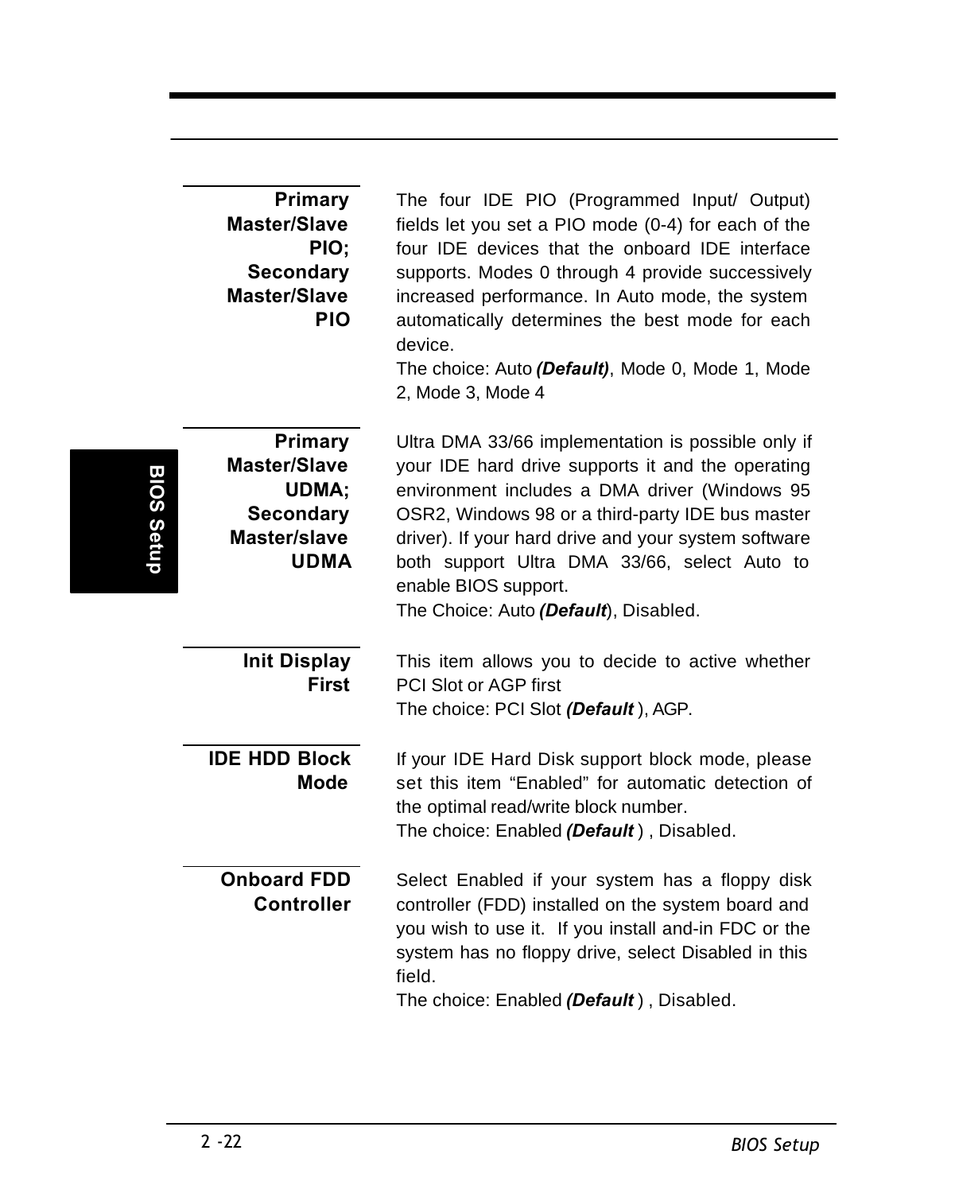**Primary Master/Slave PIO; Secondary Master/Slave PIO**

The four IDE PIO (Programmed Input/ Output) fields let you set a PIO mode (0-4) for each of the four IDE devices that the onboard IDE interface supports. Modes 0 through 4 provide successively increased performance. In Auto mode, the system automatically determines the best mode for each device.

The choice: Auto ***(Default)***, Mode 0, Mode 1, Mode 2, Mode 3, Mode 4

**Primary Master/Slave UDMA; Secondary Master/slave UDMA**

Ultra DMA 33/66 implementation is possible only if your IDE hard drive supports it and the operating environment includes a DMA driver (Windows 95 OSR2, Windows 98 or a third-party IDE bus master driver). If your hard drive and your system software both support Ultra DMA 33/66, select Auto to enable BIOS support.

The Choice: Auto ***(Default***), Disabled.

**Init Display First**

This item allows you to decide to active whether PCI Slot or AGP first

The choice: PCI Slot ***(Default*** ), AGP.

**IDE HDD Block Mode**

If your IDE Hard Disk support block mode, please set this item “Enabled” for automatic detection of the optimal read/write block number.

The choice: Enabled ***(Default*** ) , Disabled.

**Onboard FDD Controller**

Select Enabled if your system has a floppy disk controller (FDD) installed on the system board and you wish to use it. If you install and-in FDC or the system has no floppy drive, select Disabled in this field.

The choice: Enabled ***(Default*** ) , Disabled.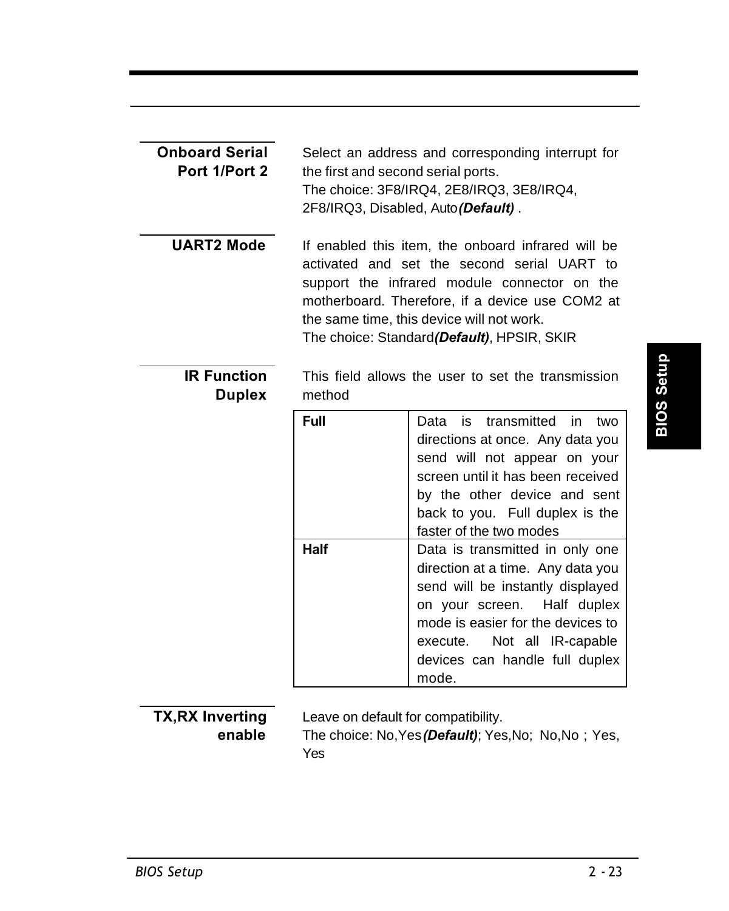**Onboard Serial Port 1/Port 2**

Select an address and corresponding interrupt for the first and second serial ports.
The choice: 3F8/IRQ4, 2E8/IRQ3, 3E8/IRQ4, 2F8/IRQ3, Disabled, Auto***(Default)*** .

**UART2 Mode**

If enabled this item, the onboard infrared will be activated and set the second serial UART to support the infrared module connector on the motherboard. Therefore, if a device use COM2 at the same time, this device will not work.
The choice: Standard***(Default)***, HPSIR, SKIR

**IR Function Duplex**

This field allows the user to set the transmission method

| | |
|---|---|
| **Full** | Data is transmitted in two directions at once. Any data you send will not appear on your screen until it has been received by the other device and sent back to you. Full duplex is the faster of the two modes |
| **Half** | Data is transmitted in only one direction at a time. Any data you send will be instantly displayed on your screen. Half duplex mode is easier for the devices to execute. Not all IR-capable devices can handle full duplex mode. |

**TX,RX Inverting enable**

Leave on default for compatibility.
The choice: No,Yes***(Default)***; Yes,No; No,No ; Yes, Yes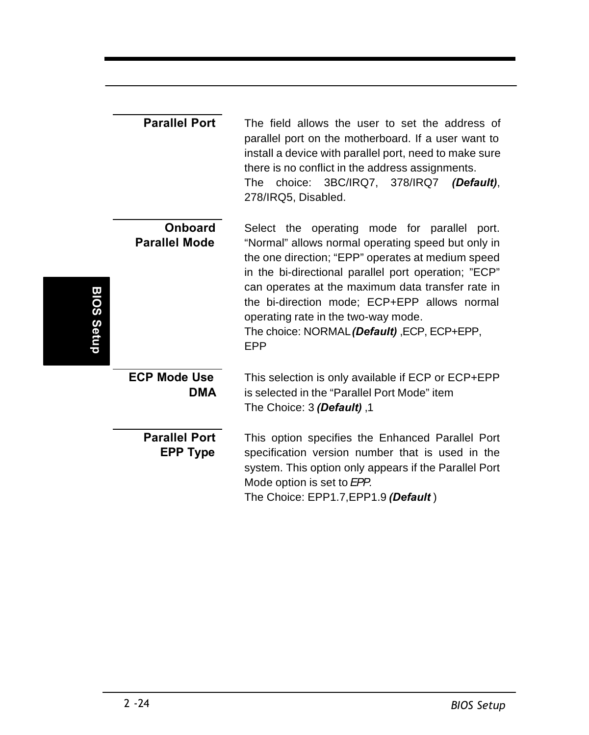**Parallel Port**

The field allows the user to set the address of parallel port on the motherboard. If a user want to install a device with parallel port, need to make sure there is no conflict in the address assignments.
The choice: 3BC/IRQ7, 378/IRQ7 ***(Default)***, 278/IRQ5, Disabled.

**Onboard Parallel Mode**

Select the operating mode for parallel port. “Normal” allows normal operating speed but only in the one direction; “EPP” operates at medium speed in the bi-directional parallel port operation; ”ECP” can operates at the maximum data transfer rate in the bi-direction mode; ECP+EPP allows normal operating rate in the two-way mode.
The choice: NORMAL ***(Default)*** ,ECP, ECP+EPP, EPP

**ECP Mode Use DMA**

This selection is only available if ECP or ECP+EPP is selected in the “Parallel Port Mode” item
The Choice: 3 ***(Default)*** ,1

**Parallel Port EPP Type**

This option specifies the Enhanced Parallel Port specification version number that is used in the system. This option only appears if the Parallel Port Mode option is set to *EPP.*
The Choice: EPP1.7,EPP1.9 ***(Default*** )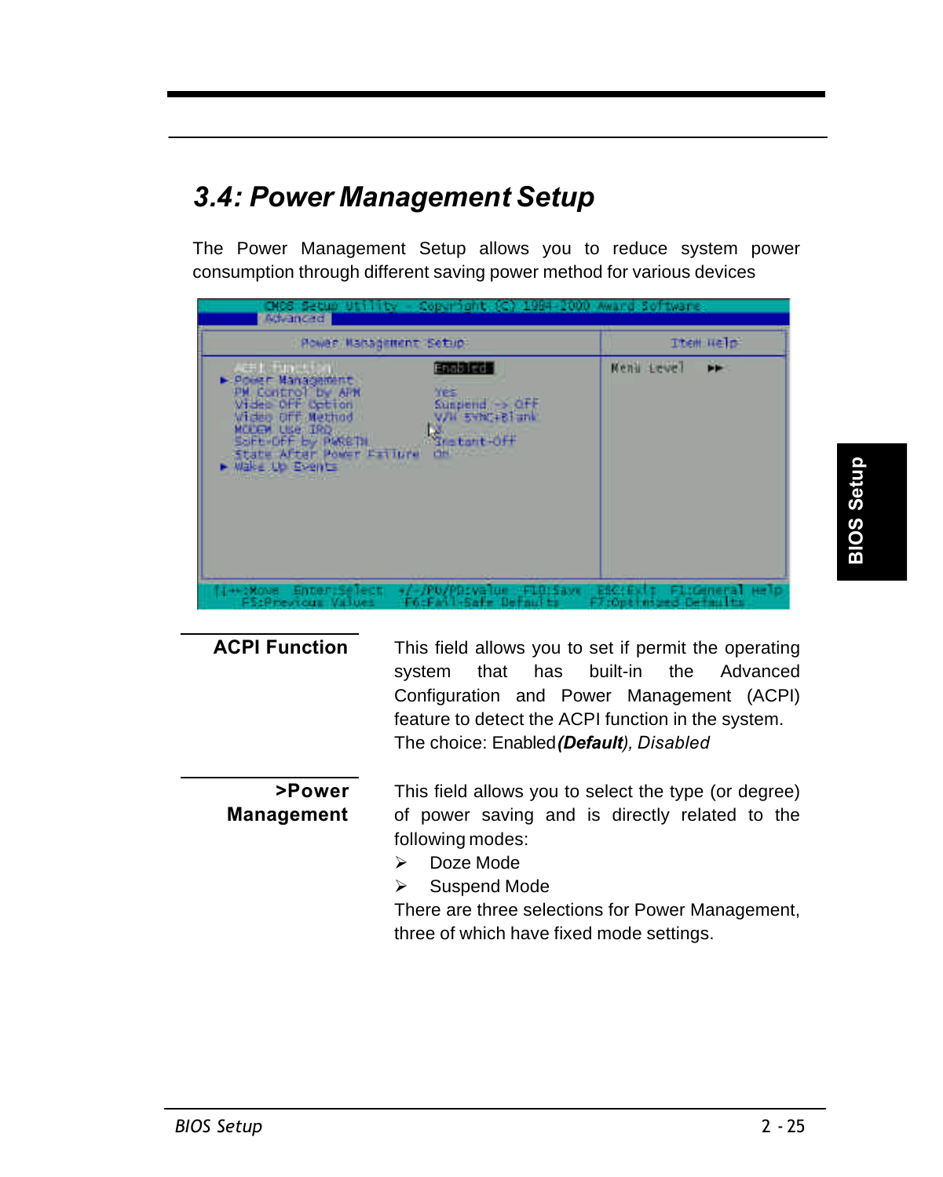# 3.4: Power Management Setup

The Power Management Setup allows you to reduce system power consumption through different saving power method for various devices

**ACPI Function**

This field allows you to set if permit the operating system that has built-in the Advanced Configuration and Power Management (ACPI) feature to detect the ACPI function in the system.
The choice: Enabled ***(Default)***, *Disabled*

**>Power Management**

This field allows you to select the type (or degree) of power saving and is directly related to the following modes:

- Doze Mode
- Suspend Mode

There are three selections for Power Management, three of which have fixed mode settings.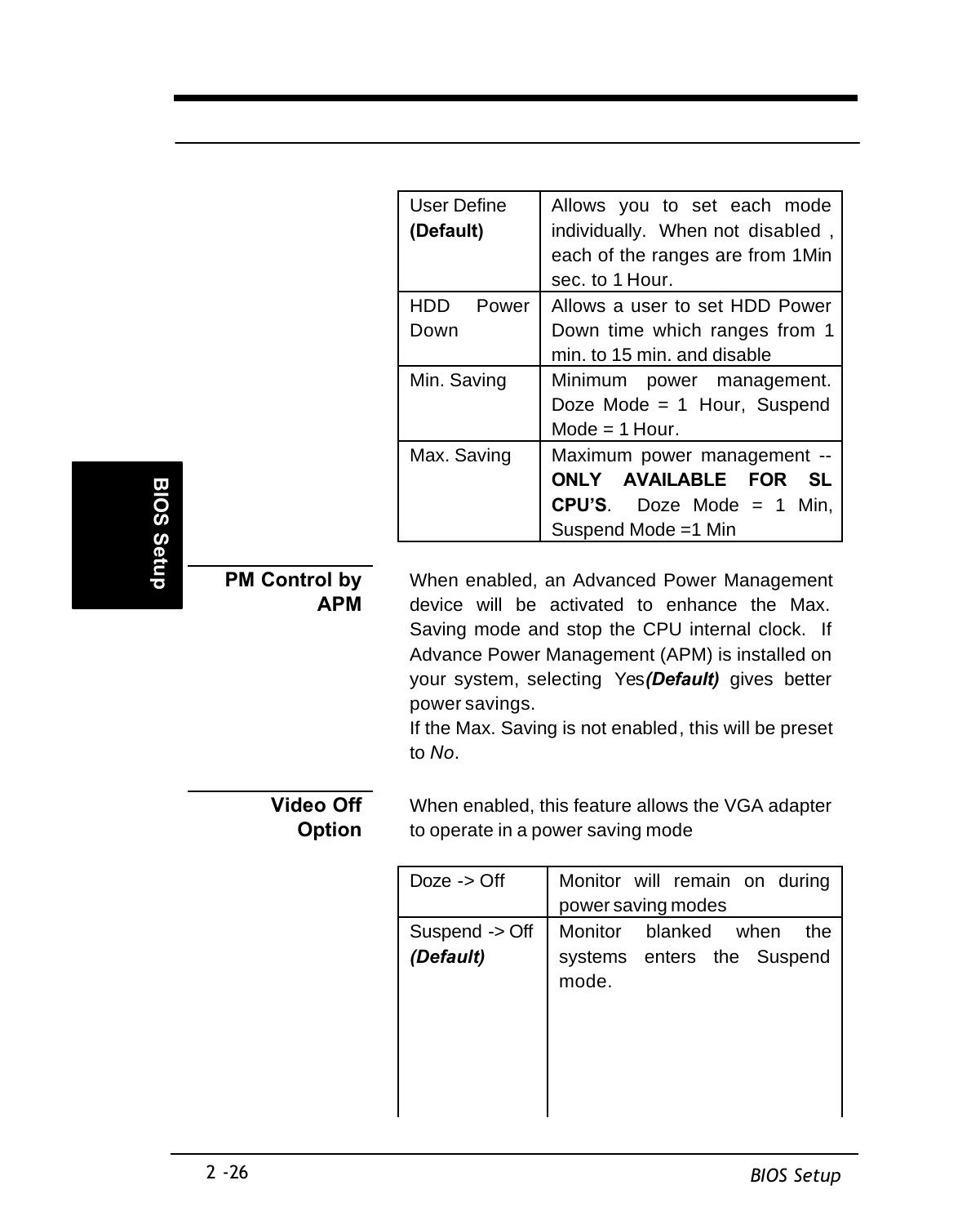| User Define **(Default)** | Allows you to set each mode individually. When not disabled , each of the ranges are from 1Min sec. to 1 Hour. |
|---|---|
| HDD Power Down | Allows a user to set HDD Power Down time which ranges from 1 min. to 15 min. and disable |
| Min. Saving | Minimum power management. Doze Mode = 1 Hour, Suspend Mode = 1 Hour. |
| Max. Saving | Maximum power management -- **ONLY AVAILABLE FOR SL CPU'S**. Doze Mode = 1 Min, Suspend Mode =1 Min |

**PM Control by APM**

When enabled, an Advanced Power Management device will be activated to enhance the Max. Saving mode and stop the CPU internal clock. If Advance Power Management (APM) is installed on your system, selecting Yes***(Default)*** gives better power savings.
If the Max. Saving is not enabled, this will be preset to *No*.

**Video Off Option**

When enabled, this feature allows the VGA adapter to operate in a power saving mode

| Doze -> Off | Monitor will remain on during power saving modes |
|---|---|
| Suspend -> Off ***(Default)*** | Monitor blanked when the systems enters the Suspend mode. |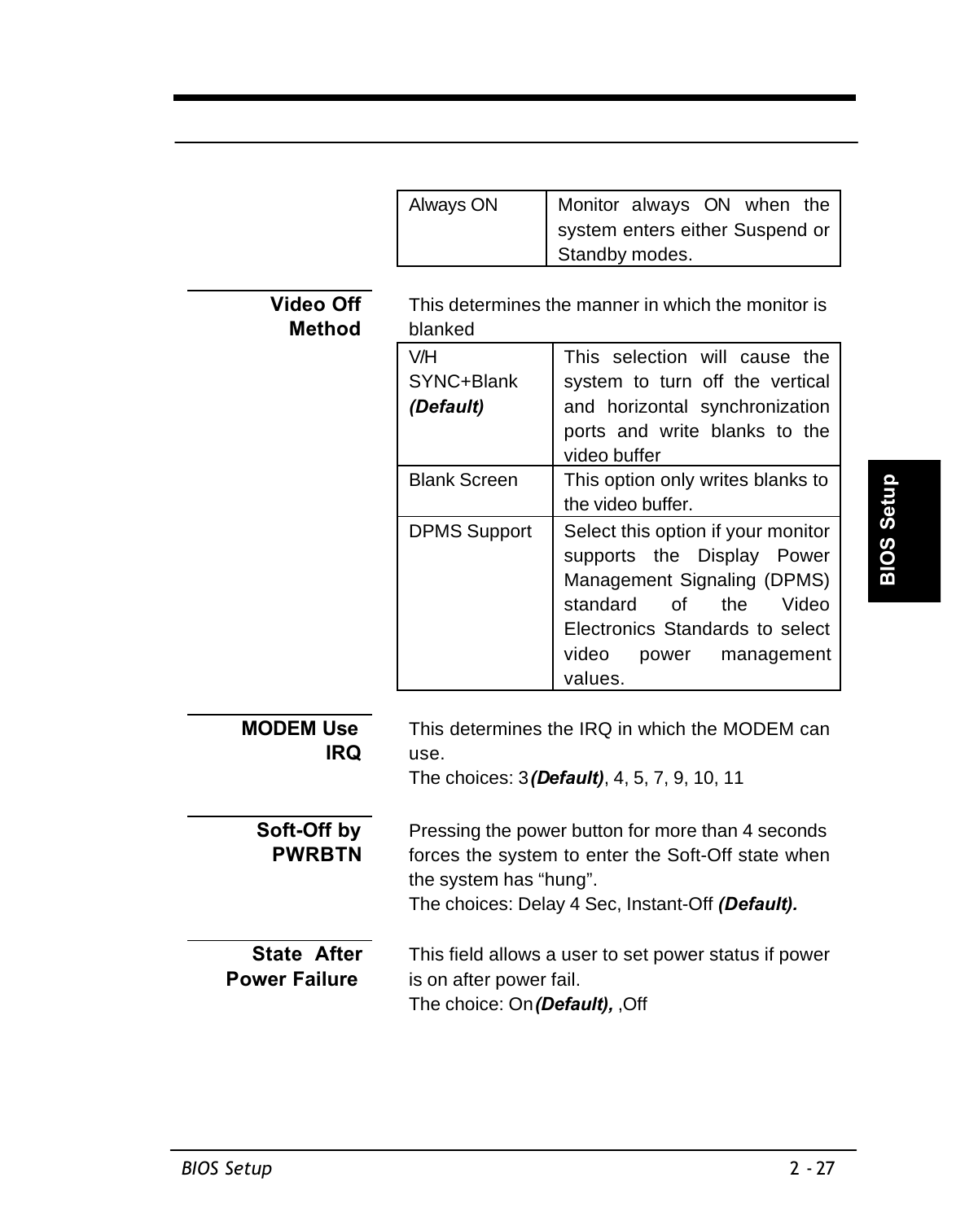| Always ON | Monitor always ON when the system enters either Suspend or Standby modes. |
|---|---|

**Video Off Method**

This determines the manner in which the monitor is blanked

| V/H SYNC+Blank ***(Default)*** | This selection will cause the system to turn off the vertical and horizontal synchronization ports and write blanks to the video buffer |
|---|---|
| Blank Screen | This option only writes blanks to the video buffer. |
| DPMS Support | Select this option if your monitor supports the Display Power Management Signaling (DPMS) standard of the Video Electronics Standards to select video power management values. |

**MODEM Use IRQ**

This determines the IRQ in which the MODEM can use.
The choices: 3***(Default)***, 4, 5, 7, 9, 10, 11

**Soft-Off by PWRBTN**

Pressing the power button for more than 4 seconds forces the system to enter the Soft-Off state when the system has "hung".
The choices: Delay 4 Sec, Instant-Off ***(Default).***

**State After Power Failure**

This field allows a user to set power status if power is on after power fail.
The choice: On***(Default),*** ,Off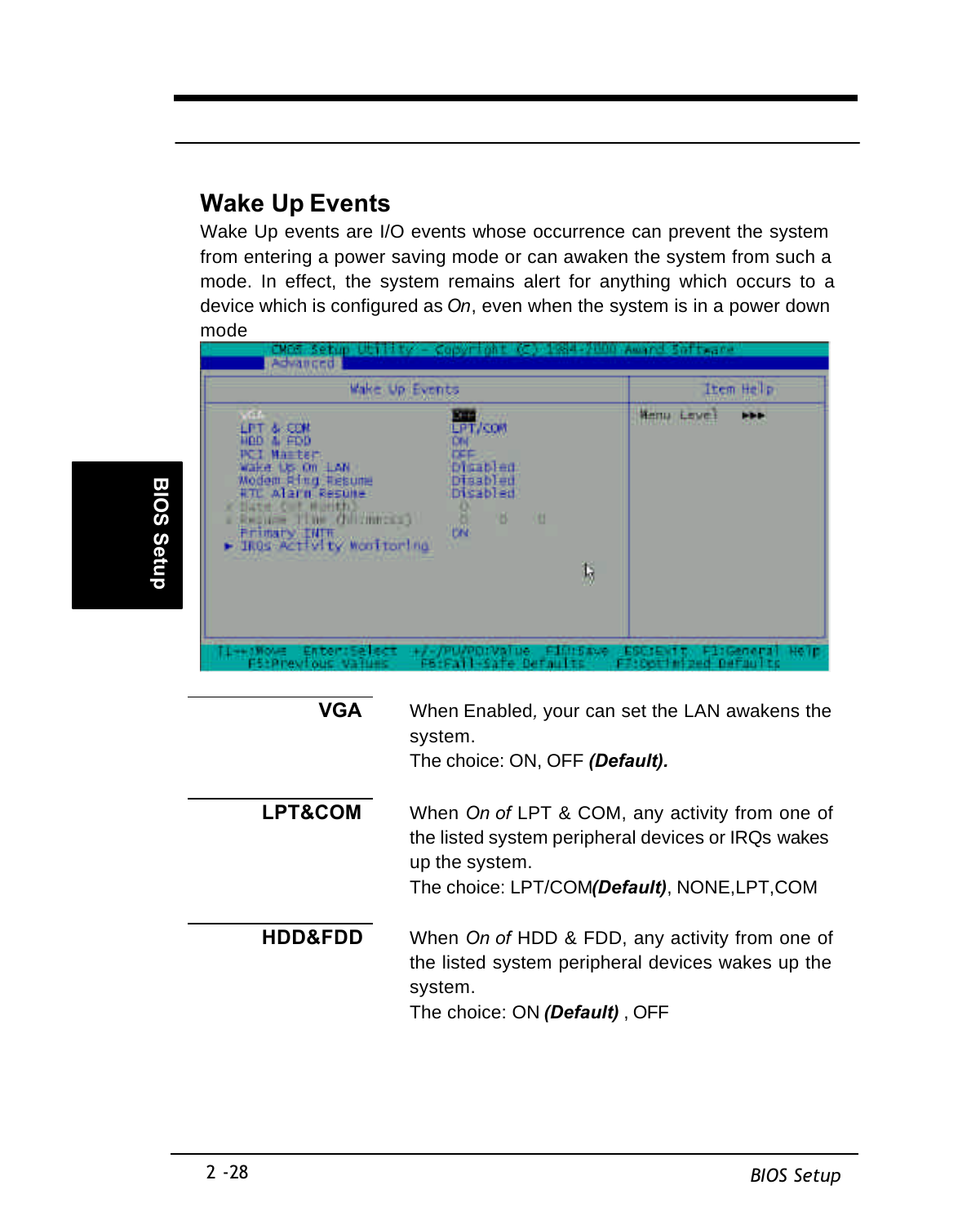## Wake Up Events

Wake Up events are I/O events whose occurrence can prevent the system from entering a power saving mode or can awaken the system from such a mode. In effect, the system remains alert for anything which occurs to a device which is configured as *On*, even when the system is in a power down mode

```
CMOS Setup Utility - Copyright (C) 1984-2000 Award Software
Advanced

                Wake Up Events                         Item Help

   VGA                          OFF                 Menu Level   ▶▶▶
   LPT & COM                    LPT/COM
   HDD & FDD                    ON
   PCI Master                   OFF
   Wake Up On LAN               Disabled
   Modem Ring Resume            Disabled
   RTC Alarm Resume             Disabled
 x Date (of Month)              0
 x Resume Time (hh:mm:ss)       0   0   0
   Primary INTR                 ON
 ▶ IRQs Activity Monitoring

↑↓→←:Move  Enter:Select  +/-/PU/PD:Value  F10:Save  ESC:Exit  F1:General Help
   F5:Previous Values    F6:Fail-Safe Defaults    F7:Optimized Defaults
```

**VGA**

When Enabled, your can set the LAN awakens the system.
The choice: ON, OFF ***(Default).***

**LPT&COM**

When *On of* LPT & COM, any activity from one of the listed system peripheral devices or IRQs wakes up the system.
The choice: LPT/COM***(Default)***, NONE,LPT,COM

**HDD&FDD**

When *On of* HDD & FDD, any activity from one of the listed system peripheral devices wakes up the system.
The choice: ON ***(Default)*** , OFF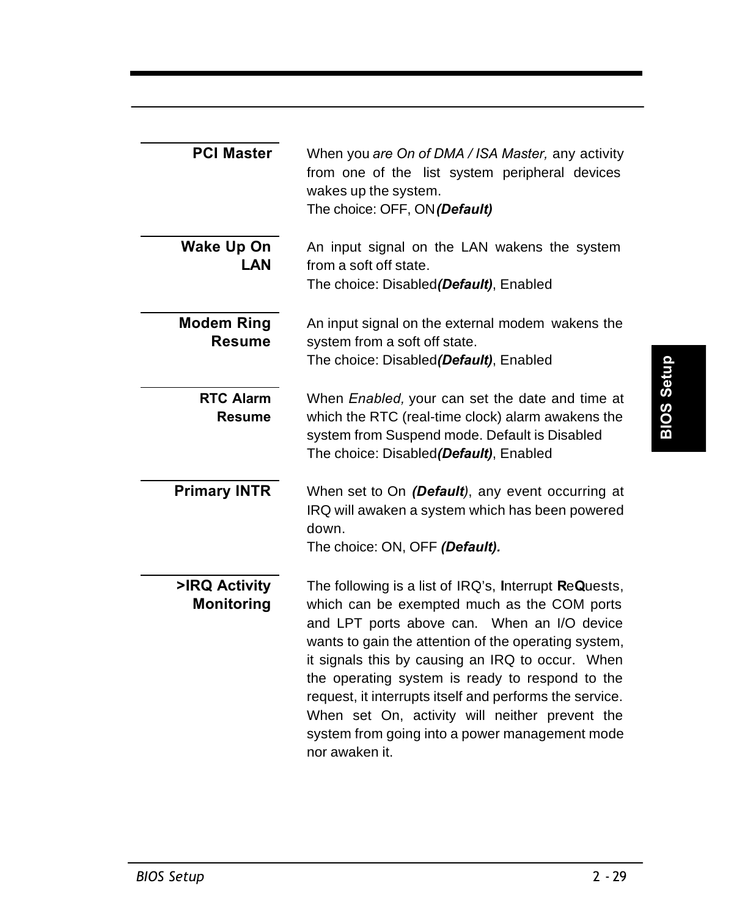**PCI Master**

When you *are On of DMA / ISA Master,* any activity from one of the list system peripheral devices wakes up the system.
The choice: OFF, ON***(Default)***

**Wake Up On LAN**

An input signal on the LAN wakens the system from a soft off state.
The choice: Disabled***(Default)***, Enabled

**Modem Ring Resume**

An input signal on the external modem wakens the system from a soft off state.
The choice: Disabled***(Default)***, Enabled

**RTC Alarm Resume**

When *Enabled,* your can set the date and time at which the RTC (real-time clock) alarm awakens the system from Suspend mode. Default is Disabled
The choice: Disabled***(Default)***, Enabled

**Primary INTR**

When set to On ***(Default)***, any event occurring at IRQ will awaken a system which has been powered down.
The choice: ON, OFF ***(Default).***

**>IRQ Activity Monitoring**

The following is a list of IRQ's, **I**nterrupt **R**e**Q**uests, which can be exempted much as the COM ports and LPT ports above can. When an I/O device wants to gain the attention of the operating system, it signals this by causing an IRQ to occur. When the operating system is ready to respond to the request, it interrupts itself and performs the service. When set On, activity will neither prevent the system from going into a power management mode nor awaken it.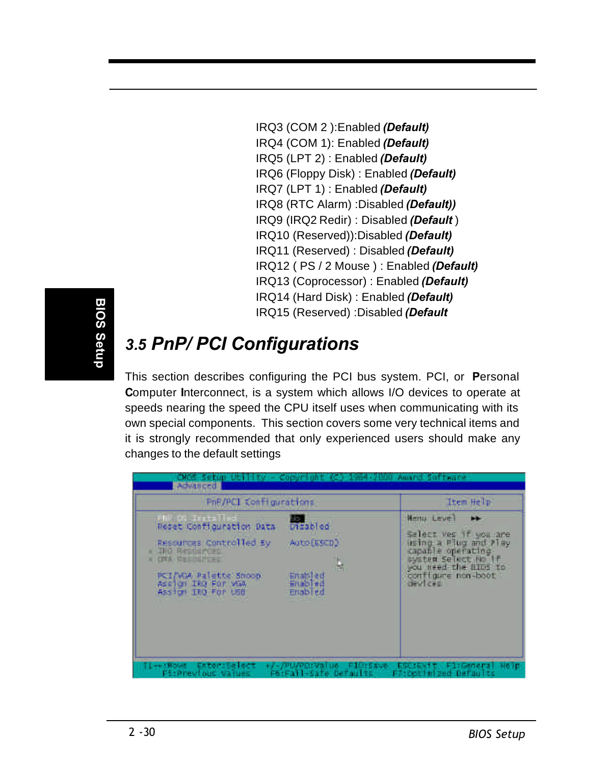IRQ3 (COM 2 ):Enabled ***(Default)***
IRQ4 (COM 1): Enabled ***(Default)***
IRQ5 (LPT 2) : Enabled ***(Default)***
IRQ6 (Floppy Disk) : Enabled ***(Default)***
IRQ7 (LPT 1) : Enabled ***(Default)***
IRQ8 (RTC Alarm) :Disabled ***(Default))***
IRQ9 (IRQ2 Redir) : Disabled ***(Default*** )
IRQ10 (Reserved)):Disabled ***(Default)***
IRQ11 (Reserved) : Disabled ***(Default)***
IRQ12 ( PS / 2 Mouse ) : Enabled ***(Default)***
IRQ13 (Coprocessor) : Enabled ***(Default)***
IRQ14 (Hard Disk) : Enabled ***(Default)***
IRQ15 (Reserved) :Disabled ***(Default***

## 3.5 PnP/ PCI Configurations

This section describes configuring the PCI bus system. PCI, or **P**ersonal **C**omputer **I**nterconnect, is a system which allows I/O devices to operate at speeds nearing the speed the CPU itself uses when communicating with its own special components. This section covers some very technical items and it is strongly recommended that only experienced users should make any changes to the default settings

```
CMOS Setup Utility - Copyright (C) 1984-2000 Award Software
Advanced
            PnP/PCI Configurations                      Item Help
  PNP OS Installed           No                   Menu Level   ▶▶
  Reset Configuration Data   Disabled
                                                  Select Yes if you are
  Resources Controlled By    Auto(ESCD)           using a Plug and Play
x IRQ Resources                                   capable operating
x DMA Resources                                   system Select No if
                                                  you need the BIOS to
  PCI/VGA Palette Snoop      Enabled              configure non-boot
  Assign IRQ For VGA         Enabled              devices
  Assign IRQ For USB         Enabled

↑↓→←:Move  Enter:Select  +/-/PU/PD:Value  F10:Save  ESC:Exit  F1:General Help
   F5:Previous Values     F6:Fail-Safe Defaults    F7:Optimized Defaults
```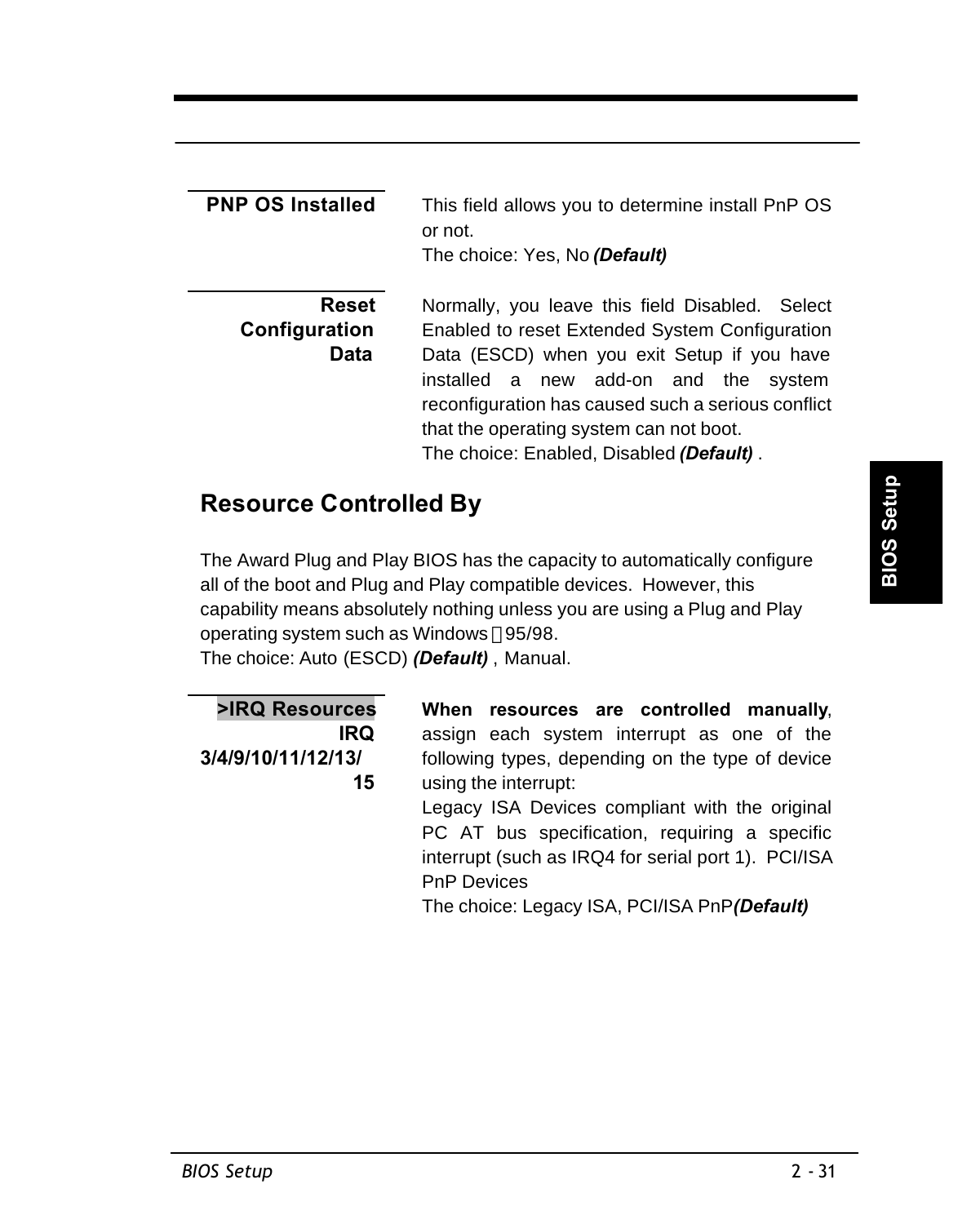**PNP OS Installed**

This field allows you to determine install PnP OS or not.
The choice: Yes, No ***(Default)***

**Reset Configuration Data**

Normally, you leave this field Disabled. Select Enabled to reset Extended System Configuration Data (ESCD) when you exit Setup if you have installed a new add-on and the system reconfiguration has caused such a serious conflict that the operating system can not boot.
The choice: Enabled, Disabled ***(Default)*** .

## Resource Controlled By

The Award Plug and Play BIOS has the capacity to automatically configure all of the boot and Plug and Play compatible devices. However, this capability means absolutely nothing unless you are using a Plug and Play operating system such as Windows®95/98.
The choice: Auto (ESCD) ***(Default)*** , Manual.

**>IRQ Resources IRQ 3/4/9/10/11/12/13/15**

**When resources are controlled manually**, assign each system interrupt as one of the following types, depending on the type of device using the interrupt:
Legacy ISA Devices compliant with the original PC AT bus specification, requiring a specific interrupt (such as IRQ4 for serial port 1). PCI/ISA PnP Devices
The choice: Legacy ISA, PCI/ISA PnP***(Default)***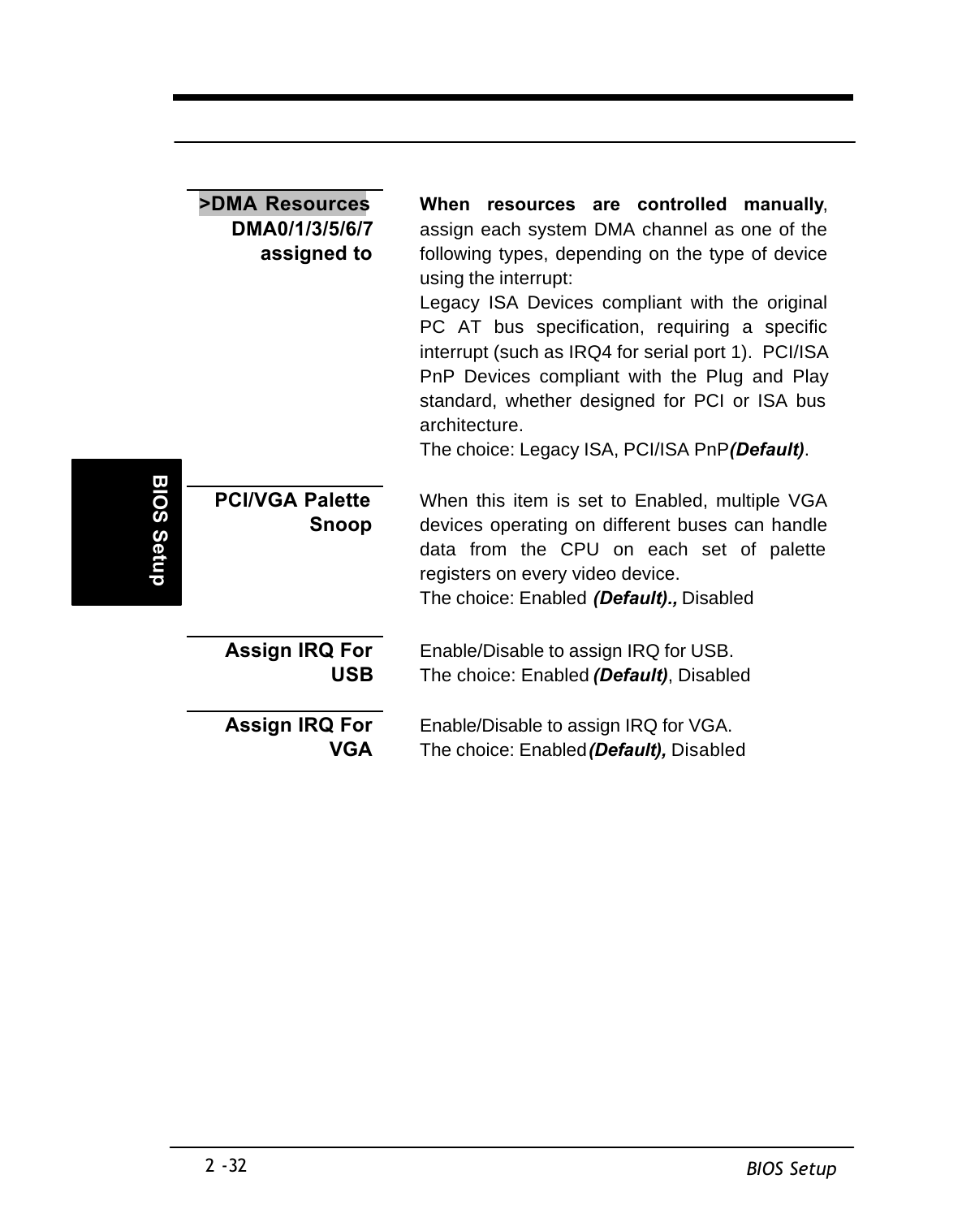**>DMA Resources DMA0/1/3/5/6/7 assigned to**

**When resources are controlled manually**, assign each system DMA channel as one of the following types, depending on the type of device using the interrupt:

Legacy ISA Devices compliant with the original PC AT bus specification, requiring a specific interrupt (such as IRQ4 for serial port 1). PCI/ISA PnP Devices compliant with the Plug and Play standard, whether designed for PCI or ISA bus architecture.

The choice: Legacy ISA, PCI/ISA PnP***(Default)***.

**PCI/VGA Palette Snoop**

When this item is set to Enabled, multiple VGA devices operating on different buses can handle data from the CPU on each set of palette registers on every video device.

The choice: Enabled ***(Default).,*** Disabled

**Assign IRQ For USB**

Enable/Disable to assign IRQ for USB.

The choice: Enabled ***(Default)***, Disabled

**Assign IRQ For VGA**

Enable/Disable to assign IRQ for VGA.

The choice: Enabled***(Default),*** Disabled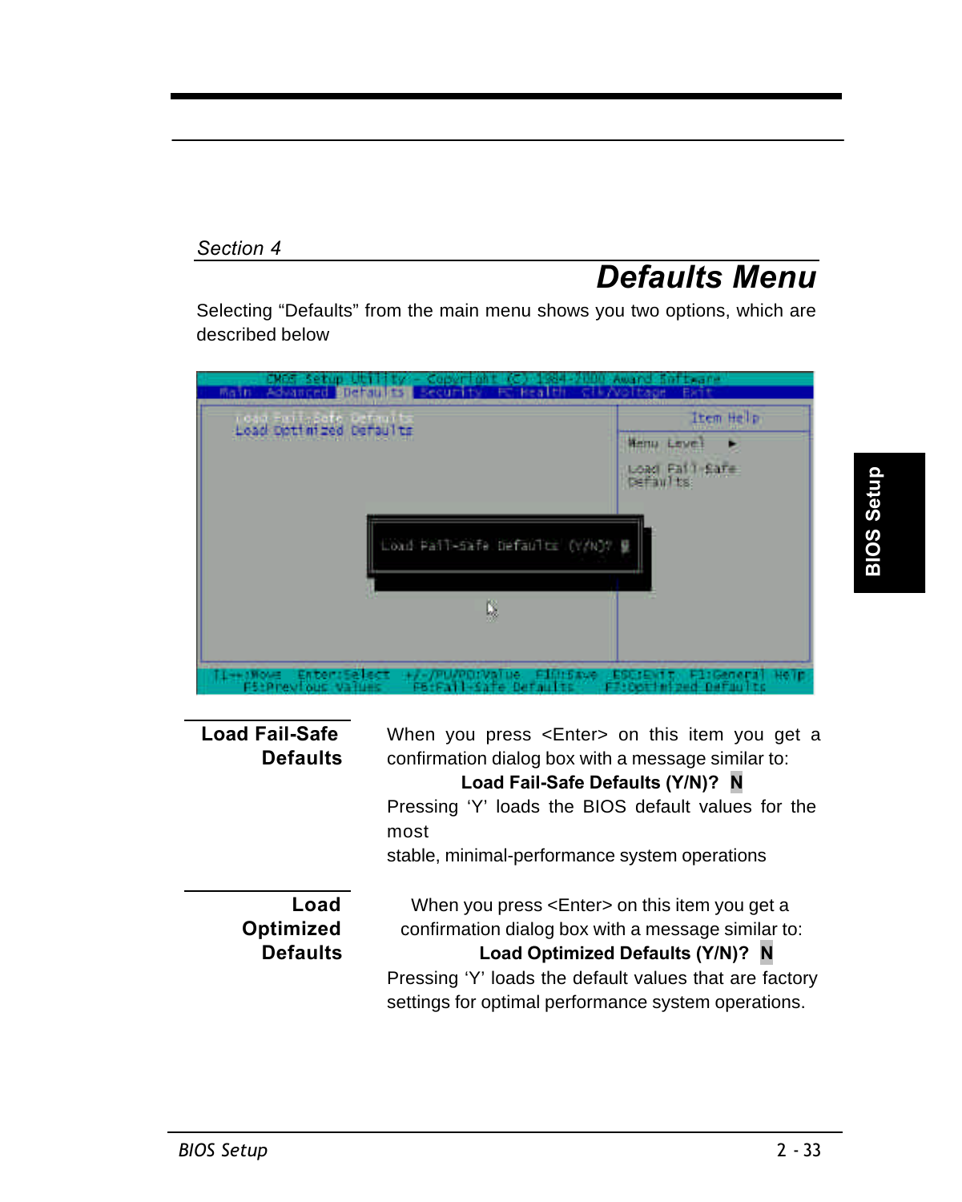*Section 4*

# Defaults Menu

Selecting “Defaults” from the main menu shows you two options, which are described below

**Load Fail-Safe Defaults**

When you press <Enter> on this item you get a confirmation dialog box with a message similar to:

**Load Fail-Safe Defaults (Y/N)? N**

Pressing ‘Y’ loads the BIOS default values for the most
stable, minimal-performance system operations

**Load Optimized Defaults**

When you press <Enter> on this item you get a confirmation dialog box with a message similar to:

**Load Optimized Defaults (Y/N)? N**

Pressing ‘Y’ loads the default values that are factory settings for optimal performance system operations.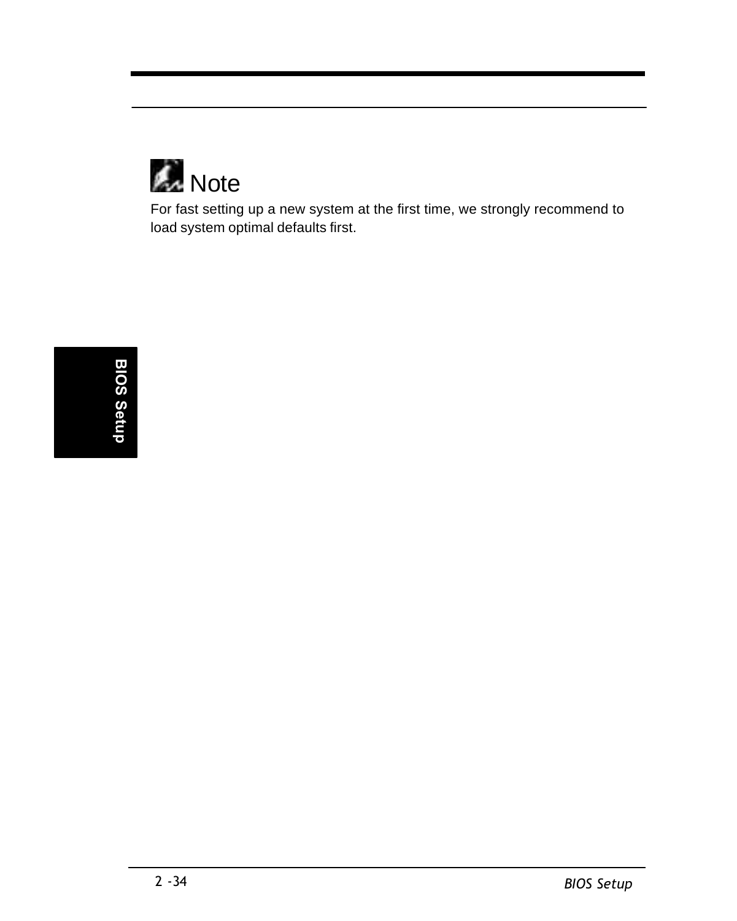## Note

For fast setting up a new system at the first time, we strongly recommend to load system optimal defaults first.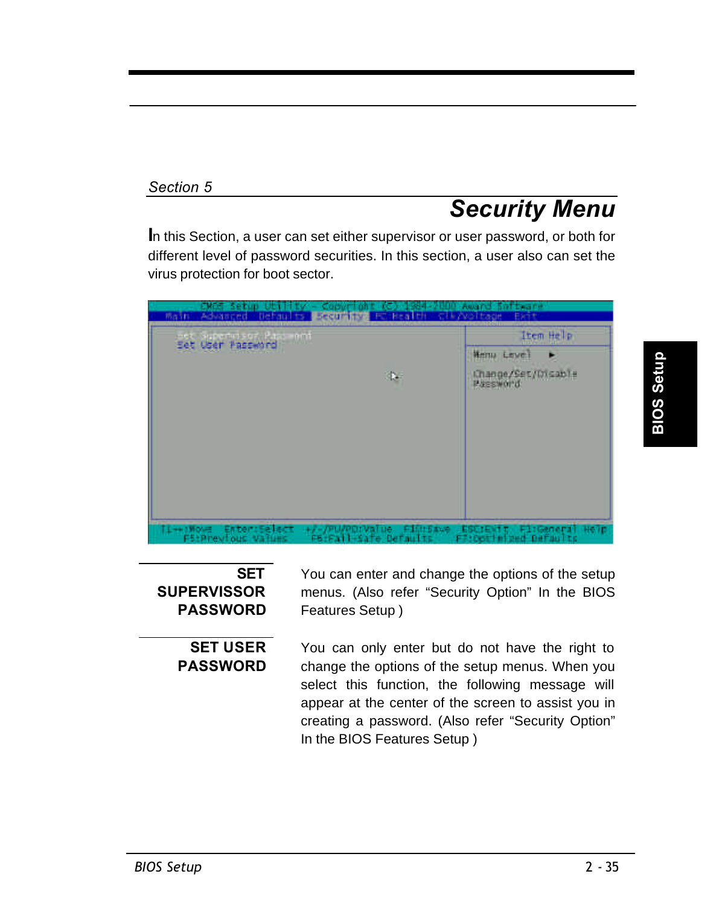Section 5

# Security Menu

In this Section, a user can set either supervisor or user password, or both for different level of password securities. In this section, a user also can set the virus protection for boot sector.

**SET SUPERVISSOR PASSWORD**

You can enter and change the options of the setup menus. (Also refer “Security Option” In the BIOS Features Setup )

**SET USER PASSWORD**

You can only enter but do not have the right to change the options of the setup menus. When you select this function, the following message will appear at the center of the screen to assist you in creating a password. (Also refer “Security Option” In the BIOS Features Setup )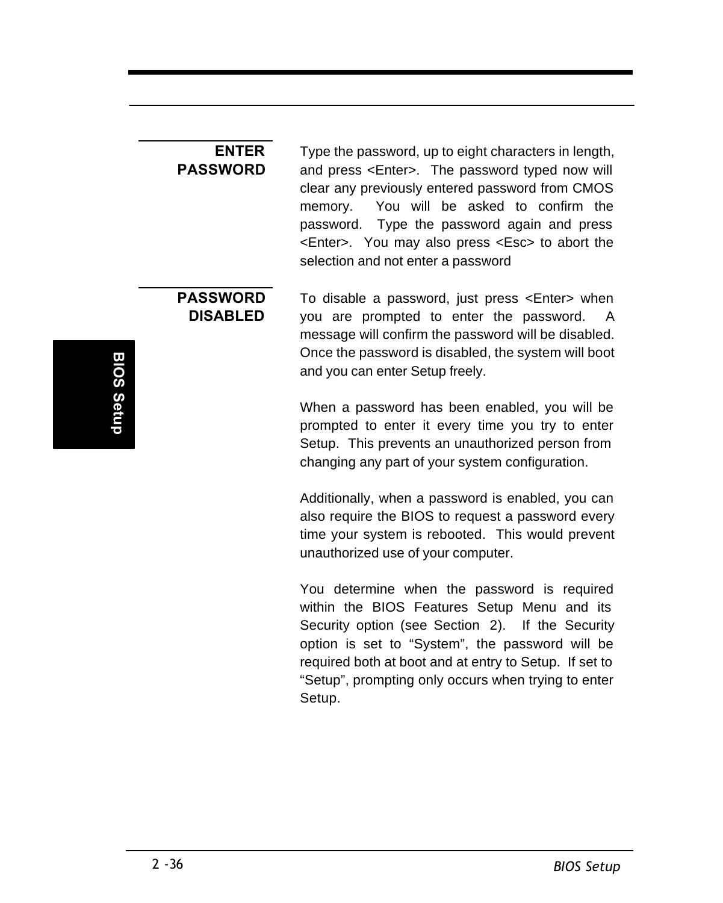**ENTER PASSWORD**

Type the password, up to eight characters in length, and press <Enter>. The password typed now will clear any previously entered password from CMOS memory. You will be asked to confirm the password. Type the password again and press <Enter>. You may also press <Esc> to abort the selection and not enter a password

**PASSWORD DISABLED**

To disable a password, just press <Enter> when you are prompted to enter the password. A message will confirm the password will be disabled. Once the password is disabled, the system will boot and you can enter Setup freely.

When a password has been enabled, you will be prompted to enter it every time you try to enter Setup. This prevents an unauthorized person from changing any part of your system configuration.

Additionally, when a password is enabled, you can also require the BIOS to request a password every time your system is rebooted. This would prevent unauthorized use of your computer.

You determine when the password is required within the BIOS Features Setup Menu and its Security option (see Section 2). If the Security option is set to “System”, the password will be required both at boot and at entry to Setup. If set to “Setup”, prompting only occurs when trying to enter Setup.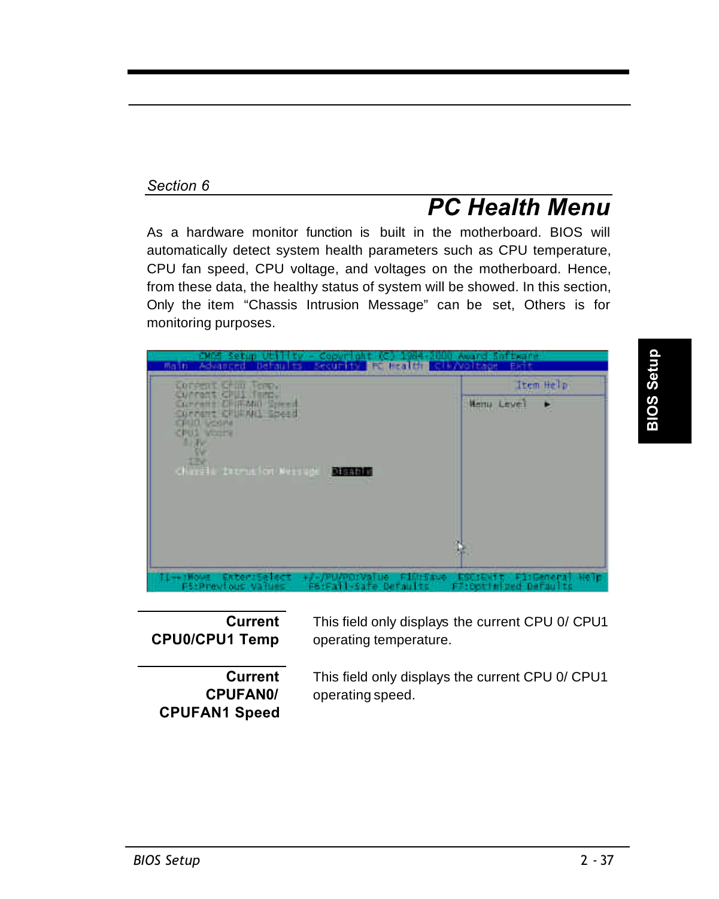Section 6

# PC Health Menu

As a hardware monitor function is built in the motherboard. BIOS will automatically detect system health parameters such as CPU temperature, CPU fan speed, CPU voltage, and voltages on the motherboard. Hence, from these data, the healthy status of system will be showed. In this section, Only the item “Chassis Intrusion Message” can be set, Others is for monitoring purposes.

**Current CPU0/CPU1 Temp**

This field only displays the current CPU 0/ CPU1 operating temperature.

**Current CPUFAN0/ CPUFAN1 Speed**

This field only displays the current CPU 0/ CPU1 operating speed.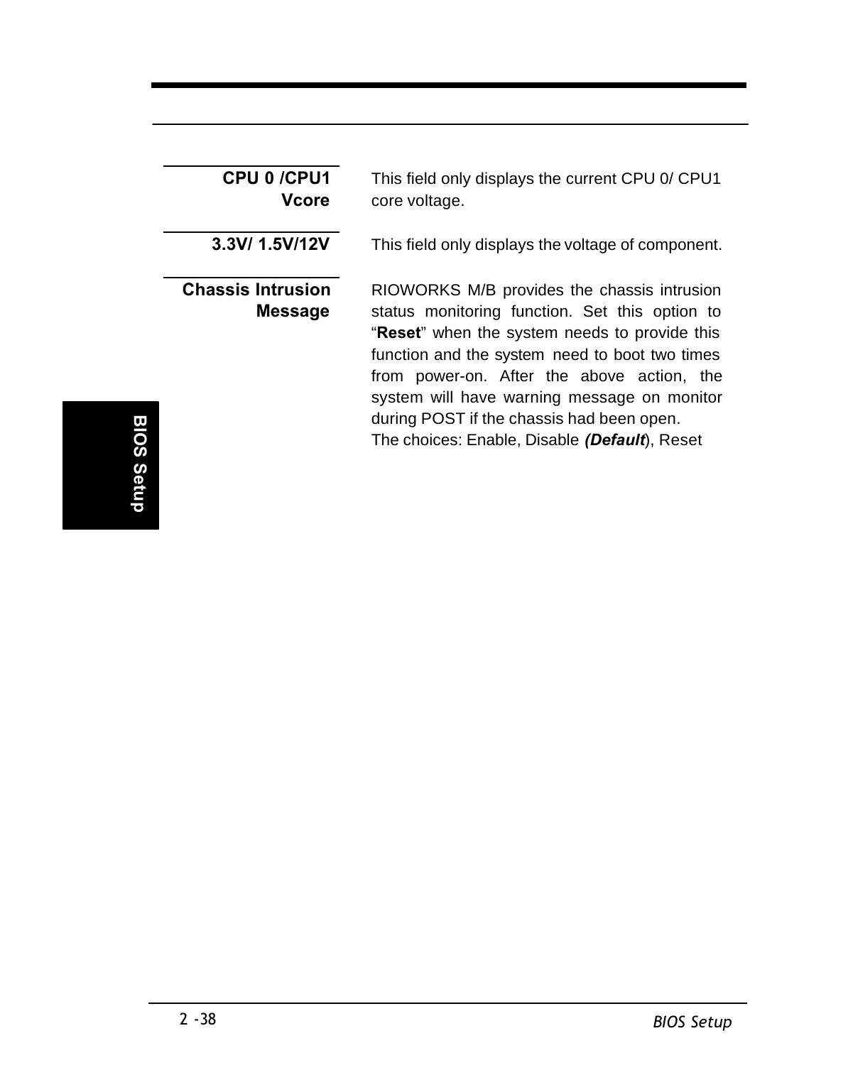**CPU 0 /CPU1 Vcore**

This field only displays the current CPU 0/ CPU1 core voltage.

**3.3V/ 1.5V/12V**

This field only displays the voltage of component.

**Chassis Intrusion Message**

RIOWORKS M/B provides the chassis intrusion status monitoring function. Set this option to "**Reset**" when the system needs to provide this function and the system need to boot two times from power-on. After the above action, the system will have warning message on monitor during POST if the chassis had been open.

The choices: Enable, Disable ***(Default***), Reset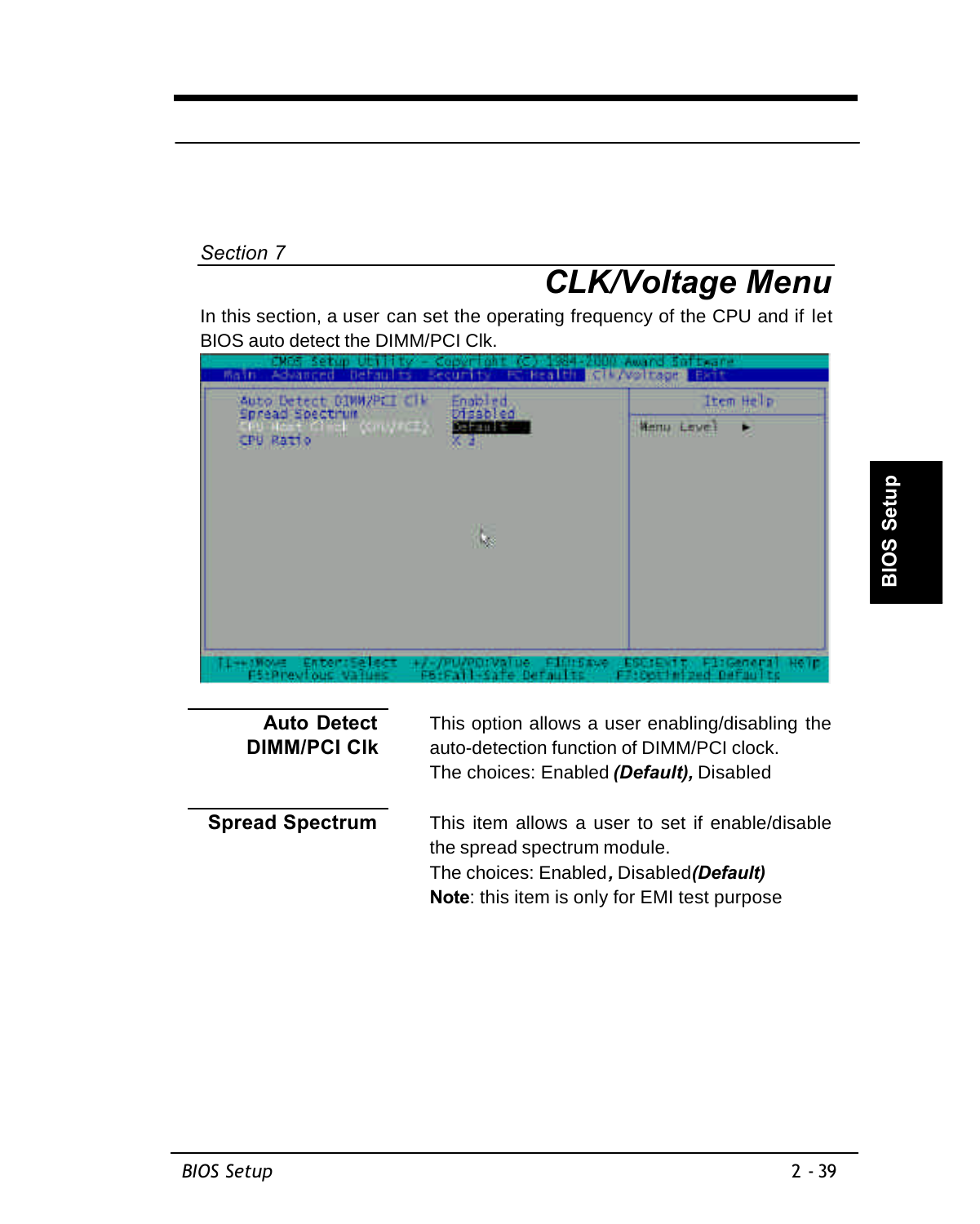*Section 7*

# CLK/Voltage Menu

In this section, a user can set the operating frequency of the CPU and if let BIOS auto detect the DIMM/PCI Clk.

```
CMOS Setup Utility - Copyright (C) 1984-2000 Award Software
Main  Advanced  Defaults  Security  PC Health  Clk/Voltage  Exit

Auto Detect DIMM/PCI Clk    Enabled            Item Help
Spread Spectrum             Disabled
CPU Host Clock  (CPU/PCI)   Default            Menu Level   ►
CPU Ratio                   X 3

↑↓→←:Move  Enter:Select  +/-/PU/PD:Value  F10:Save  ESC:Exit  F1:General Help
F5:Previous Values   F6:Fail-Safe Defaults   F7:Optimized Defaults
```

**Auto Detect DIMM/PCI Clk**

This option allows a user enabling/disabling the auto-detection function of DIMM/PCI clock.
The choices: Enabled ***(Default),*** Disabled

**Spread Spectrum**

This item allows a user to set if enable/disable the spread spectrum module.
The choices: Enabled**,** Disabled***(Default)***
**Note**: this item is only for EMI test purpose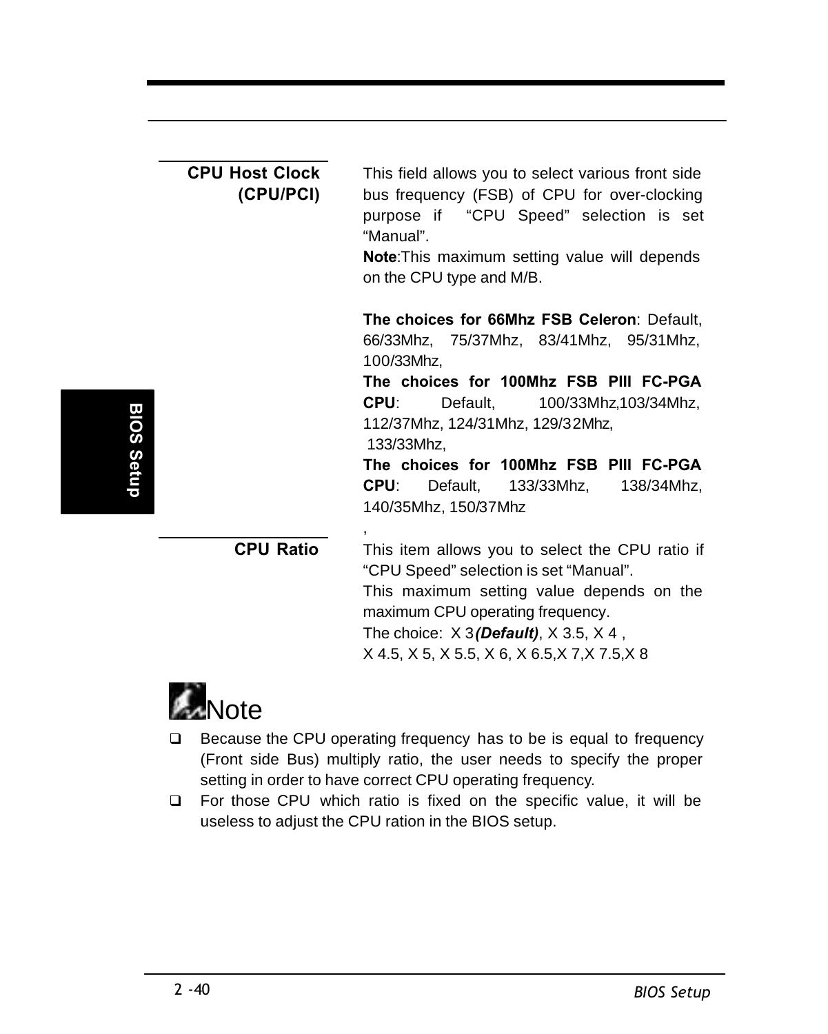**CPU Host Clock (CPU/PCI)**

This field allows you to select various front side bus frequency (FSB) of CPU for over-clocking purpose if "CPU Speed" selection is set "Manual".

**Note**:This maximum setting value will depends on the CPU type and M/B.

**The choices for 66Mhz FSB Celeron**: Default, 66/33Mhz, 75/37Mhz, 83/41Mhz, 95/31Mhz, 100/33Mhz,

**The choices for 100Mhz FSB PIII FC-PGA CPU**: Default, 100/33Mhz,103/34Mhz, 112/37Mhz, 124/31Mhz, 129/32Mhz, 133/33Mhz,

**The choices for 100Mhz FSB PIII FC-PGA CPU**: Default, 133/33Mhz, 138/34Mhz, 140/35Mhz, 150/37Mhz

**CPU Ratio**

This item allows you to select the CPU ratio if "CPU Speed" selection is set "Manual".

This maximum setting value depends on the maximum CPU operating frequency.

The choice: X 3 ***(Default)***, X 3.5, X 4 , X 4.5, X 5, X 5.5, X 6, X 6.5,X 7,X 7.5,X 8

**Note**

- Because the CPU operating frequency has to be is equal to frequency (Front side Bus) multiply ratio, the user needs to specify the proper setting in order to have correct CPU operating frequency.
- For those CPU which ratio is fixed on the specific value, it will be useless to adjust the CPU ration in the BIOS setup.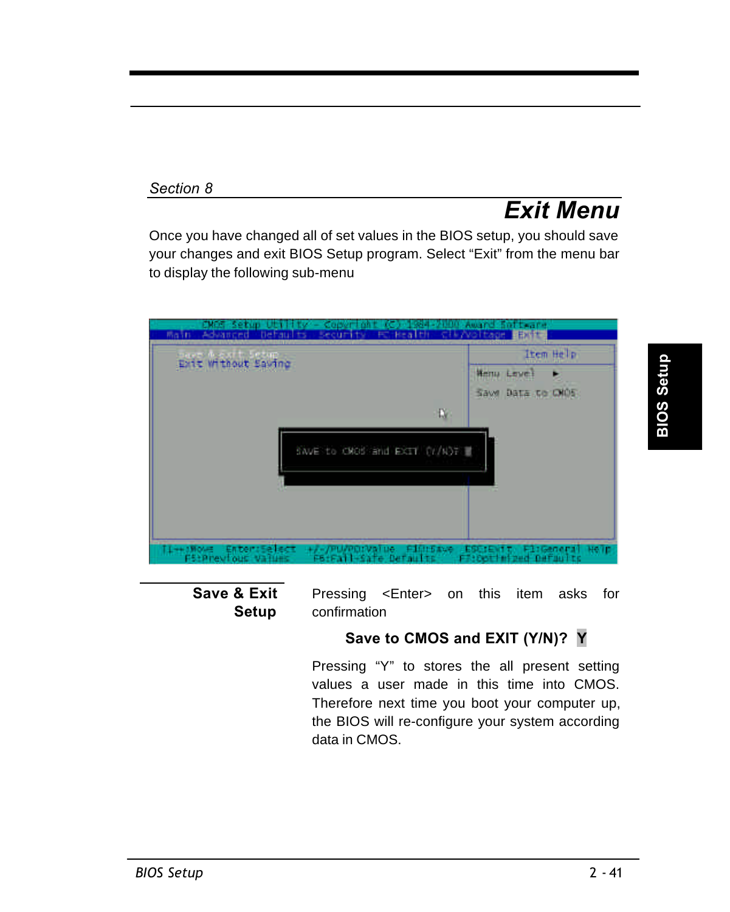*Section 8*

# Exit Menu

Once you have changed all of set values in the BIOS setup, you should save your changes and exit BIOS Setup program. Select “Exit” from the menu bar to display the following sub-menu

**Save & Exit Setup**

Pressing <Enter> on this item asks for confirmation

**Save to CMOS and EXIT (Y/N)? Y**

Pressing “Y” to stores the all present setting values a user made in this time into CMOS. Therefore next time you boot your computer up, the BIOS will re-configure your system according data in CMOS.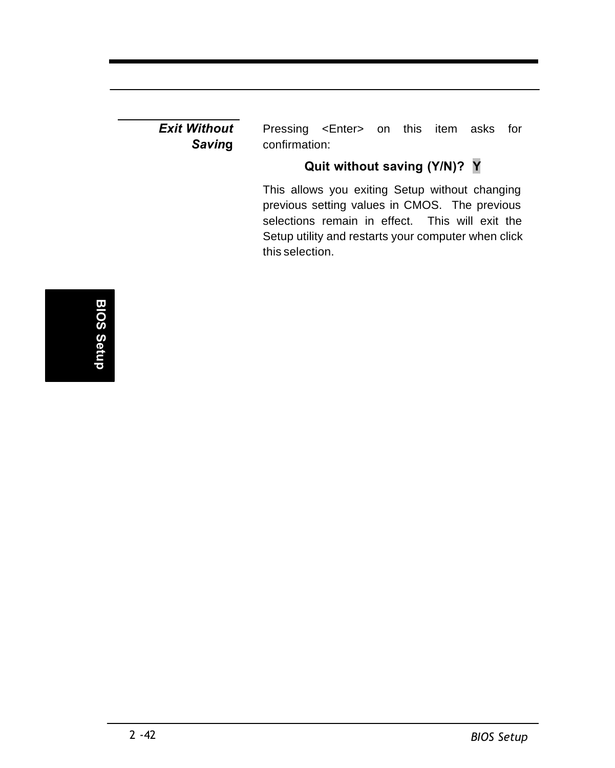**_Exit Without Saving_**

Pressing <Enter> on this item asks for confirmation:

**Quit without saving (Y/N)?  Y**

This allows you exiting Setup without changing previous setting values in CMOS.  The previous selections remain in effect.  This will exit the Setup utility and restarts your computer when click this selection.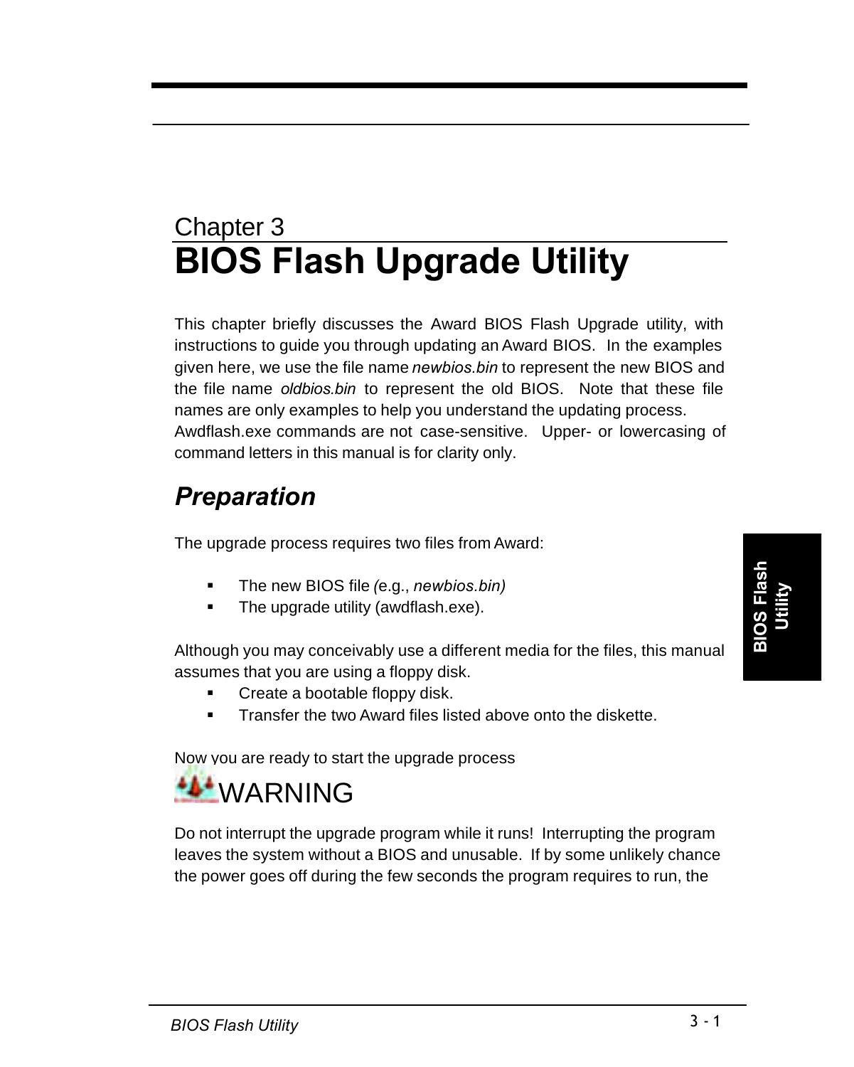Chapter 3

# BIOS Flash Upgrade Utility

This chapter briefly discusses the Award BIOS Flash Upgrade utility, with instructions to guide you through updating an Award BIOS. In the examples given here, we use the file name *newbios.bin* to represent the new BIOS and the file name *oldbios.bin* to represent the old BIOS. Note that these file names are only examples to help you understand the updating process. Awdflash.exe commands are not case-sensitive. Upper- or lowercasing of command letters in this manual is for clarity only.

## *Preparation*

The upgrade process requires two files from Award:

- The new BIOS file (e.g., *newbios.bin)*
- The upgrade utility (awdflash.exe).

Although you may conceivably use a different media for the files, this manual assumes that you are using a floppy disk.

- Create a bootable floppy disk.
- Transfer the two Award files listed above onto the diskette.

Now you are ready to start the upgrade process

WARNING

Do not interrupt the upgrade program while it runs! Interrupting the program leaves the system without a BIOS and unusable. If by some unlikely chance the power goes off during the few seconds the program requires to run, the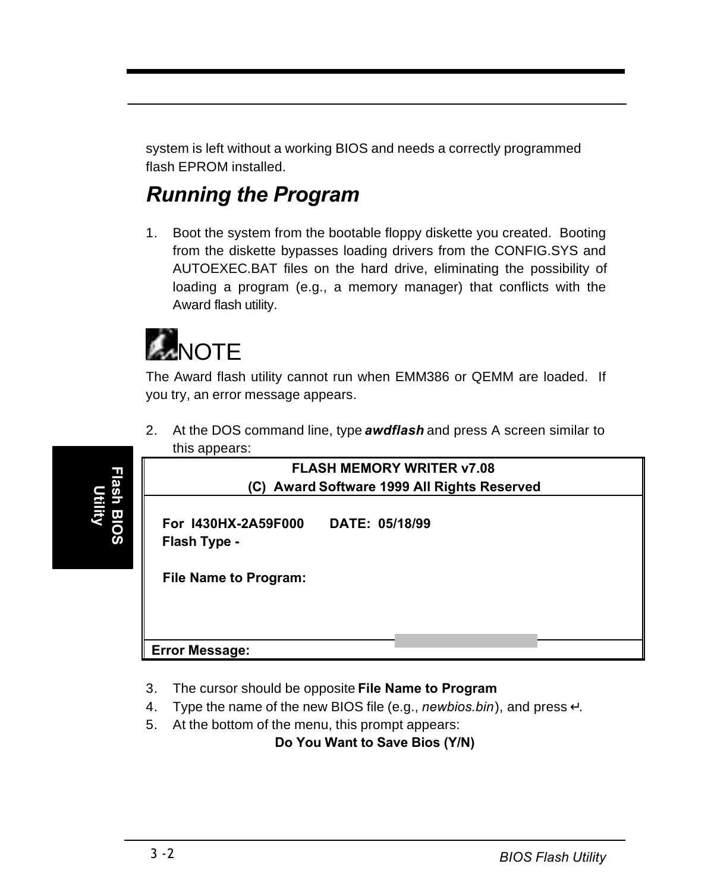system is left without a working BIOS and needs a correctly programmed flash EPROM installed.

## *Running the Program*

1. Boot the system from the bootable floppy diskette you created. Booting from the diskette bypasses loading drivers from the CONFIG.SYS and AUTOEXEC.BAT files on the hard drive, eliminating the possibility of loading a program (e.g., a memory manager) that conflicts with the Award flash utility.

NOTE

The Award flash utility cannot run when EMM386 or QEMM are loaded. If you try, an error message appears.

2. At the DOS command line, type ***awdflash*** and press A screen similar to this appears:

```
                FLASH MEMORY WRITER v7.08
        (C)  Award Software 1999 All Rights Reserved

  For  I430HX-2A59F000       DATE:  05/18/99
  Flash Type -

  File Name to Program:



Error Message:
```

3. The cursor should be opposite **File Name to Program**
4. Type the name of the new BIOS file (e.g., *newbios.bin*), and press ↵.
5. At the bottom of the menu, this prompt appears:

**Do You Want to Save Bios (Y/N)**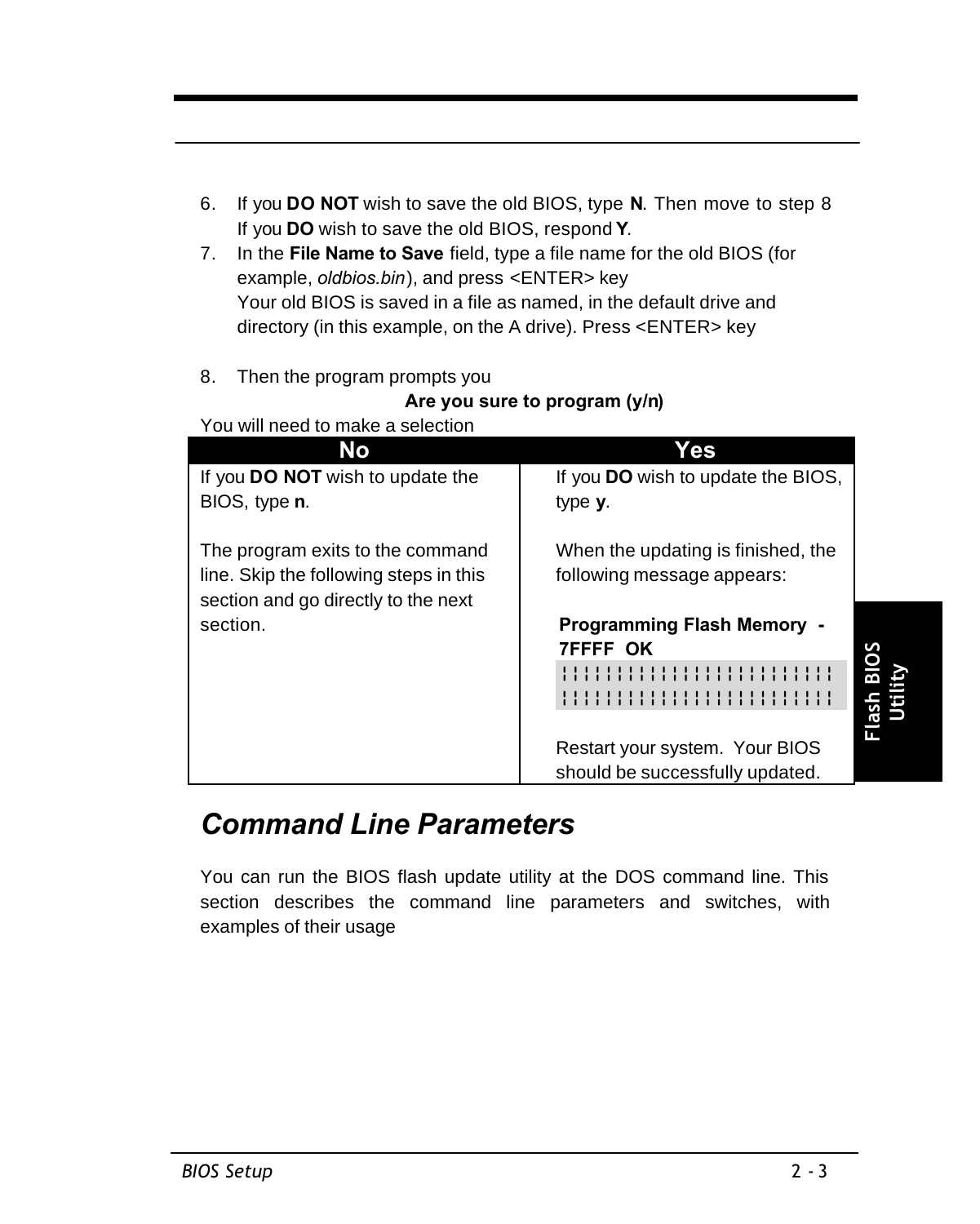6. If you **DO NOT** wish to save the old BIOS, type **N**. Then move to step 8
   If you **DO** wish to save the old BIOS, respond **Y**.
7. In the **File Name to Save** field, type a file name for the old BIOS (for example, *oldbios.bin*), and press <ENTER> key
   Your old BIOS is saved in a file as named, in the default drive and directory (in this example, on the A drive). Press <ENTER> key

8. Then the program prompts you

**Are you sure to program (y/n)**

You will need to make a selection

| No | Yes |
|---|---|
| If you **DO NOT** wish to update the BIOS, type **n**.<br><br>The program exits to the command line. Skip the following steps in this section and go directly to the next section. | If you **DO** wish to update the BIOS, type **y**.<br><br>When the updating is finished, the following message appears:<br><br>**Programming Flash Memory - 7FFFF OK**<br>¦¦¦¦¦¦¦¦¦¦¦¦¦¦¦¦¦¦¦¦¦¦¦¦¦¦<br>¦¦¦¦¦¦¦¦¦¦¦¦¦¦¦¦¦¦¦¦¦¦¦¦¦¦<br><br>Restart your system. Your BIOS should be successfully updated. |

## *Command Line Parameters*

You can run the BIOS flash update utility at the DOS command line. This section describes the command line parameters and switches, with examples of their usage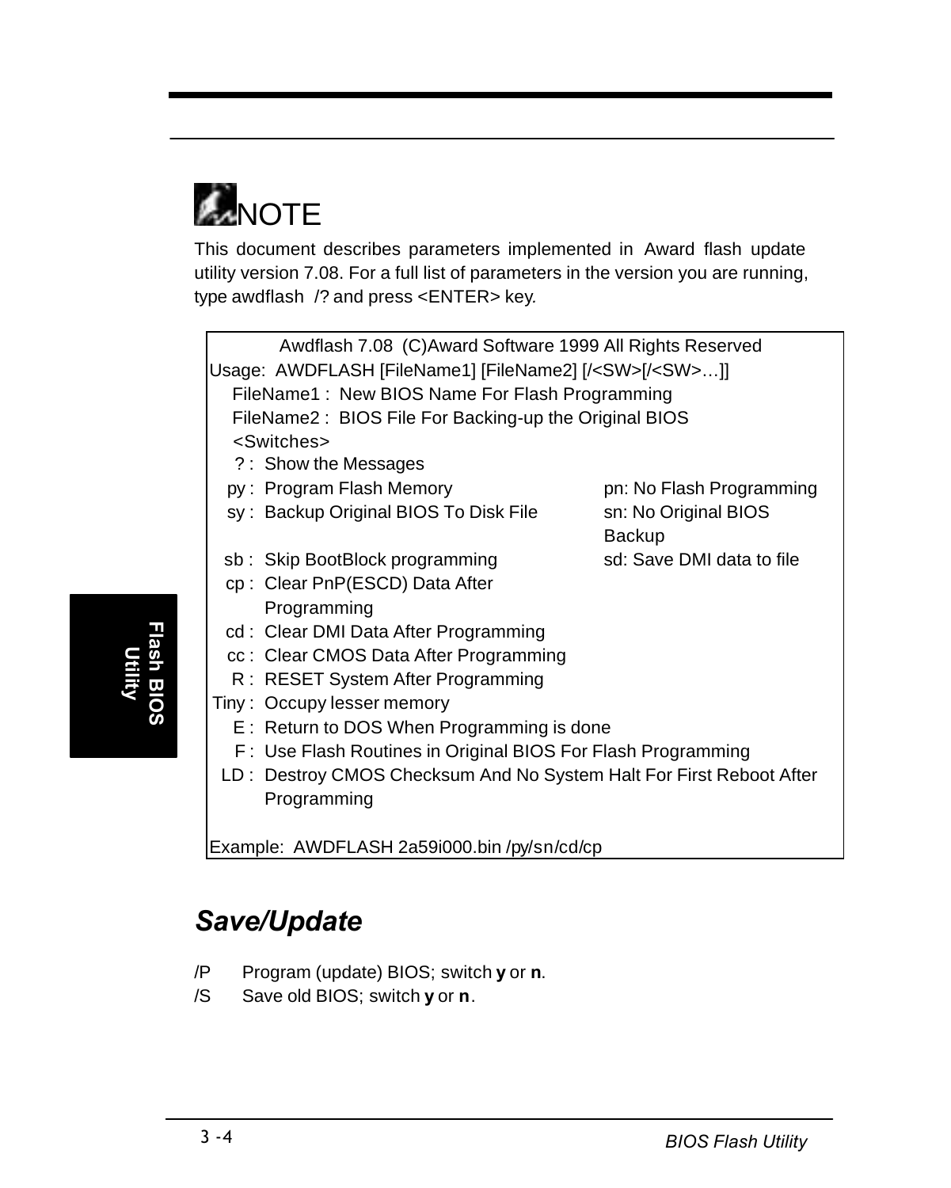## NOTE

This document describes parameters implemented in Award flash update utility version 7.08. For a full list of parameters in the version you are running, type awdflash /? and press <ENTER> key.

```
            Awdflash 7.08  (C)Award Software 1999 All Rights Reserved
Usage:  AWDFLASH [FileName1] [FileName2] [/<SW>[/<SW>…]]
    FileName1 :  New BIOS Name For Flash Programming
    FileName2 :  BIOS File For Backing-up the Original BIOS
    <Switches>
       ? :  Show the Messages
      py :  Program Flash Memory                pn: No Flash Programming
      sy :  Backup Original BIOS To Disk File   sn: No Original BIOS
                                                    Backup
      sb :  Skip BootBlock programming          sd: Save DMI data to file
      cp :  Clear PnP(ESCD) Data After
            Programming
      cd :  Clear DMI Data After Programming
      cc :  Clear CMOS Data After Programming
       R :  RESET System After Programming
    Tiny :  Occupy lesser memory
       E :  Return to DOS When Programming is done
       F :  Use Flash Routines in Original BIOS For Flash Programming
      LD :  Destroy CMOS Checksum And No System Halt For First Reboot After
            Programming

Example:  AWDFLASH 2a59i000.bin /py/sn/cd/cp
```

## *Save/Update*

/P    Program (update) BIOS; switch **y** or **n**.

/S    Save old BIOS; switch **y** or **n**.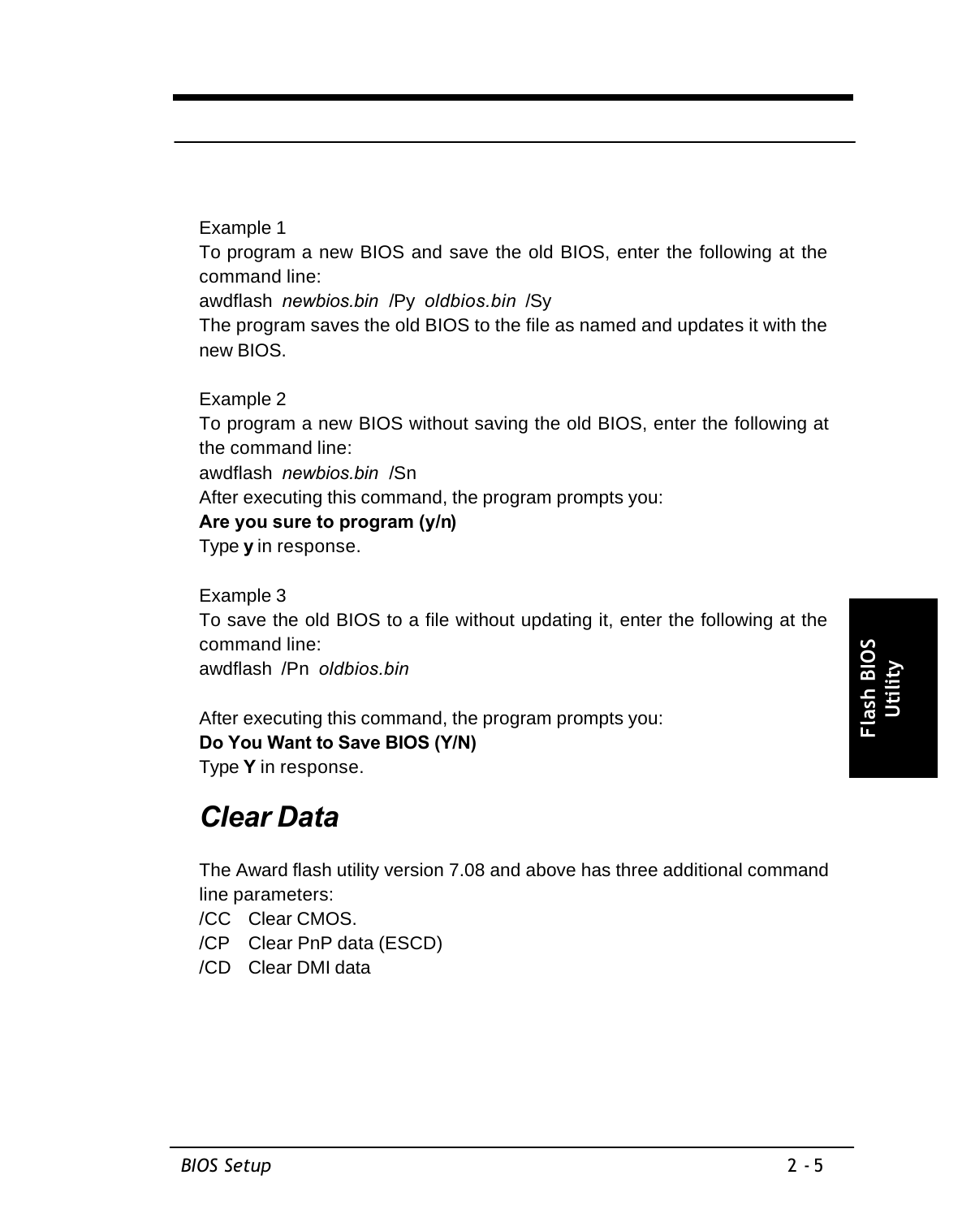Example 1

To program a new BIOS and save the old BIOS, enter the following at the command line:

awdflash *newbios.bin* /Py *oldbios.bin* /Sy

The program saves the old BIOS to the file as named and updates it with the new BIOS.

Example 2

To program a new BIOS without saving the old BIOS, enter the following at the command line:

awdflash *newbios.bin* /Sn

After executing this command, the program prompts you:

**Are you sure to program (y/n)**

Type **y** in response.

Example 3

To save the old BIOS to a file without updating it, enter the following at the command line:

awdflash /Pn *oldbios.bin*

After executing this command, the program prompts you:

**Do You Want to Save BIOS (Y/N)**

Type **Y** in response.

## *Clear Data*

The Award flash utility version 7.08 and above has three additional command line parameters:

/CC Clear CMOS.

/CP Clear PnP data (ESCD)

/CD Clear DMI data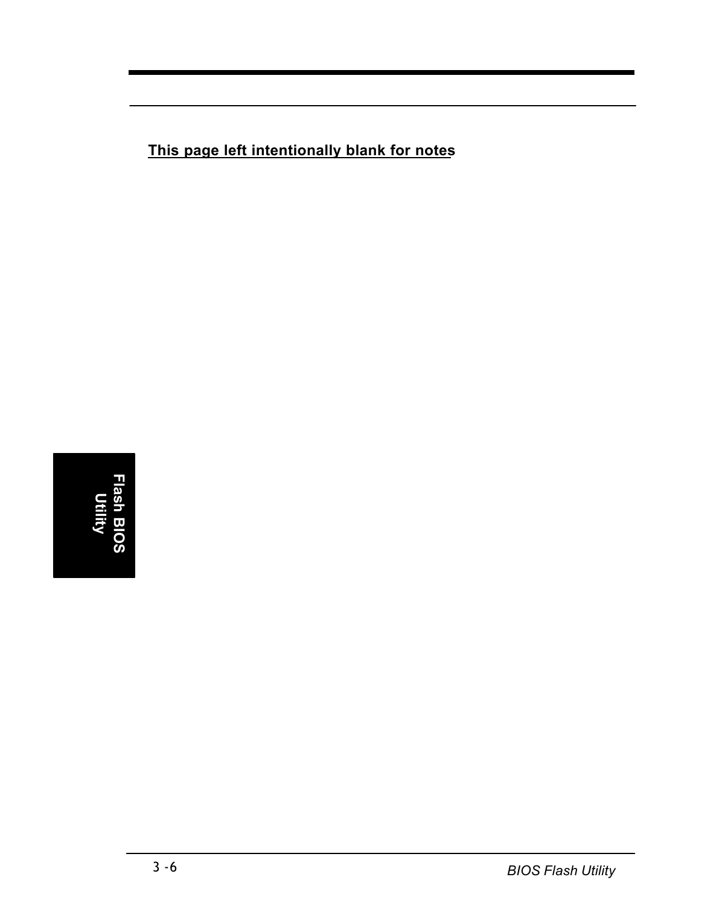**This page left intentionally blank for notes**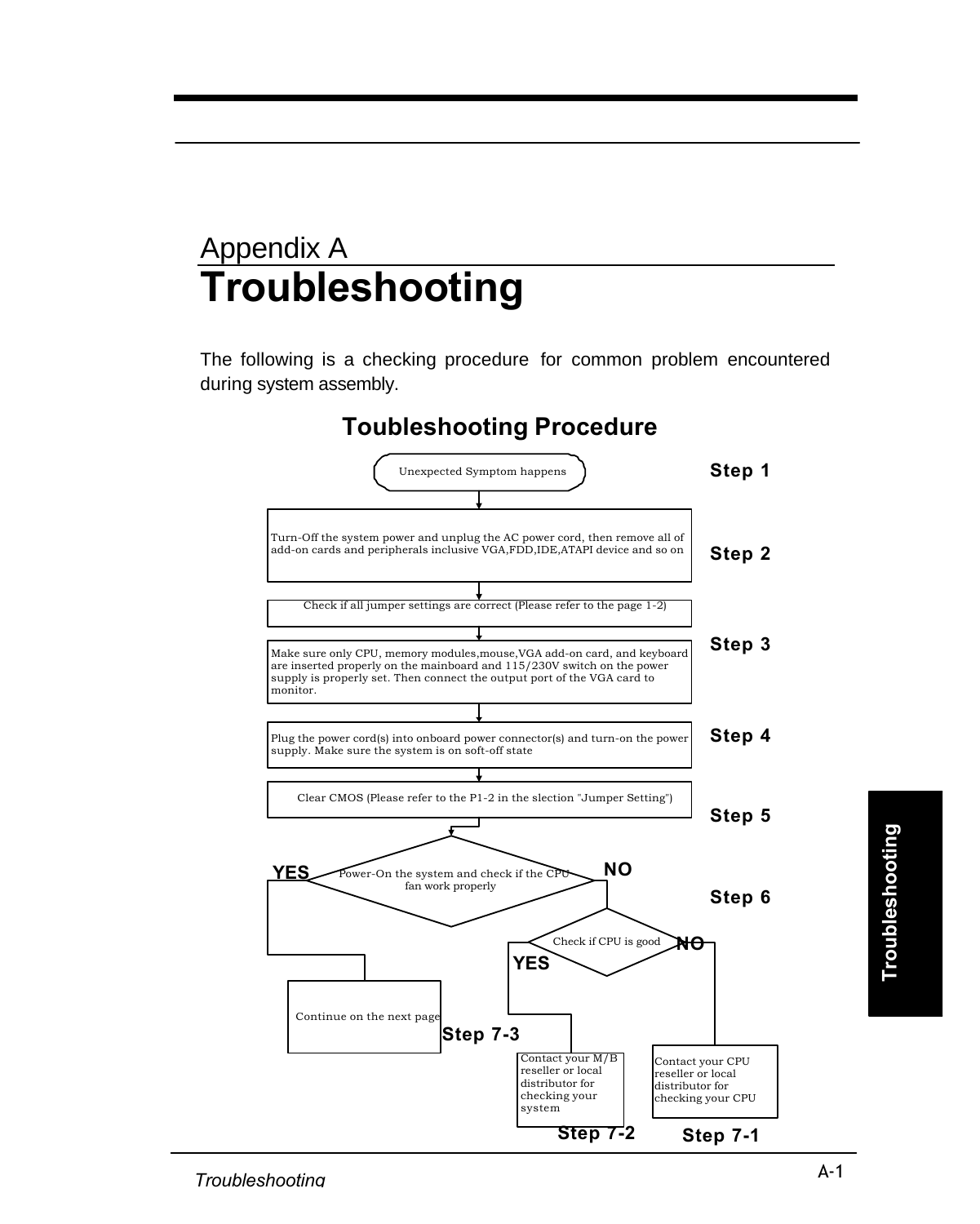# Appendix A

# Troubleshooting

The following is a checking procedure for common problem encountered during system assembly.

## Toubleshooting Procedure

**Step 1**

Unexpected Symptom happens

**Step 2**

Turn-Off the system power and unplug the AC power cord, then remove all of add-on cards and peripherals inclusive VGA,FDD,IDE,ATAPI device and so on

Check if all jumper settings are correct (Please refer to the page 1-2)

**Step 3**

Make sure only CPU, memory modules,mouse,VGA add-on card, and keyboard are inserted properly on the mainboard and 115/230V switch on the power supply is properly set. Then connect the output port of the VGA card to monitor.

**Step 4**

Plug the power cord(s) into onboard power connector(s) and turn-on the power supply. Make sure the system is on soft-off state

**Step 5**

Clear CMOS (Please refer to the P1-2 in the slection "Jumper Setting")

**Step 6**

Power-On the system and check if the CPU fan work properly

- **YES** → Continue on the next page (**Step 7-3**)
- **NO** → Check if CPU is good
  - **YES** → Contact your M/B reseller or local distributor for checking your system (**Step 7-2**)
  - **NO** → Contact your CPU reseller or local distributor for checking your CPU (**Step 7-1**)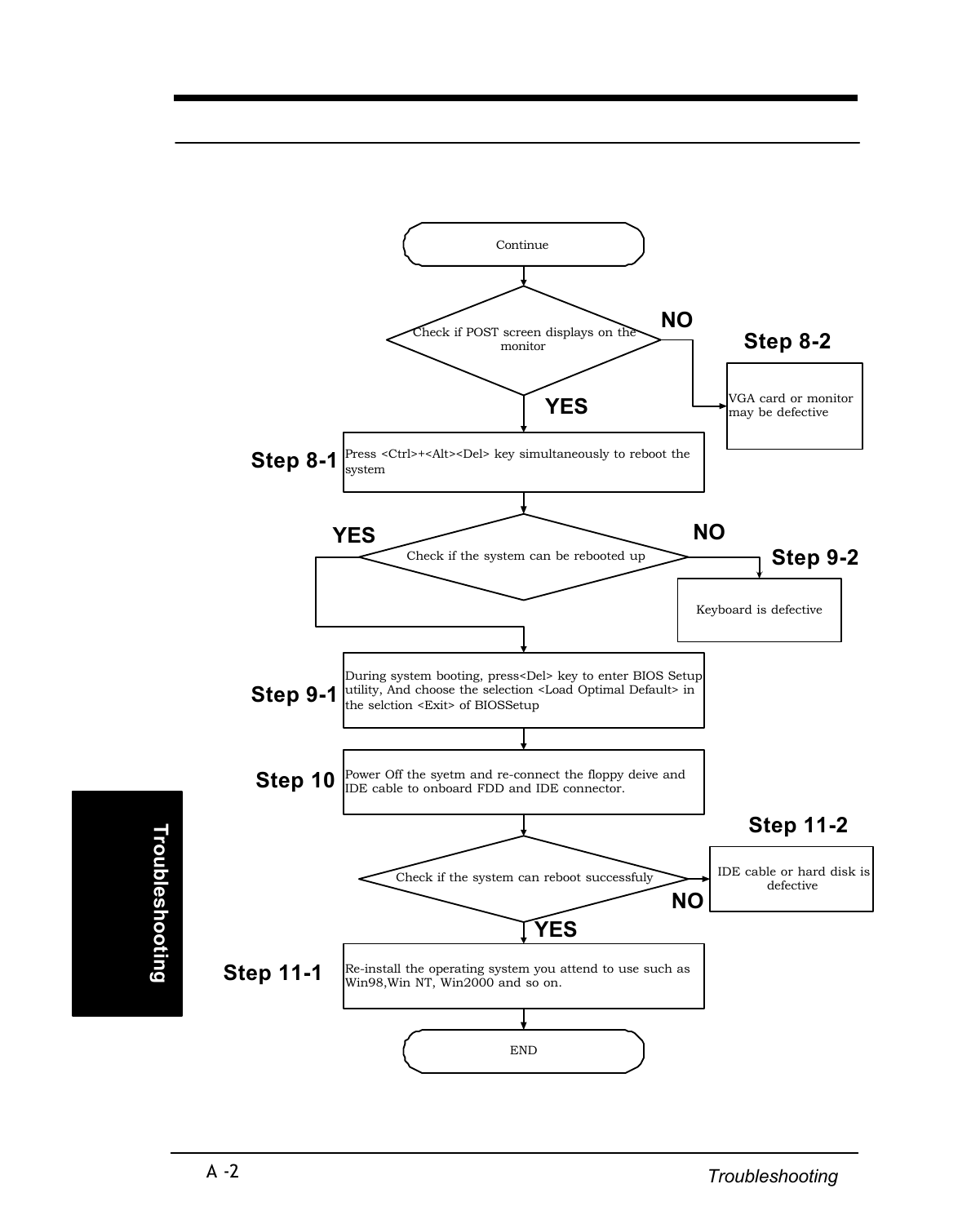Continue

**Check if POST screen displays on the monitor**

- **NO** → **Step 8-2**: VGA card or monitor may be defective
- **YES** → **Step 8-1**: Press <Ctrl>+<Alt><Del> key simultaneously to reboot the system

**Check if the system can be rebooted up**

- **NO** → **Step 9-2**: Keyboard is defective
- **YES** → **Step 9-1**: During system booting, press<Del> key to enter BIOS Setup utility, And choose the selection <Load Optimal Default> in the selction <Exit> of BIOSSetup

**Step 10**: Power Off the syetm and re-connect the floppy deive and IDE cable to onboard FDD and IDE connector.

**Check if the system can reboot successfuly**

- **NO** → **Step 11-2**: IDE cable or hard disk is defective
- **YES** → **Step 11-1**: Re-install the operating system you attend to use such as Win98,Win NT, Win2000 and so on.

END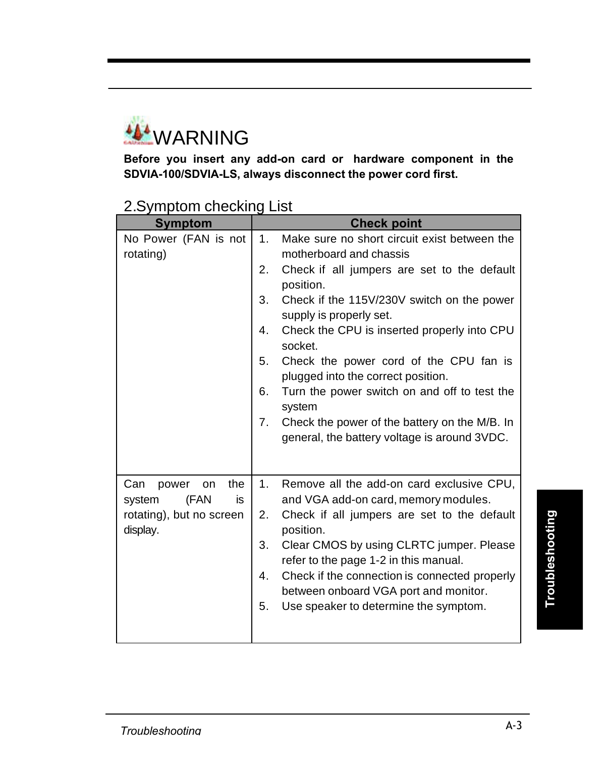WARNING

**Before you insert any add-on card or hardware component in the SDVIA-100/SDVIA-LS, always disconnect the power cord first.**

## 2.Symptom checking List

| Symptom | Check point |
|---|---|
| No Power (FAN is not rotating) | 1. Make sure no short circuit exist between the motherboard and chassis<br>2. Check if all jumpers are set to the default position.<br>3. Check if the 115V/230V switch on the power supply is properly set.<br>4. Check the CPU is inserted properly into CPU socket.<br>5. Check the power cord of the CPU fan is plugged into the correct position.<br>6. Turn the power switch on and off to test the system<br>7. Check the power of the battery on the M/B. In general, the battery voltage is around 3VDC. |
| Can power on the system (FAN is rotating), but no screen display. | 1. Remove all the add-on card exclusive CPU, and VGA add-on card, memory modules.<br>2. Check if all jumpers are set to the default position.<br>3. Clear CMOS by using CLRTC jumper. Please refer to the page 1-2 in this manual.<br>4. Check if the connection is connected properly between onboard VGA port and monitor.<br>5. Use speaker to determine the symptom. |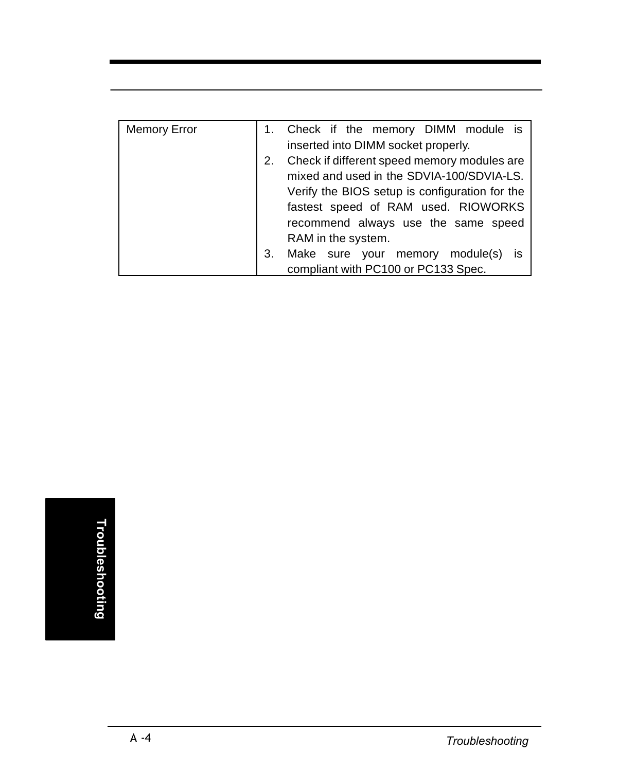| Memory Error | 1. Check if the memory DIMM module is inserted into DIMM socket properly.<br>2. Check if different speed memory modules are mixed and used in the SDVIA-100/SDVIA-LS. Verify the BIOS setup is configuration for the fastest speed of RAM used. RIOWORKS recommend always use the same speed RAM in the system.<br>3. Make sure your memory module(s) is compliant with PC100 or PC133 Spec. |
|---|---|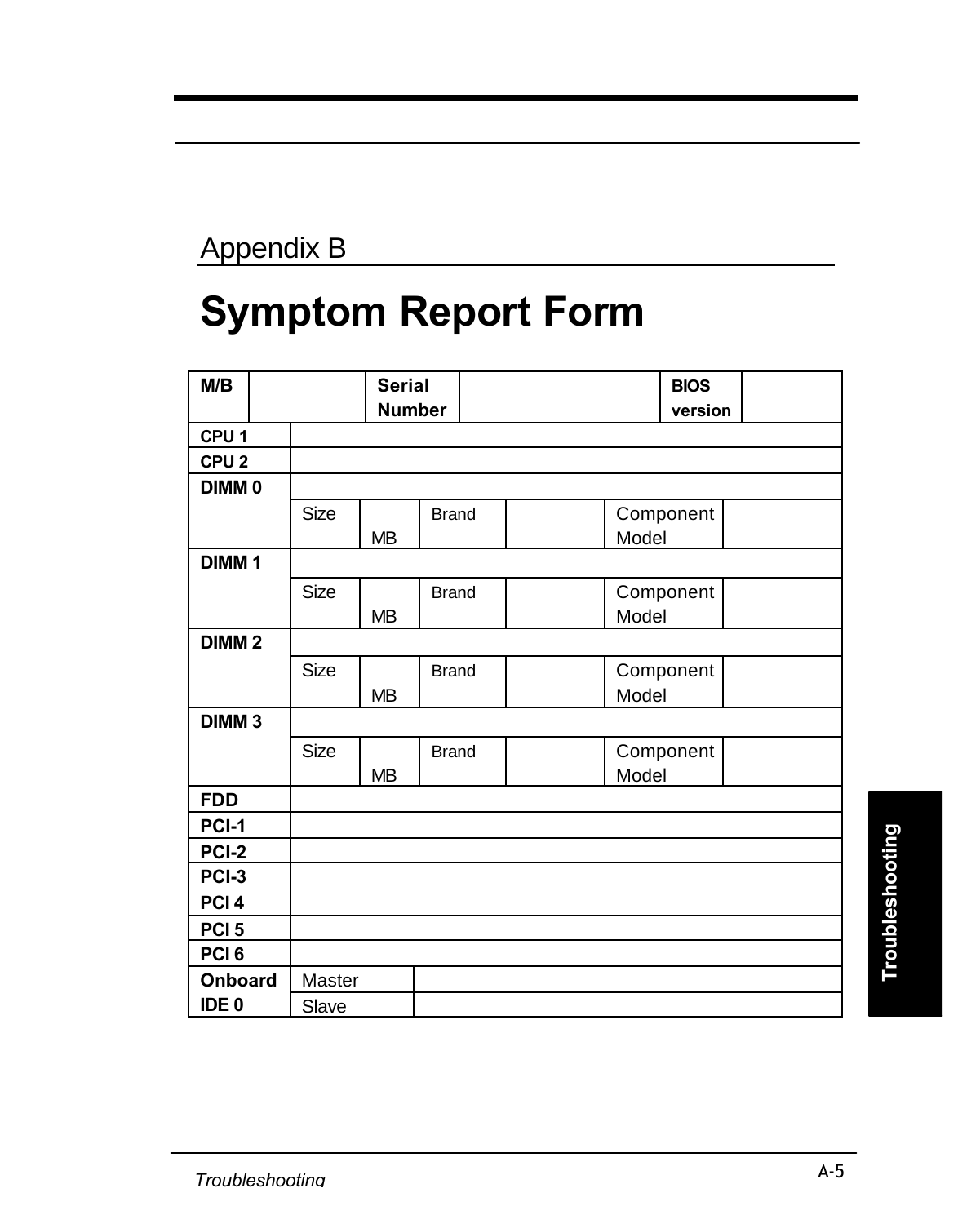Appendix B

# Symptom Report Form

| M/B | | Serial Number | | BIOS version | | |
|---|---|---|---|---|---|---|
| CPU 1 | | | | | | |
| CPU 2 | | | | | | |
| DIMM 0 | | | | | | |
| | Size | MB | Brand | | Component Model | |
| DIMM 1 | | | | | | |
| | Size | MB | Brand | | Component Model | |
| DIMM 2 | | | | | | |
| | Size | MB | Brand | | Component Model | |
| DIMM 3 | | | | | | |
| | Size | MB | Brand | | Component Model | |
| FDD | | | | | | |
| PCI-1 | | | | | | |
| PCI-2 | | | | | | |
| PCI-3 | | | | | | |
| PCI 4 | | | | | | |
| PCI 5 | | | | | | |
| PCI 6 | | | | | | |
| Onboard IDE 0 | Master | | | | | |
| | Slave | | | | | |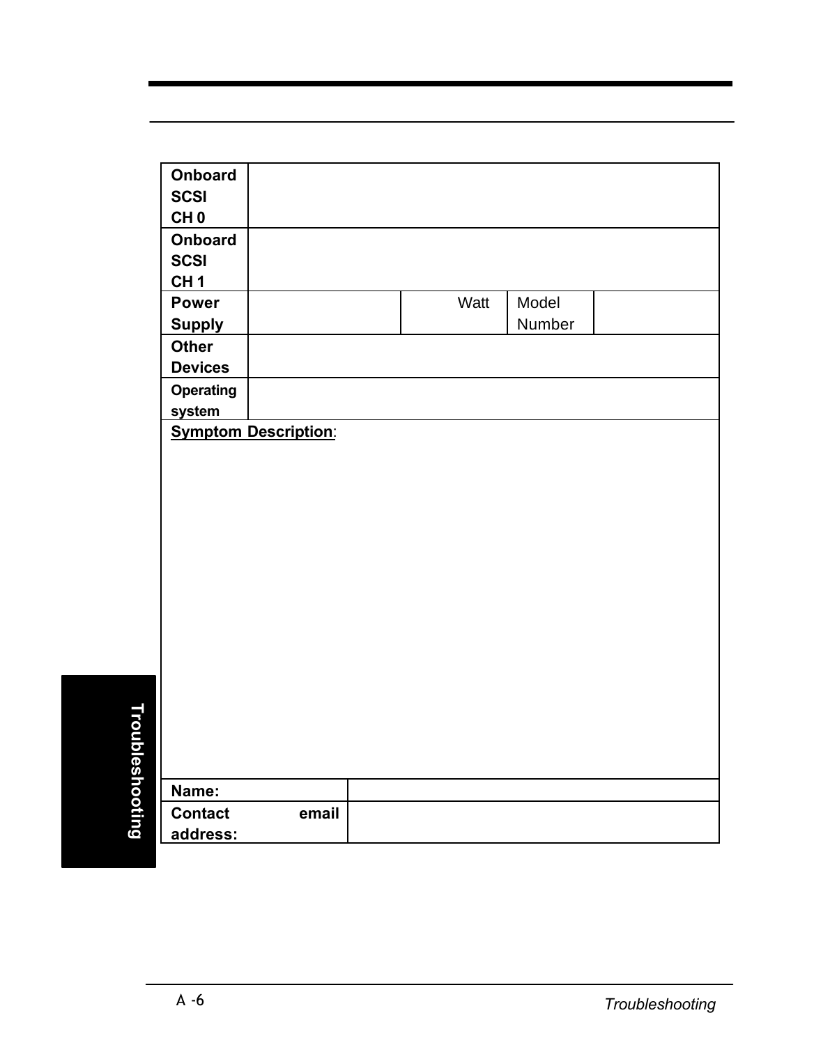| | | | | |
|---|---|---|---|---|
| **Onboard SCSI CH 0** | | | | |
| **Onboard SCSI CH 1** | | | | |
| **Power Supply** | | Watt | Model Number | |
| **Other Devices** | | | | |
| **Operating system** | | | | |

**Symptom Description**:

| | |
|---|---|
| **Name:** | |
| **Contact email address:** | |